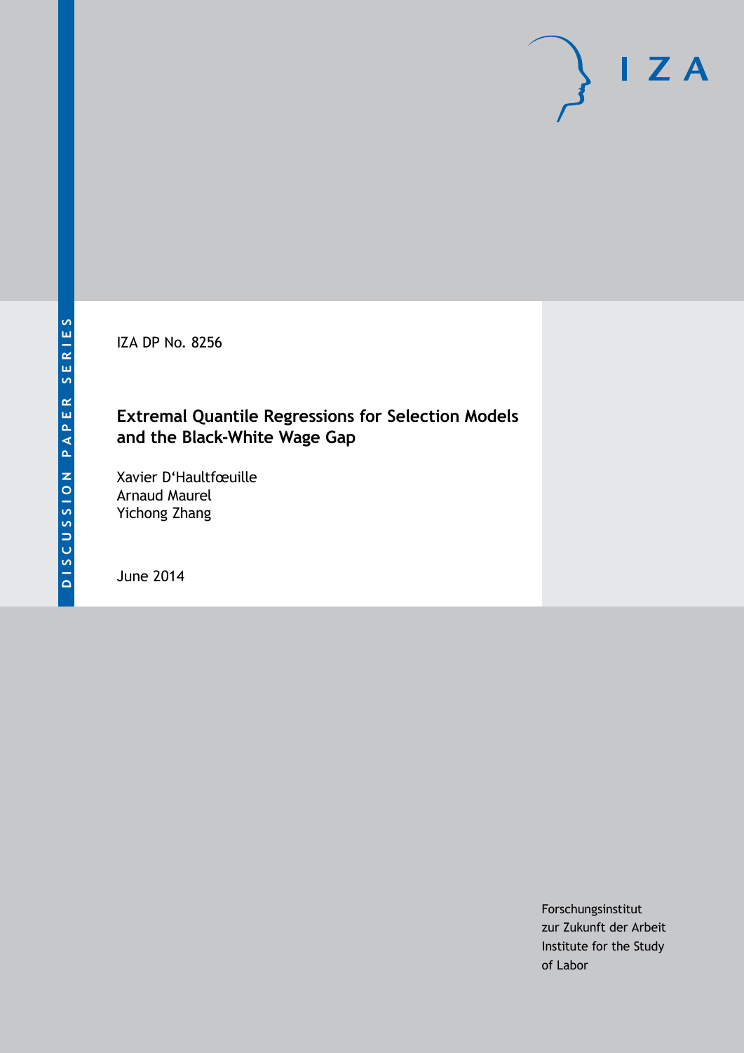DISCUSSION PAPER SERIES

IZA DP No. 8256

# Extremal Quantile Regressions for Selection Models and the Black-White Wage Gap

Xavier D'Haultfœuille
Arnaud Maurel
Yichong Zhang

June 2014

Forschungsinstitut
zur Zukunft der Arbeit
Institute for the Study
of Labor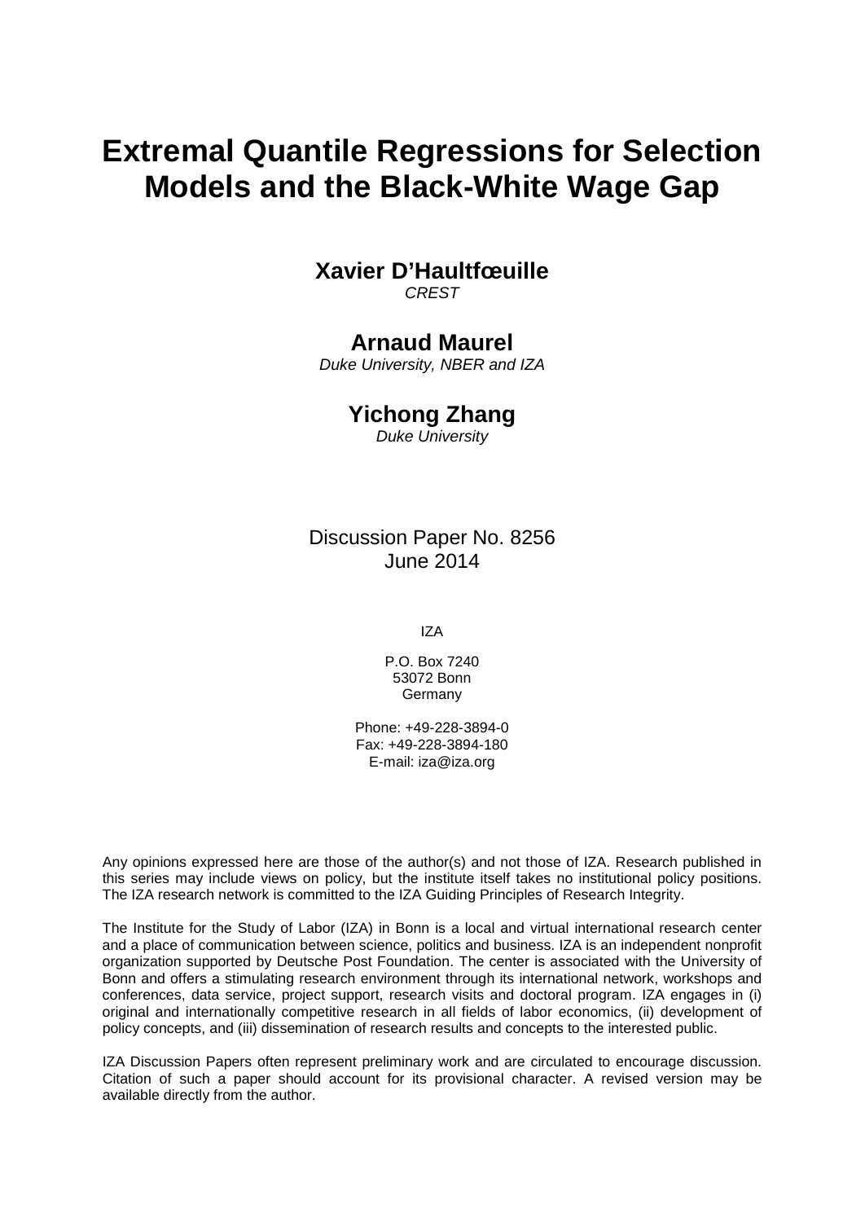# Extremal Quantile Regressions for Selection Models and the Black-White Wage Gap

**Xavier D'Haultfœuille**
*CREST*

**Arnaud Maurel**
*Duke University, NBER and IZA*

**Yichong Zhang**
*Duke University*

Discussion Paper No. 8256
June 2014

IZA

P.O. Box 7240
53072 Bonn
Germany

Phone: +49-228-3894-0
Fax: +49-228-3894-180
E-mail: iza@iza.org

Any opinions expressed here are those of the author(s) and not those of IZA. Research published in this series may include views on policy, but the institute itself takes no institutional policy positions. The IZA research network is committed to the IZA Guiding Principles of Research Integrity.

The Institute for the Study of Labor (IZA) in Bonn is a local and virtual international research center and a place of communication between science, politics and business. IZA is an independent nonprofit organization supported by Deutsche Post Foundation. The center is associated with the University of Bonn and offers a stimulating research environment through its international network, workshops and conferences, data service, project support, research visits and doctoral program. IZA engages in (i) original and internationally competitive research in all fields of labor economics, (ii) development of policy concepts, and (iii) dissemination of research results and concepts to the interested public.

IZA Discussion Papers often represent preliminary work and are circulated to encourage discussion. Citation of such a paper should account for its provisional character. A revised version may be available directly from the author.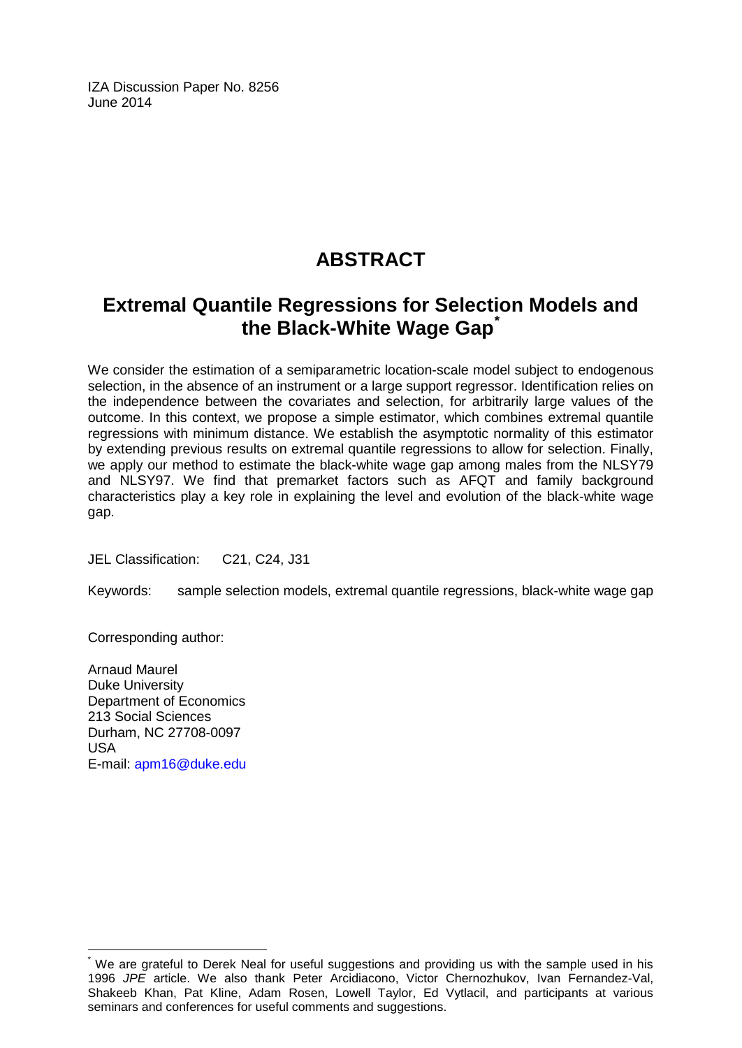IZA Discussion Paper No. 8256
June 2014

# ABSTRACT

## Extremal Quantile Regressions for Selection Models and the Black-White Wage Gap[*]

We consider the estimation of a semiparametric location-scale model subject to endogenous selection, in the absence of an instrument or a large support regressor. Identification relies on the independence between the covariates and selection, for arbitrarily large values of the outcome. In this context, we propose a simple estimator, which combines extremal quantile regressions with minimum distance. We establish the asymptotic normality of this estimator by extending previous results on extremal quantile regressions to allow for selection. Finally, we apply our method to estimate the black-white wage gap among males from the NLSY79 and NLSY97. We find that premarket factors such as AFQT and family background characteristics play a key role in explaining the level and evolution of the black-white wage gap.

JEL Classification: C21, C24, J31

Keywords: sample selection models, extremal quantile regressions, black-white wage gap

Corresponding author:

Arnaud Maurel
Duke University
Department of Economics
213 Social Sciences
Durham, NC 27708-0097
USA
E-mail: apm16@duke.edu

[*] We are grateful to Derek Neal for useful suggestions and providing us with the sample used in his 1996 *JPE* article. We also thank Peter Arcidiacono, Victor Chernozhukov, Ivan Fernandez-Val, Shakeeb Khan, Pat Kline, Adam Rosen, Lowell Taylor, Ed Vytlacil, and participants at various seminars and conferences for useful comments and suggestions.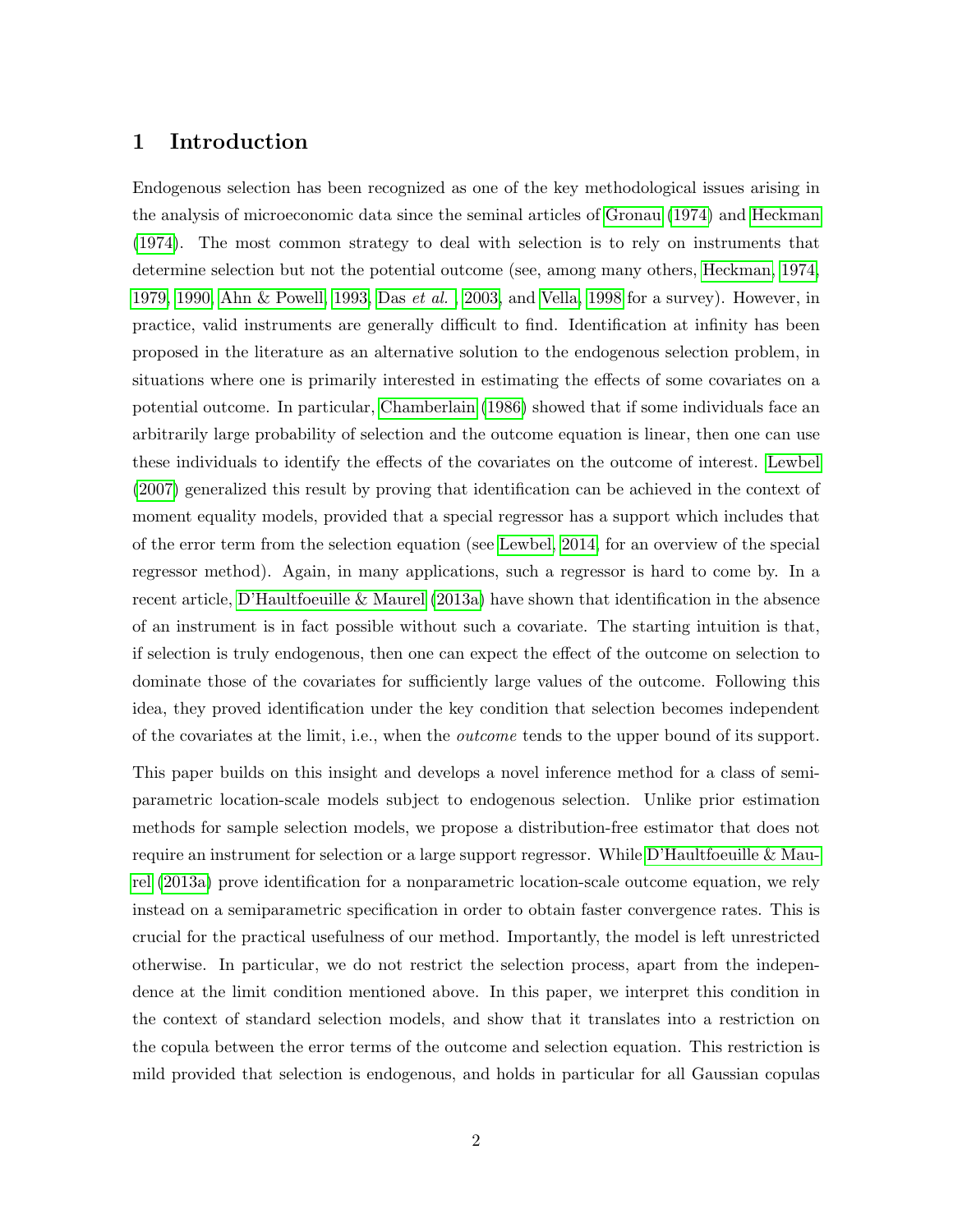## 1 Introduction

Endogenous selection has been recognized as one of the key methodological issues arising in the analysis of microeconomic data since the seminal articles of Gronau (1974) and Heckman (1974). The most common strategy to deal with selection is to rely on instruments that determine selection but not the potential outcome (see, among many others, Heckman, 1974, 1979, 1990, Ahn & Powell, 1993, Das *et al.* , 2003, and Vella, 1998 for a survey). However, in practice, valid instruments are generally difficult to find. Identification at infinity has been proposed in the literature as an alternative solution to the endogenous selection problem, in situations where one is primarily interested in estimating the effects of some covariates on a potential outcome. In particular, Chamberlain (1986) showed that if some individuals face an arbitrarily large probability of selection and the outcome equation is linear, then one can use these individuals to identify the effects of the covariates on the outcome of interest. Lewbel (2007) generalized this result by proving that identification can be achieved in the context of moment equality models, provided that a special regressor has a support which includes that of the error term from the selection equation (see Lewbel, 2014, for an overview of the special regressor method). Again, in many applications, such a regressor is hard to come by. In a recent article, D'Haultfoeuille & Maurel (2013a) have shown that identification in the absence of an instrument is in fact possible without such a covariate. The starting intuition is that, if selection is truly endogenous, then one can expect the effect of the outcome on selection to dominate those of the covariates for sufficiently large values of the outcome. Following this idea, they proved identification under the key condition that selection becomes independent of the covariates at the limit, i.e., when the *outcome* tends to the upper bound of its support.

This paper builds on this insight and develops a novel inference method for a class of semiparametric location-scale models subject to endogenous selection. Unlike prior estimation methods for sample selection models, we propose a distribution-free estimator that does not require an instrument for selection or a large support regressor. While D'Haultfoeuille & Maurel (2013a) prove identification for a nonparametric location-scale outcome equation, we rely instead on a semiparametric specification in order to obtain faster convergence rates. This is crucial for the practical usefulness of our method. Importantly, the model is left unrestricted otherwise. In particular, we do not restrict the selection process, apart from the independence at the limit condition mentioned above. In this paper, we interpret this condition in the context of standard selection models, and show that it translates into a restriction on the copula between the error terms of the outcome and selection equation. This restriction is mild provided that selection is endogenous, and holds in particular for all Gaussian copulas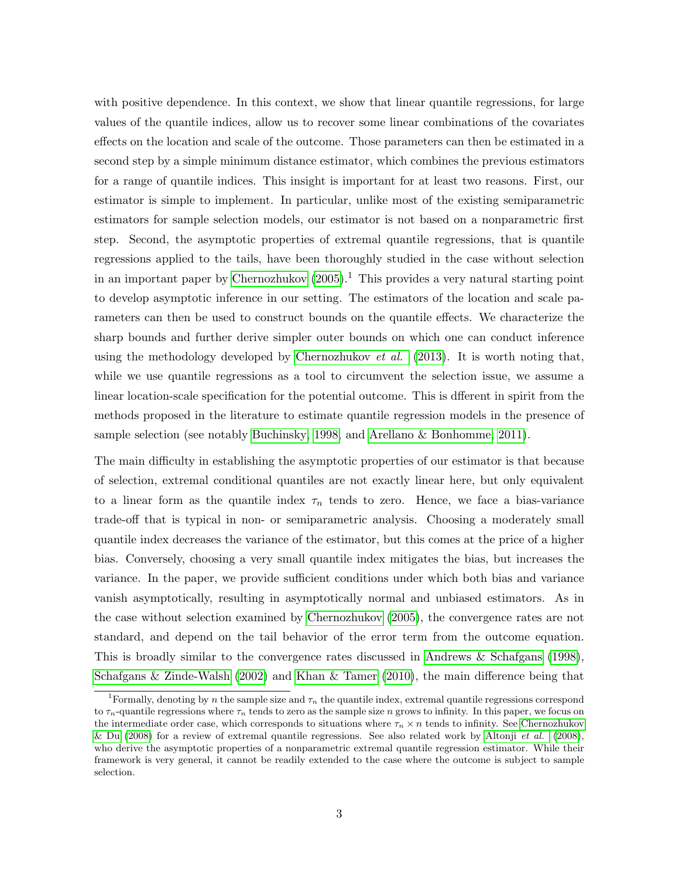with positive dependence. In this context, we show that linear quantile regressions, for large values of the quantile indices, allow us to recover some linear combinations of the covariates effects on the location and scale of the outcome. Those parameters can then be estimated in a second step by a simple minimum distance estimator, which combines the previous estimators for a range of quantile indices. This insight is important for at least two reasons. First, our estimator is simple to implement. In particular, unlike most of the existing semiparametric estimators for sample selection models, our estimator is not based on a nonparametric first step. Second, the asymptotic properties of extremal quantile regressions, that is quantile regressions applied to the tails, have been thoroughly studied in the case without selection in an important paper by Chernozhukov (2005).[1] This provides a very natural starting point to develop asymptotic inference in our setting. The estimators of the location and scale parameters can then be used to construct bounds on the quantile effects. We characterize the sharp bounds and further derive simpler outer bounds on which one can conduct inference using the methodology developed by Chernozhukov *et al.* (2013). It is worth noting that, while we use quantile regressions as a tool to circumvent the selection issue, we assume a linear location-scale specification for the potential outcome. This is dfferent in spirit from the methods proposed in the literature to estimate quantile regression models in the presence of sample selection (see notably Buchinsky, 1998, and Arellano & Bonhomme, 2011).

The main difficulty in establishing the asymptotic properties of our estimator is that because of selection, extremal conditional quantiles are not exactly linear here, but only equivalent to a linear form as the quantile index $\tau_n$ tends to zero. Hence, we face a bias-variance trade-off that is typical in non- or semiparametric analysis. Choosing a moderately small quantile index decreases the variance of the estimator, but this comes at the price of a higher bias. Conversely, choosing a very small quantile index mitigates the bias, but increases the variance. In the paper, we provide sufficient conditions under which both bias and variance vanish asymptotically, resulting in asymptotically normal and unbiased estimators. As in the case without selection examined by Chernozhukov (2005), the convergence rates are not standard, and depend on the tail behavior of the error term from the outcome equation. This is broadly similar to the convergence rates discussed in Andrews & Schafgans (1998), Schafgans & Zinde-Walsh (2002) and Khan & Tamer (2010), the main difference being that

[1] Formally, denoting by $n$ the sample size and $\tau_n$ the quantile index, extremal quantile regressions correspond to $\tau_n$-quantile regressions where $\tau_n$ tends to zero as the sample size $n$ grows to infinity. In this paper, we focus on the intermediate order case, which corresponds to situations where $\tau_n \times n$ tends to infinity. See Chernozhukov & Du (2008) for a review of extremal quantile regressions. See also related work by Altonji *et al.* (2008), who derive the asymptotic properties of a nonparametric extremal quantile regression estimator. While their framework is very general, it cannot be readily extended to the case where the outcome is subject to sample selection.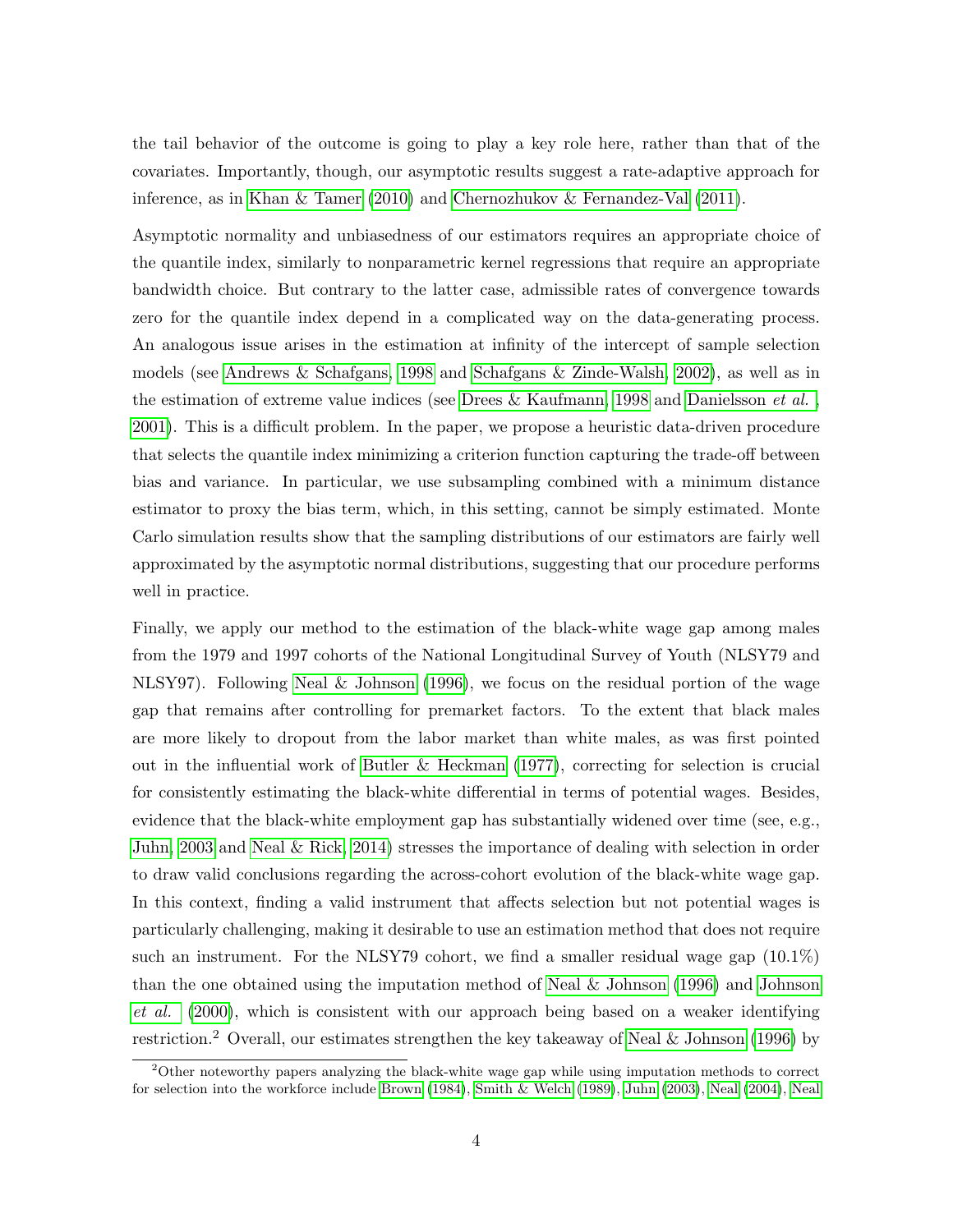the tail behavior of the outcome is going to play a key role here, rather than that of the covariates. Importantly, though, our asymptotic results suggest a rate-adaptive approach for inference, as in Khan & Tamer (2010) and Chernozhukov & Fernandez-Val (2011).

Asymptotic normality and unbiasedness of our estimators requires an appropriate choice of the quantile index, similarly to nonparametric kernel regressions that require an appropriate bandwidth choice. But contrary to the latter case, admissible rates of convergence towards zero for the quantile index depend in a complicated way on the data-generating process. An analogous issue arises in the estimation at infinity of the intercept of sample selection models (see Andrews & Schafgans, 1998 and Schafgans & Zinde-Walsh, 2002), as well as in the estimation of extreme value indices (see Drees & Kaufmann, 1998 and Danielsson *et al.*, 2001). This is a difficult problem. In the paper, we propose a heuristic data-driven procedure that selects the quantile index minimizing a criterion function capturing the trade-off between bias and variance. In particular, we use subsampling combined with a minimum distance estimator to proxy the bias term, which, in this setting, cannot be simply estimated. Monte Carlo simulation results show that the sampling distributions of our estimators are fairly well approximated by the asymptotic normal distributions, suggesting that our procedure performs well in practice.

Finally, we apply our method to the estimation of the black-white wage gap among males from the 1979 and 1997 cohorts of the National Longitudinal Survey of Youth (NLSY79 and NLSY97). Following Neal & Johnson (1996), we focus on the residual portion of the wage gap that remains after controlling for premarket factors. To the extent that black males are more likely to dropout from the labor market than white males, as was first pointed out in the influential work of Butler & Heckman (1977), correcting for selection is crucial for consistently estimating the black-white differential in terms of potential wages. Besides, evidence that the black-white employment gap has substantially widened over time (see, e.g., Juhn, 2003 and Neal & Rick, 2014) stresses the importance of dealing with selection in order to draw valid conclusions regarding the across-cohort evolution of the black-white wage gap. In this context, finding a valid instrument that affects selection but not potential wages is particularly challenging, making it desirable to use an estimation method that does not require such an instrument. For the NLSY79 cohort, we find a smaller residual wage gap (10.1%) than the one obtained using the imputation method of Neal & Johnson (1996) and Johnson *et al.* (2000), which is consistent with our approach being based on a weaker identifying restriction.[2] Overall, our estimates strengthen the key takeaway of Neal & Johnson (1996) by

[2]Other noteworthy papers analyzing the black-white wage gap while using imputation methods to correct for selection into the workforce include Brown (1984), Smith & Welch (1989), Juhn (2003), Neal (2004), Neal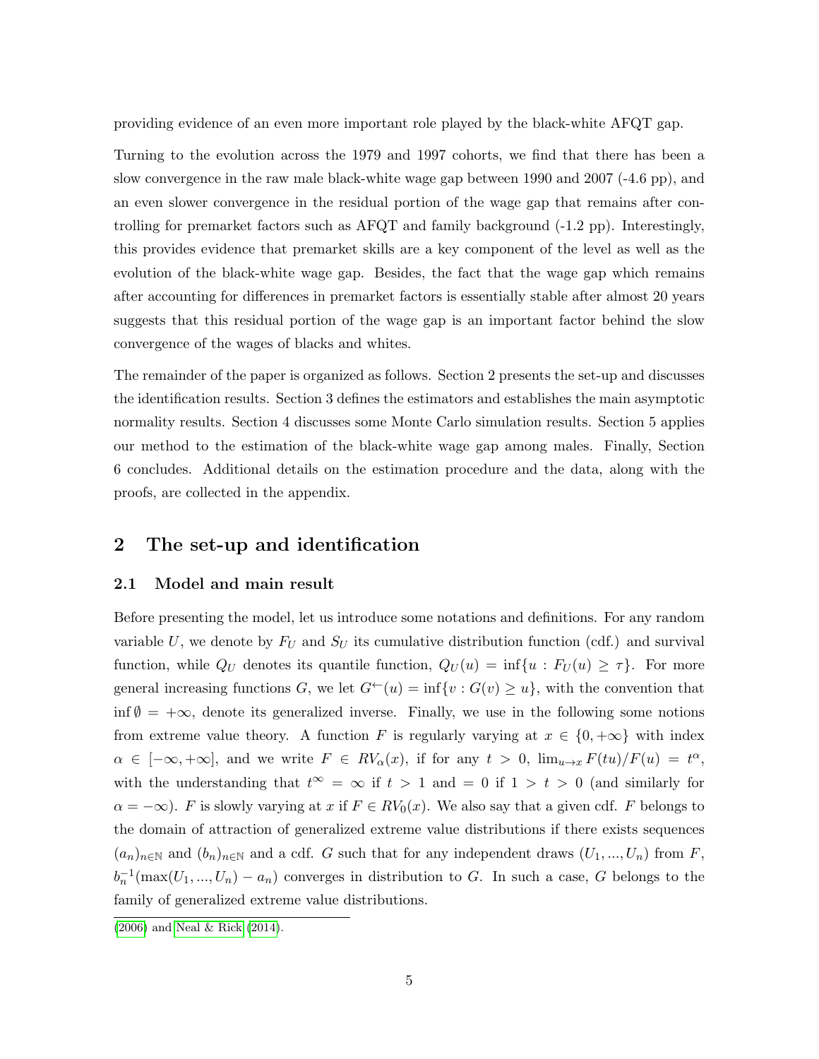providing evidence of an even more important role played by the black-white AFQT gap.

Turning to the evolution across the 1979 and 1997 cohorts, we find that there has been a slow convergence in the raw male black-white wage gap between 1990 and 2007 (-4.6 pp), and an even slower convergence in the residual portion of the wage gap that remains after controlling for premarket factors such as AFQT and family background (-1.2 pp). Interestingly, this provides evidence that premarket skills are a key component of the level as well as the evolution of the black-white wage gap. Besides, the fact that the wage gap which remains after accounting for differences in premarket factors is essentially stable after almost 20 years suggests that this residual portion of the wage gap is an important factor behind the slow convergence of the wages of blacks and whites.

The remainder of the paper is organized as follows. Section 2 presents the set-up and discusses the identification results. Section 3 defines the estimators and establishes the main asymptotic normality results. Section 4 discusses some Monte Carlo simulation results. Section 5 applies our method to the estimation of the black-white wage gap among males. Finally, Section 6 concludes. Additional details on the estimation procedure and the data, along with the proofs, are collected in the appendix.

## 2 The set-up and identification

### 2.1 Model and main result

Before presenting the model, let us introduce some notations and definitions. For any random variable $U$, we denote by $F_U$ and $S_U$ its cumulative distribution function (cdf.) and survival function, while $Q_U$ denotes its quantile function, $Q_U(u) = \inf\{u : F_U(u) \geq \tau\}$. For more general increasing functions $G$, we let $G^{\leftarrow}(u) = \inf\{v : G(v) \geq u\}$, with the convention that $\inf \emptyset = +\infty$, denote its generalized inverse. Finally, we use in the following some notions from extreme value theory. A function $F$ is regularly varying at $x \in \{0, +\infty\}$ with index $\alpha \in [-\infty, +\infty]$, and we write $F \in RV_\alpha(x)$, if for any $t > 0$, $\lim_{u \to x} F(tu)/F(u) = t^\alpha$, with the understanding that $t^\infty = \infty$ if $t > 1$ and $= 0$ if $1 > t > 0$ (and similarly for $\alpha = -\infty$). $F$ is slowly varying at $x$ if $F \in RV_0(x)$. We also say that a given cdf. $F$ belongs to the domain of attraction of generalized extreme value distributions if there exists sequences $(a_n)_{n\in\mathbb{N}}$ and $(b_n)_{n\in\mathbb{N}}$ and a cdf. $G$ such that for any independent draws $(U_1, ..., U_n)$ from $F$, $b_n^{-1}(\max(U_1, ..., U_n) - a_n)$ converges in distribution to $G$. In such a case, $G$ belongs to the family of generalized extreme value distributions.

(2006) and Neal & Rick (2014).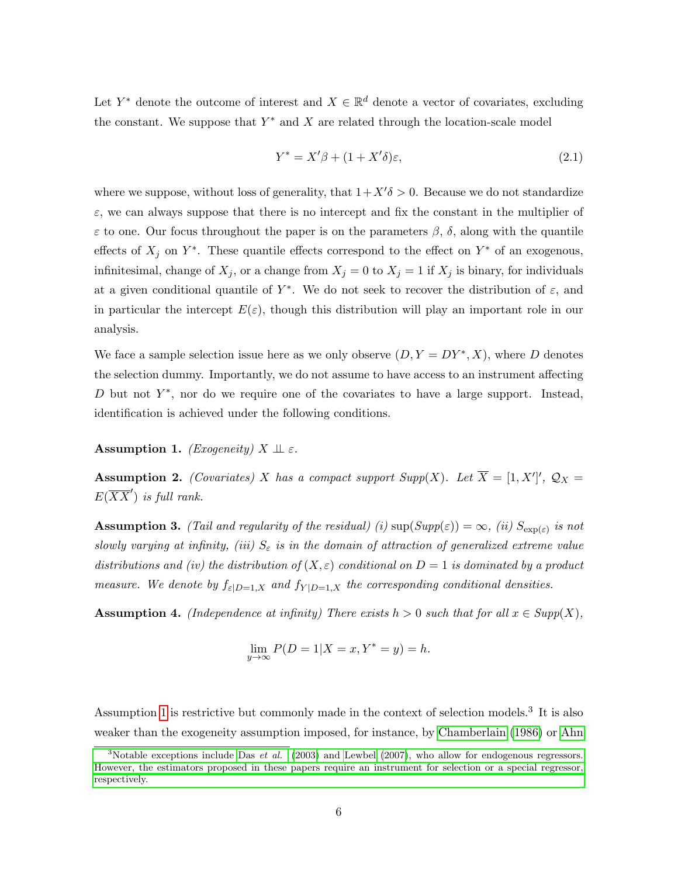Let $Y^*$ denote the outcome of interest and $X \in \mathbb{R}^d$ denote a vector of covariates, excluding the constant. We suppose that $Y^*$ and $X$ are related through the location-scale model

$$Y^* = X'\beta + (1 + X'\delta)\varepsilon, \tag{2.1}$$

where we suppose, without loss of generality, that $1+X'\delta > 0$. Because we do not standardize $\varepsilon$, we can always suppose that there is no intercept and fix the constant in the multiplier of $\varepsilon$ to one. Our focus throughout the paper is on the parameters $\beta$, $\delta$, along with the quantile effects of $X_j$ on $Y^*$. These quantile effects correspond to the effect on $Y^*$ of an exogenous, infinitesimal, change of $X_j$, or a change from $X_j = 0$ to $X_j = 1$ if $X_j$ is binary, for individuals at a given conditional quantile of $Y^*$. We do not seek to recover the distribution of $\varepsilon$, and in particular the intercept $E(\varepsilon)$, though this distribution will play an important role in our analysis.

We face a sample selection issue here as we only observe $(D, Y = DY^*, X)$, where $D$ denotes the selection dummy. Importantly, we do not assume to have access to an instrument affecting $D$ but not $Y^*$, nor do we require one of the covariates to have a large support. Instead, identification is achieved under the following conditions.

**Assumption 1.** *(Exogeneity)* $X \perp\!\!\!\perp \varepsilon$.

**Assumption 2.** *(Covariates) $X$ has a compact support Supp($X$). Let $\overline{X} = [1, X']'$, $\mathcal{Q}_X = E(\overline{X}\,\overline{X}')$ is full rank.*

**Assumption 3.** *(Tail and regularity of the residual) (i) $\sup(Supp(\varepsilon)) = \infty$, (ii) $S_{\exp(\varepsilon)}$ is not slowly varying at infinity, (iii) $S_\varepsilon$ is in the domain of attraction of generalized extreme value distributions and (iv) the distribution of $(X, \varepsilon)$ conditional on $D = 1$ is dominated by a product measure. We denote by $f_{\varepsilon|D=1,X}$ and $f_{Y|D=1,X}$ the corresponding conditional densities.*

**Assumption 4.** *(Independence at infinity) There exists $h > 0$ such that for all $x \in Supp(X)$,*

$$\lim_{y\to\infty} P(D = 1|X = x, Y^* = y) = h.$$

Assumption 1 is restrictive but commonly made in the context of selection models.[3] It is also weaker than the exogeneity assumption imposed, for instance, by Chamberlain (1986) or Ahn

[3]Notable exceptions include Das *et al.* (2003) and Lewbel (2007), who allow for endogenous regressors. However, the estimators proposed in these papers require an instrument for selection or a special regressor, respectively.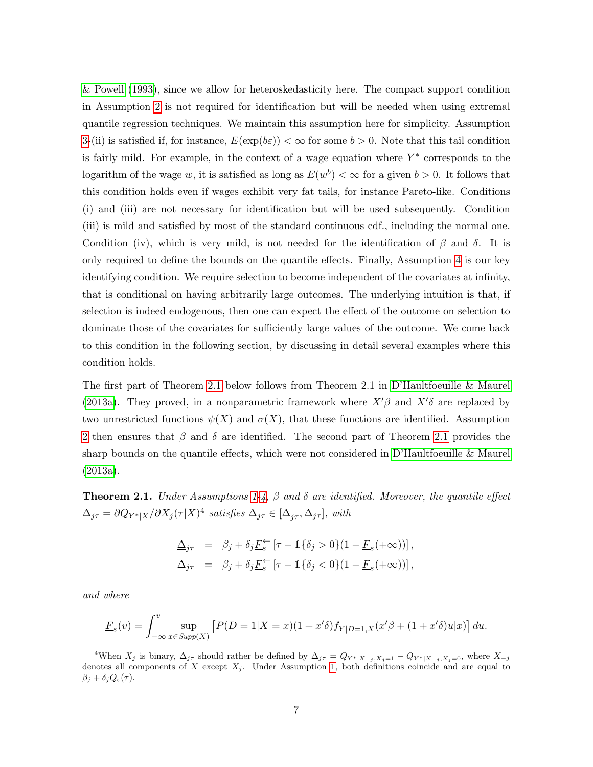& Powell (1993), since we allow for heteroskedasticity here. The compact support condition in Assumption 2 is not required for identification but will be needed when using extremal quantile regression techniques. We maintain this assumption here for simplicity. Assumption 3-(ii) is satisfied if, for instance, $E(\exp(b\varepsilon)) < \infty$ for some $b > 0$. Note that this tail condition is fairly mild. For example, in the context of a wage equation where $Y^*$ corresponds to the logarithm of the wage $w$, it is satisfied as long as $E(w^b) < \infty$ for a given $b > 0$. It follows that this condition holds even if wages exhibit very fat tails, for instance Pareto-like. Conditions (i) and (iii) are not necessary for identification but will be used subsequently. Condition (iii) is mild and satisfied by most of the standard continuous cdf., including the normal one. Condition (iv), which is very mild, is not needed for the identification of $\beta$ and $\delta$. It is only required to define the bounds on the quantile effects. Finally, Assumption 4 is our key identifying condition. We require selection to become independent of the covariates at infinity, that is conditional on having arbitrarily large outcomes. The underlying intuition is that, if selection is indeed endogenous, then one can expect the effect of the outcome on selection to dominate those of the covariates for sufficiently large values of the outcome. We come back to this condition in the following section, by discussing in detail several examples where this condition holds.

The first part of Theorem 2.1 below follows from Theorem 2.1 in D'Haultfoeuille & Maurel (2013a). They proved, in a nonparametric framework where $X'\beta$ and $X'\delta$ are replaced by two unrestricted functions $\psi(X)$ and $\sigma(X)$, that these functions are identified. Assumption 2 then ensures that $\beta$ and $\delta$ are identified. The second part of Theorem 2.1 provides the sharp bounds on the quantile effects, which were not considered in D'Haultfoeuille & Maurel (2013a).

**Theorem 2.1.** *Under Assumptions 1-4, $\beta$ and $\delta$ are identified. Moreover, the quantile effect $\Delta_{j\tau} = \partial Q_{Y^*|X}/\partial X_j(\tau|X)$[4] satisfies $\Delta_{j\tau} \in [\underline{\Delta}_{j\tau}, \overline{\Delta}_{j\tau}]$, with*

$$\begin{aligned}
\underline{\Delta}_{j\tau} &= \beta_j + \delta_j \underline{F}_\varepsilon^{\leftarrow}\left[\tau - \mathbb{1}\{\delta_j > 0\}(1 - \underline{F}_\varepsilon(+\infty))\right], \\
\overline{\Delta}_{j\tau} &= \beta_j + \delta_j \underline{F}_\varepsilon^{\leftarrow}\left[\tau - \mathbb{1}\{\delta_j < 0\}(1 - \underline{F}_\varepsilon(+\infty))\right],
\end{aligned}$$

*and where*

$$\underline{F}_\varepsilon(v) = \int_{-\infty}^{v} \sup_{x \in Supp(X)} \left[P(D = 1|X = x)(1 + x'\delta) f_{Y|D=1,X}(x'\beta + (1 + x'\delta)u|x)\right] du.$$

[4] When $X_j$ is binary, $\Delta_{j\tau}$ should rather be defined by $\Delta_{j\tau} = Q_{Y^*|X_{-j},X_j=1} - Q_{Y^*|X_{-j},X_j=0}$, where $X_{-j}$ denotes all components of $X$ except $X_j$. Under Assumption 1, both definitions coincide and are equal to $\beta_j + \delta_j Q_\varepsilon(\tau)$.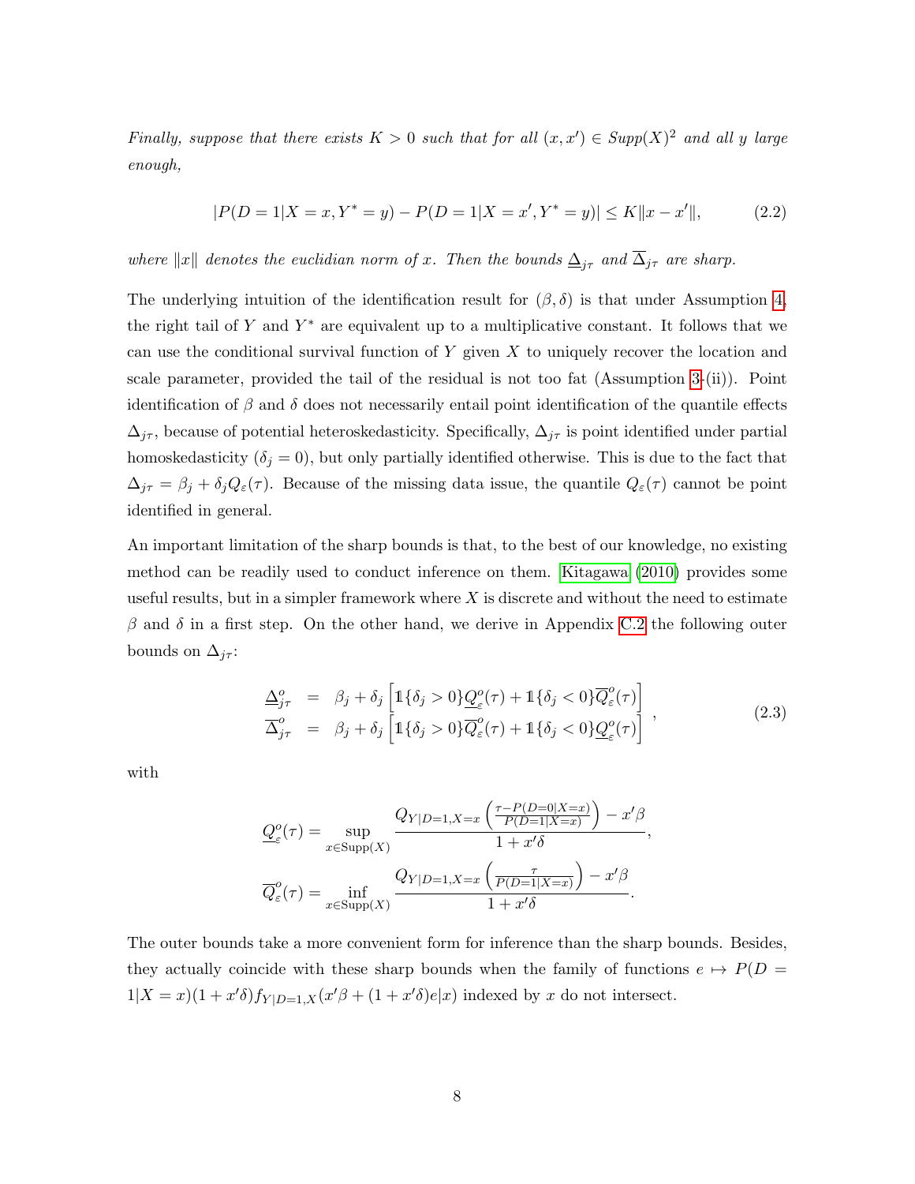*Finally, suppose that there exists $K > 0$ such that for all $(x, x') \in Supp(X)^2$ and all $y$ large enough,*

$$|P(D = 1|X = x, Y^* = y) - P(D = 1|X = x', Y^* = y)| \leq K\|x - x'\|, \tag{2.2}$$

*where $\|x\|$ denotes the euclidian norm of $x$. Then the bounds $\underline{\Delta}_{j\tau}$ and $\overline{\Delta}_{j\tau}$ are sharp.*

The underlying intuition of the identification result for $(\beta, \delta)$ is that under Assumption 4, the right tail of $Y$ and $Y^*$ are equivalent up to a multiplicative constant. It follows that we can use the conditional survival function of $Y$ given $X$ to uniquely recover the location and scale parameter, provided the tail of the residual is not too fat (Assumption 3-(ii)). Point identification of $\beta$ and $\delta$ does not necessarily entail point identification of the quantile effects $\Delta_{j\tau}$, because of potential heteroskedasticity. Specifically, $\Delta_{j\tau}$ is point identified under partial homoskedasticity ($\delta_j = 0$), but only partially identified otherwise. This is due to the fact that $\Delta_{j\tau} = \beta_j + \delta_j Q_\varepsilon(\tau)$. Because of the missing data issue, the quantile $Q_\varepsilon(\tau)$ cannot be point identified in general.

An important limitation of the sharp bounds is that, to the best of our knowledge, no existing method can be readily used to conduct inference on them. Kitagawa (2010) provides some useful results, but in a simpler framework where $X$ is discrete and without the need to estimate $\beta$ and $\delta$ in a first step. On the other hand, we derive in Appendix C.2 the following outer bounds on $\Delta_{j\tau}$:

$$\begin{array}{rcl} \underline{\Delta}^o_{j\tau} & = & \beta_j + \delta_j \left[ \mathbb{1}\{\delta_j > 0\} \underline{Q}^o_\varepsilon(\tau) + \mathbb{1}\{\delta_j < 0\} \overline{Q}^o_\varepsilon(\tau) \right] \\ \overline{\Delta}^o_{j\tau} & = & \beta_j + \delta_j \left[ \mathbb{1}\{\delta_j > 0\} \overline{Q}^o_\varepsilon(\tau) + \mathbb{1}\{\delta_j < 0\} \underline{Q}^o_\varepsilon(\tau) \right] \end{array}, \tag{2.3}$$

with

$$\underline{Q}^o_\varepsilon(\tau) = \sup_{x \in \text{Supp}(X)} \frac{Q_{Y|D=1,X=x}\left(\frac{\tau - P(D=0|X=x)}{P(D=1|X=x)}\right) - x'\beta}{1 + x'\delta},$$

$$\overline{Q}^o_\varepsilon(\tau) = \inf_{x \in \text{Supp}(X)} \frac{Q_{Y|D=1,X=x}\left(\frac{\tau}{P(D=1|X=x)}\right) - x'\beta}{1 + x'\delta}.$$

The outer bounds take a more convenient form for inference than the sharp bounds. Besides, they actually coincide with these sharp bounds when the family of functions $e \mapsto P(D = 1|X = x)(1 + x'\delta) f_{Y|D=1,X}(x'\beta + (1 + x'\delta)e|x)$ indexed by $x$ do not intersect.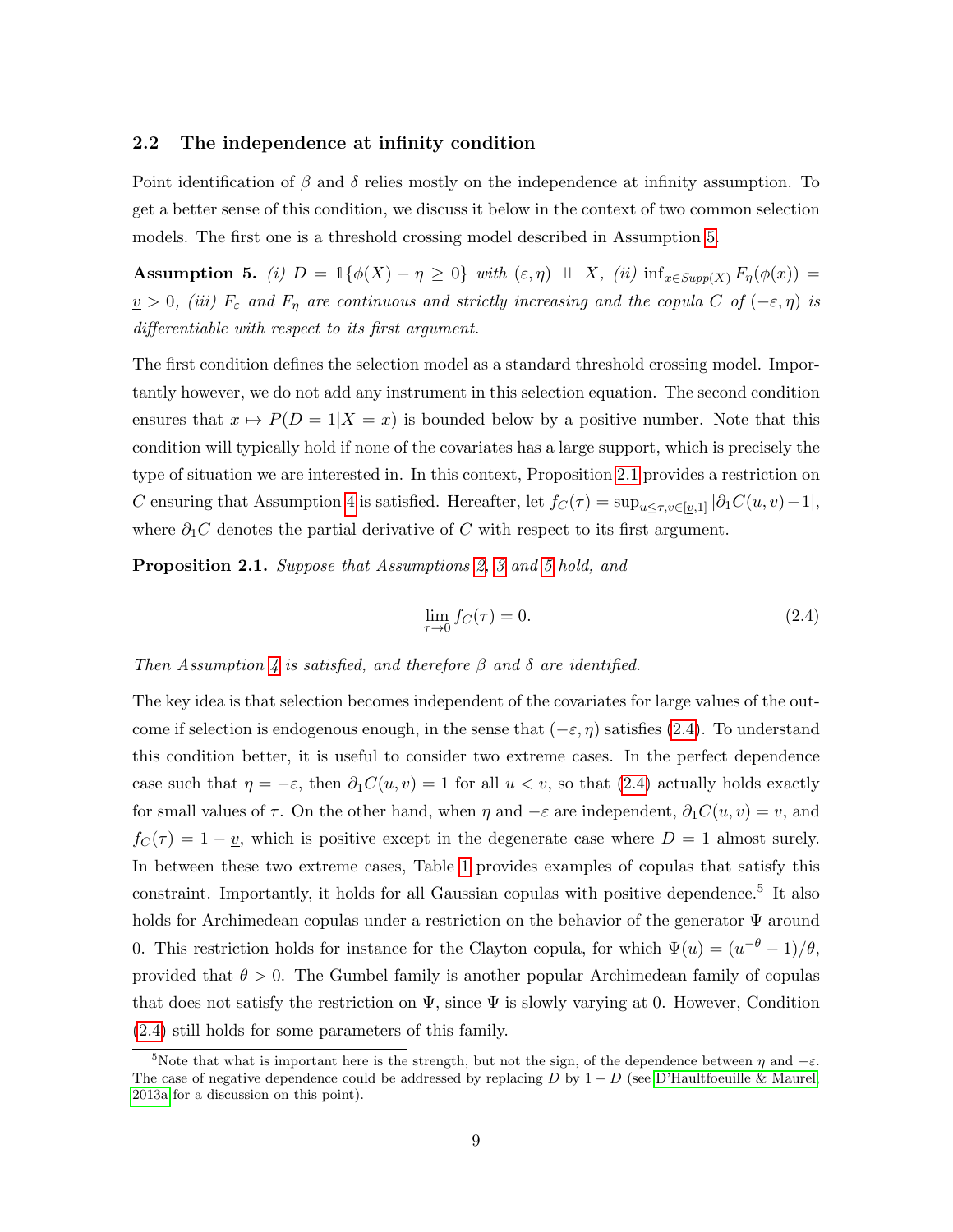### 2.2 The independence at infinity condition

Point identification of $\beta$ and $\delta$ relies mostly on the independence at infinity assumption. To get a better sense of this condition, we discuss it below in the context of two common selection models. The first one is a threshold crossing model described in Assumption 5.

**Assumption 5.** *(i)* $D = \mathbb{1}\{\phi(X) - \eta \geq 0\}$ *with* $(\varepsilon, \eta) \perp\!\!\!\perp X$*, (ii)* $\inf_{x \in Supp(X)} F_\eta(\phi(x)) = \underline{v} > 0$*, (iii)* $F_\varepsilon$ *and* $F_\eta$ *are continuous and strictly increasing and the copula* $C$ *of* $(-\varepsilon, \eta)$ *is differentiable with respect to its first argument.*

The first condition defines the selection model as a standard threshold crossing model. Importantly however, we do not add any instrument in this selection equation. The second condition ensures that $x \mapsto P(D = 1|X = x)$ is bounded below by a positive number. Note that this condition will typically hold if none of the covariates has a large support, which is precisely the type of situation we are interested in. In this context, Proposition 2.1 provides a restriction on $C$ ensuring that Assumption 4 is satisfied. Hereafter, let $f_C(\tau) = \sup_{u \leq \tau, v \in [\underline{v}, 1]} |\partial_1 C(u, v) - 1|$, where $\partial_1 C$ denotes the partial derivative of $C$ with respect to its first argument.

**Proposition 2.1.** *Suppose that Assumptions 2, 3 and 5 hold, and*

$$\lim_{\tau \to 0} f_C(\tau) = 0. \tag{2.4}$$

*Then Assumption 4 is satisfied, and therefore* $\beta$ *and* $\delta$ *are identified.*

The key idea is that selection becomes independent of the covariates for large values of the outcome if selection is endogenous enough, in the sense that $(-\varepsilon, \eta)$ satisfies (2.4). To understand this condition better, it is useful to consider two extreme cases. In the perfect dependence case such that $\eta = -\varepsilon$, then $\partial_1 C(u, v) = 1$ for all $u < v$, so that (2.4) actually holds exactly for small values of $\tau$. On the other hand, when $\eta$ and $-\varepsilon$ are independent, $\partial_1 C(u, v) = v$, and $f_C(\tau) = 1 - \underline{v}$, which is positive except in the degenerate case where $D = 1$ almost surely. In between these two extreme cases, Table 1 provides examples of copulas that satisfy this constraint. Importantly, it holds for all Gaussian copulas with positive dependence.[5] It also holds for Archimedean copulas under a restriction on the behavior of the generator $\Psi$ around 0. This restriction holds for instance for the Clayton copula, for which $\Psi(u) = (u^{-\theta} - 1)/\theta$, provided that $\theta > 0$. The Gumbel family is another popular Archimedean family of copulas that does not satisfy the restriction on $\Psi$, since $\Psi$ is slowly varying at 0. However, Condition (2.4) still holds for some parameters of this family.

[5] Note that what is important here is the strength, but not the sign, of the dependence between $\eta$ and $-\varepsilon$. The case of negative dependence could be addressed by replacing $D$ by $1 - D$ (see D'Haultfoeuille & Maurel, 2013a for a discussion on this point).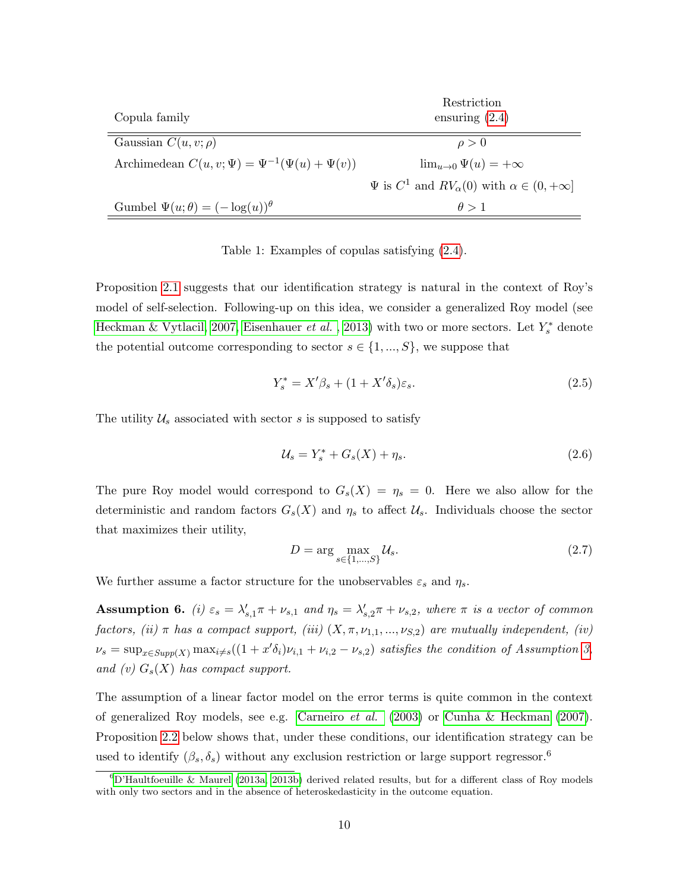| Copula family | Restriction ensuring (2.4) |
|---|---|
| Gaussian $C(u, v; \rho)$ | $\rho > 0$ |
| Archimedean $C(u, v; \Psi) = \Psi^{-1}(\Psi(u) + \Psi(v))$ | $\lim_{u\to 0} \Psi(u) = +\infty$ |
| | $\Psi$ is $C^1$ and $RV_\alpha(0)$ with $\alpha \in (0, +\infty]$ |
| Gumbel $\Psi(u; \theta) = (-\log(u))^\theta$ | $\theta > 1$ |

Table 1: Examples of copulas satisfying (2.4).

Proposition 2.1 suggests that our identification strategy is natural in the context of Roy's model of self-selection. Following-up on this idea, we consider a generalized Roy model (see Heckman & Vytlacil, 2007, Eisenhauer *et al.*, 2013) with two or more sectors. Let $Y_s^*$ denote the potential outcome corresponding to sector $s \in \{1, ..., S\}$, we suppose that

$$Y_s^* = X'\beta_s + (1 + X'\delta_s)\varepsilon_s. \tag{2.5}$$

The utility $\mathcal{U}_s$ associated with sector $s$ is supposed to satisfy

$$\mathcal{U}_s = Y_s^* + G_s(X) + \eta_s. \tag{2.6}$$

The pure Roy model would correspond to $G_s(X) = \eta_s = 0$. Here we also allow for the deterministic and random factors $G_s(X)$ and $\eta_s$ to affect $\mathcal{U}_s$. Individuals choose the sector that maximizes their utility,

$$D = \arg \max_{s\in\{1,...,S\}} \mathcal{U}_s. \tag{2.7}$$

We further assume a factor structure for the unobservables $\varepsilon_s$ and $\eta_s$.

**Assumption 6.** *(i) $\varepsilon_s = \lambda'_{s,1}\pi + \nu_{s,1}$ and $\eta_s = \lambda'_{s,2}\pi + \nu_{s,2}$, where $\pi$ is a vector of common factors, (ii) $\pi$ has a compact support, (iii) $(X, \pi, \nu_{1,1}, ..., \nu_{S,2})$ are mutually independent, (iv) $\nu_s = \sup_{x\in Supp(X)} \max_{i\neq s}((1 + x'\delta_i)\nu_{i,1} + \nu_{i,2} - \nu_{s,2})$ satisfies the condition of Assumption 3, and (v) $G_s(X)$ has compact support.*

The assumption of a linear factor model on the error terms is quite common in the context of generalized Roy models, see e.g. Carneiro *et al.* (2003) or Cunha & Heckman (2007). Proposition 2.2 below shows that, under these conditions, our identification strategy can be used to identify $(\beta_s, \delta_s)$ without any exclusion restriction or large support regressor.[6]

[6] D'Haultfoeuille & Maurel (2013a, 2013b) derived related results, but for a different class of Roy models with only two sectors and in the absence of heteroskedasticity in the outcome equation.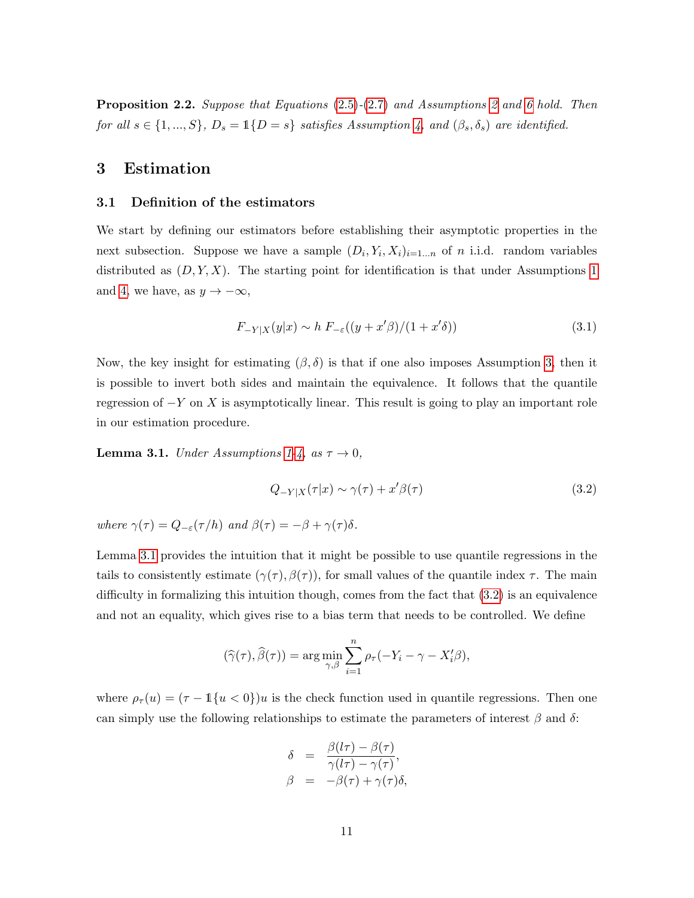**Proposition 2.2.** *Suppose that Equations (2.5)-(2.7) and Assumptions 2 and 6 hold. Then for all $s \in \{1, ..., S\}$, $D_s = \mathbb{1}\{D = s\}$ satisfies Assumption 4, and $(\beta_s, \delta_s)$ are identified.*

# 3 Estimation

## 3.1 Definition of the estimators

We start by defining our estimators before establishing their asymptotic properties in the next subsection. Suppose we have a sample $(D_i, Y_i, X_i)_{i=1...n}$ of $n$ i.i.d. random variables distributed as $(D, Y, X)$. The starting point for identification is that under Assumptions 1 and 4, we have, as $y \to -\infty$,

$$F_{-Y|X}(y|x) \sim h\, F_{-\varepsilon}((y + x'\beta)/(1 + x'\delta)) \tag{3.1}$$

Now, the key insight for estimating $(\beta, \delta)$ is that if one also imposes Assumption 3, then it is possible to invert both sides and maintain the equivalence. It follows that the quantile regression of $-Y$ on $X$ is asymptotically linear. This result is going to play an important role in our estimation procedure.

**Lemma 3.1.** *Under Assumptions 1-4, as $\tau \to 0$,*

$$Q_{-Y|X}(\tau|x) \sim \gamma(\tau) + x'\beta(\tau) \tag{3.2}$$

*where $\gamma(\tau) = Q_{-\varepsilon}(\tau/h)$ and $\beta(\tau) = -\beta + \gamma(\tau)\delta$.*

Lemma 3.1 provides the intuition that it might be possible to use quantile regressions in the tails to consistently estimate $(\gamma(\tau), \beta(\tau))$, for small values of the quantile index $\tau$. The main difficulty in formalizing this intuition though, comes from the fact that (3.2) is an equivalence and not an equality, which gives rise to a bias term that needs to be controlled. We define

$$(\widehat{\gamma}(\tau), \widehat{\beta}(\tau)) = \arg\min_{\gamma,\beta} \sum_{i=1}^{n} \rho_\tau(-Y_i - \gamma - X_i'\beta),$$

where $\rho_\tau(u) = (\tau - \mathbb{1}\{u < 0\})u$ is the check function used in quantile regressions. Then one can simply use the following relationships to estimate the parameters of interest $\beta$ and $\delta$:

$$\begin{aligned}
\delta &= \frac{\beta(l\tau) - \beta(\tau)}{\gamma(l\tau) - \gamma(\tau)}, \\
\beta &= -\beta(\tau) + \gamma(\tau)\delta,
\end{aligned}$$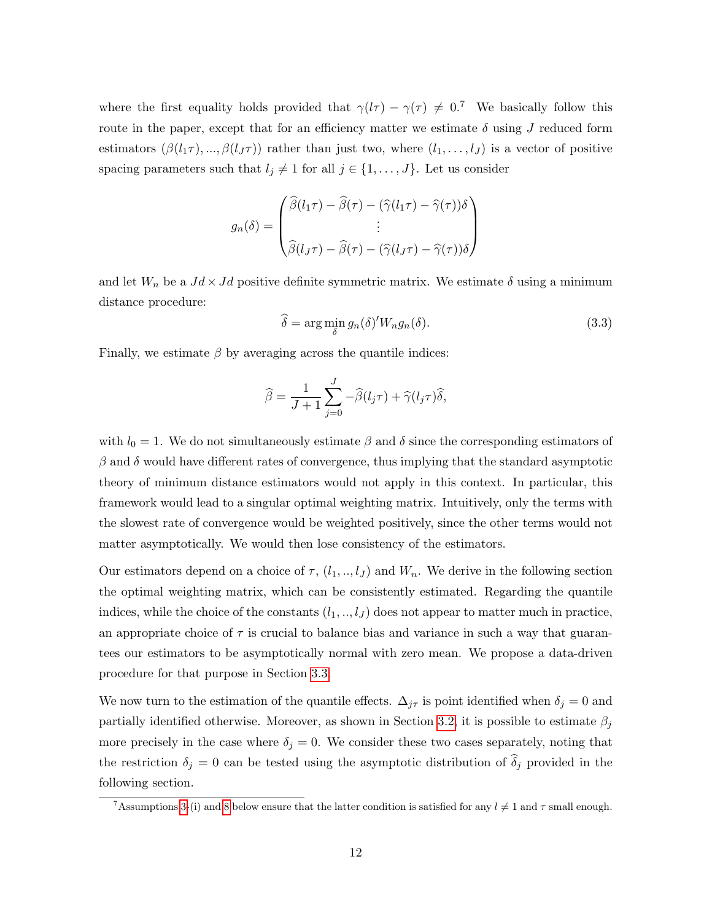where the first equality holds provided that $\gamma(l\tau) - \gamma(\tau) \neq 0$.[7] We basically follow this route in the paper, except that for an efficiency matter we estimate $\delta$ using $J$ reduced form estimators $(\beta(l_1\tau), ..., \beta(l_J\tau))$ rather than just two, where $(l_1, \ldots, l_J)$ is a vector of positive spacing parameters such that $l_j \neq 1$ for all $j \in \{1, \ldots, J\}$. Let us consider

$$g_n(\delta) = \begin{pmatrix} \widehat{\beta}(l_1\tau) - \widehat{\beta}(\tau) - (\widehat{\gamma}(l_1\tau) - \widehat{\gamma}(\tau))\delta \\ \vdots \\ \widehat{\beta}(l_J\tau) - \widehat{\beta}(\tau) - (\widehat{\gamma}(l_J\tau) - \widehat{\gamma}(\tau))\delta \end{pmatrix}$$

and let $W_n$ be a $Jd \times Jd$ positive definite symmetric matrix. We estimate $\delta$ using a minimum distance procedure:

$$\widehat{\delta} = \arg\min_{\delta} g_n(\delta)' W_n g_n(\delta). \tag{3.3}$$

Finally, we estimate $\beta$ by averaging across the quantile indices:

$$\widehat{\beta} = \frac{1}{J+1} \sum_{j=0}^{J} -\widehat{\beta}(l_j\tau) + \widehat{\gamma}(l_j\tau)\widehat{\delta},$$

with $l_0 = 1$. We do not simultaneously estimate $\beta$ and $\delta$ since the corresponding estimators of $\beta$ and $\delta$ would have different rates of convergence, thus implying that the standard asymptotic theory of minimum distance estimators would not apply in this context. In particular, this framework would lead to a singular optimal weighting matrix. Intuitively, only the terms with the slowest rate of convergence would be weighted positively, since the other terms would not matter asymptotically. We would then lose consistency of the estimators.

Our estimators depend on a choice of $\tau$, $(l_1, .., l_J)$ and $W_n$. We derive in the following section the optimal weighting matrix, which can be consistently estimated. Regarding the quantile indices, while the choice of the constants $(l_1, .., l_J)$ does not appear to matter much in practice, an appropriate choice of $\tau$ is crucial to balance bias and variance in such a way that guarantees our estimators to be asymptotically normal with zero mean. We propose a data-driven procedure for that purpose in Section 3.3.

We now turn to the estimation of the quantile effects. $\Delta_{j\tau}$ is point identified when $\delta_j = 0$ and partially identified otherwise. Moreover, as shown in Section 3.2, it is possible to estimate $\beta_j$ more precisely in the case where $\delta_j = 0$. We consider these two cases separately, noting that the restriction $\delta_j = 0$ can be tested using the asymptotic distribution of $\widehat{\delta}_j$ provided in the following section.

[7] Assumptions 3-(i) and 8 below ensure that the latter condition is satisfied for any $l \neq 1$ and $\tau$ small enough.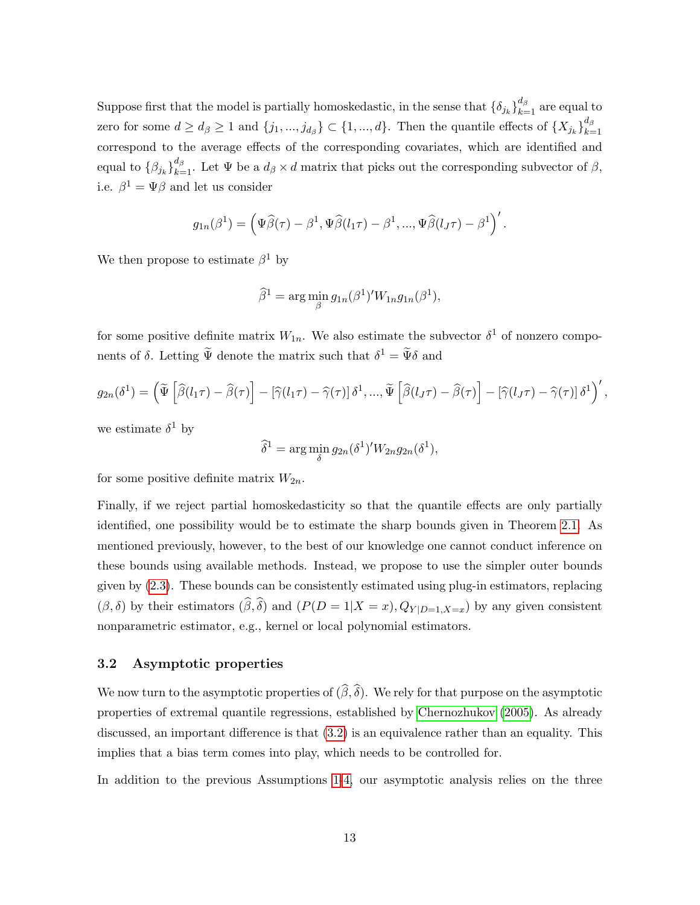Suppose first that the model is partially homoskedastic, in the sense that $\{\delta_{j_k}\}_{k=1}^{d_\beta}$ are equal to zero for some $d \geq d_\beta \geq 1$ and $\{j_1, ..., j_{d_\beta}\} \subset \{1, ..., d\}$. Then the quantile effects of $\{X_{j_k}\}_{k=1}^{d_\beta}$ correspond to the average effects of the corresponding covariates, which are identified and equal to $\{\beta_{j_k}\}_{k=1}^{d_\beta}$. Let $\Psi$ be a $d_\beta \times d$ matrix that picks out the corresponding subvector of $\beta$, i.e. $\beta^1 = \Psi\beta$ and let us consider

$$g_{1n}(\beta^1) = \left(\Psi\widehat{\beta}(\tau) - \beta^1, \Psi\widehat{\beta}(l_1\tau) - \beta^1, ..., \Psi\widehat{\beta}(l_J\tau) - \beta^1\right)'.$$

We then propose to estimate $\beta^1$ by

$$\widehat{\beta}^1 = \arg\min_{\beta} g_{1n}(\beta^1)' W_{1n} g_{1n}(\beta^1),$$

for some positive definite matrix $W_{1n}$. We also estimate the subvector $\delta^1$ of nonzero components of $\delta$. Letting $\widetilde{\Psi}$ denote the matrix such that $\delta^1 = \widetilde{\Psi}\delta$ and

$$g_{2n}(\delta^1) = \left(\widetilde{\Psi}\left[\widehat{\beta}(l_1\tau) - \widehat{\beta}(\tau)\right] - \left[\widehat{\gamma}(l_1\tau) - \widehat{\gamma}(\tau)\right]\delta^1, ..., \widetilde{\Psi}\left[\widehat{\beta}(l_J\tau) - \widehat{\beta}(\tau)\right] - \left[\widehat{\gamma}(l_J\tau) - \widehat{\gamma}(\tau)\right]\delta^1\right)',$$

we estimate $\delta^1$ by

$$\widehat{\delta}^1 = \arg\min_{\delta} g_{2n}(\delta^1)' W_{2n} g_{2n}(\delta^1),$$

for some positive definite matrix $W_{2n}$.

Finally, if we reject partial homoskedasticity so that the quantile effects are only partially identified, one possibility would be to estimate the sharp bounds given in Theorem 2.1. As mentioned previously, however, to the best of our knowledge one cannot conduct inference on these bounds using available methods. Instead, we propose to use the simpler outer bounds given by (2.3). These bounds can be consistently estimated using plug-in estimators, replacing $(\beta, \delta)$ by their estimators $(\widehat{\beta}, \widehat{\delta})$ and $(P(D = 1|X = x), Q_{Y|D=1,X=x})$ by any given consistent nonparametric estimator, e.g., kernel or local polynomial estimators.

### 3.2 Asymptotic properties

We now turn to the asymptotic properties of $(\widehat{\beta}, \widehat{\delta})$. We rely for that purpose on the asymptotic properties of extremal quantile regressions, established by Chernozhukov (2005). As already discussed, an important difference is that (3.2) is an equivalence rather than an equality. This implies that a bias term comes into play, which needs to be controlled for.

In addition to the previous Assumptions 1-4, our asymptotic analysis relies on the three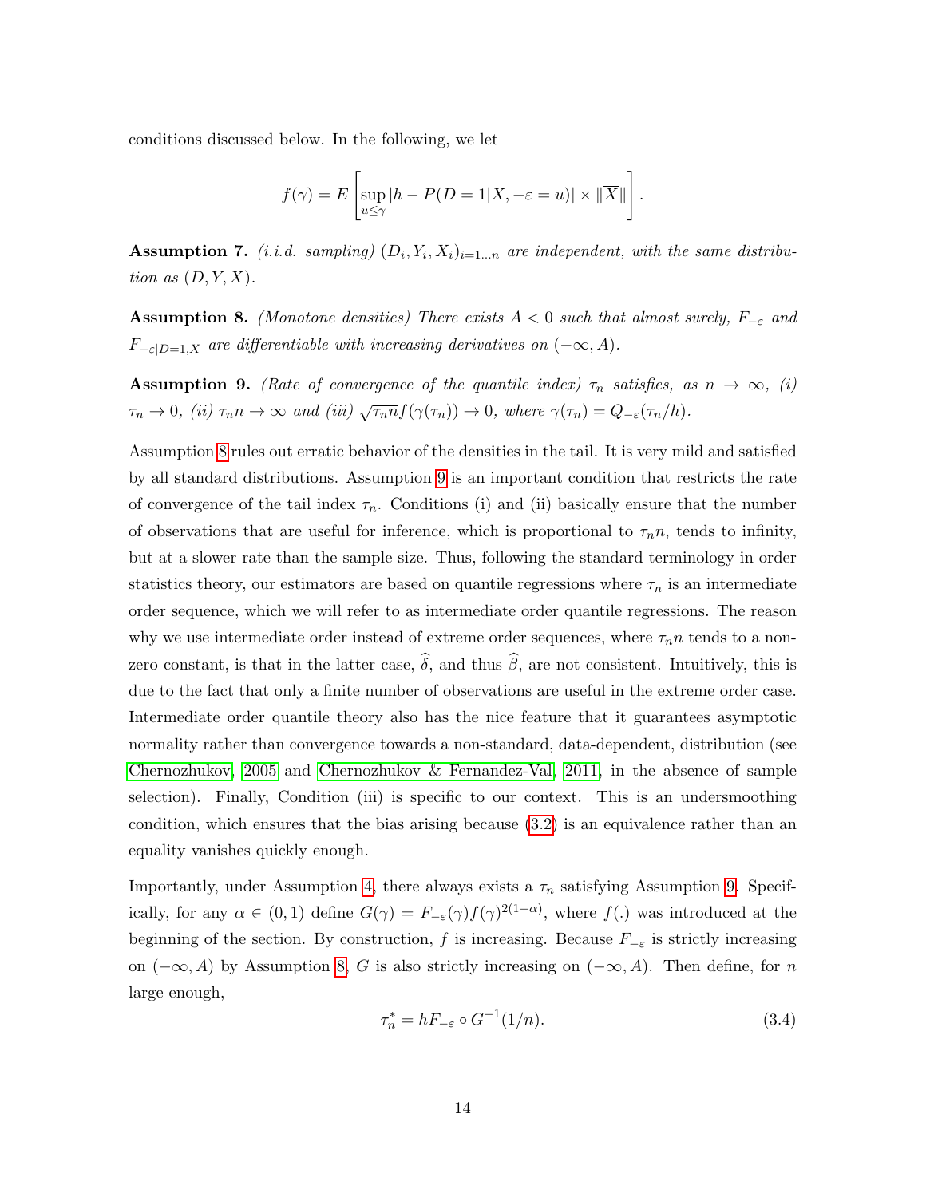conditions discussed below. In the following, we let

$$f(\gamma) = E\left[\sup_{u \leq \gamma} |h - P(D = 1|X, -\varepsilon = u)| \times \|\overline{X}\|\right].$$

**Assumption 7.** *(i.i.d. sampling)* $(D_i, Y_i, X_i)_{i=1...n}$ *are independent, with the same distribution as* $(D, Y, X)$.

**Assumption 8.** *(Monotone densities) There exists* $A < 0$ *such that almost surely,* $F_{-\varepsilon}$ *and* $F_{-\varepsilon|D=1,X}$ *are differentiable with increasing derivatives on* $(-\infty, A)$.

**Assumption 9.** *(Rate of convergence of the quantile index)* $\tau_n$ *satisfies, as* $n \to \infty$, *(i)* $\tau_n \to 0$, *(ii)* $\tau_n n \to \infty$ *and (iii)* $\sqrt{\tau_n n} f(\gamma(\tau_n)) \to 0$, *where* $\gamma(\tau_n) = Q_{-\varepsilon}(\tau_n/h)$.

Assumption 8 rules out erratic behavior of the densities in the tail. It is very mild and satisfied by all standard distributions. Assumption 9 is an important condition that restricts the rate of convergence of the tail index $\tau_n$. Conditions (i) and (ii) basically ensure that the number of observations that are useful for inference, which is proportional to $\tau_n n$, tends to infinity, but at a slower rate than the sample size. Thus, following the standard terminology in order statistics theory, our estimators are based on quantile regressions where $\tau_n$ is an intermediate order sequence, which we will refer to as intermediate order quantile regressions. The reason why we use intermediate order instead of extreme order sequences, where $\tau_n n$ tends to a non-zero constant, is that in the latter case, $\widehat{\delta}$, and thus $\widehat{\beta}$, are not consistent. Intuitively, this is due to the fact that only a finite number of observations are useful in the extreme order case. Intermediate order quantile theory also has the nice feature that it guarantees asymptotic normality rather than convergence towards a non-standard, data-dependent, distribution (see Chernozhukov, 2005 and Chernozhukov & Fernandez-Val, 2011, in the absence of sample selection). Finally, Condition (iii) is specific to our context. This is an undersmoothing condition, which ensures that the bias arising because (3.2) is an equivalence rather than an equality vanishes quickly enough.

Importantly, under Assumption 4, there always exists a $\tau_n$ satisfying Assumption 9. Specifically, for any $\alpha \in (0, 1)$ define $G(\gamma) = F_{-\varepsilon}(\gamma) f(\gamma)^{2(1-\alpha)}$, where $f(.)$ was introduced at the beginning of the section. By construction, $f$ is increasing. Because $F_{-\varepsilon}$ is strictly increasing on $(-\infty, A)$ by Assumption 8, $G$ is also strictly increasing on $(-\infty, A)$. Then define, for $n$ large enough,

$$\tau_n^* = hF_{-\varepsilon} \circ G^{-1}(1/n). \tag{3.4}$$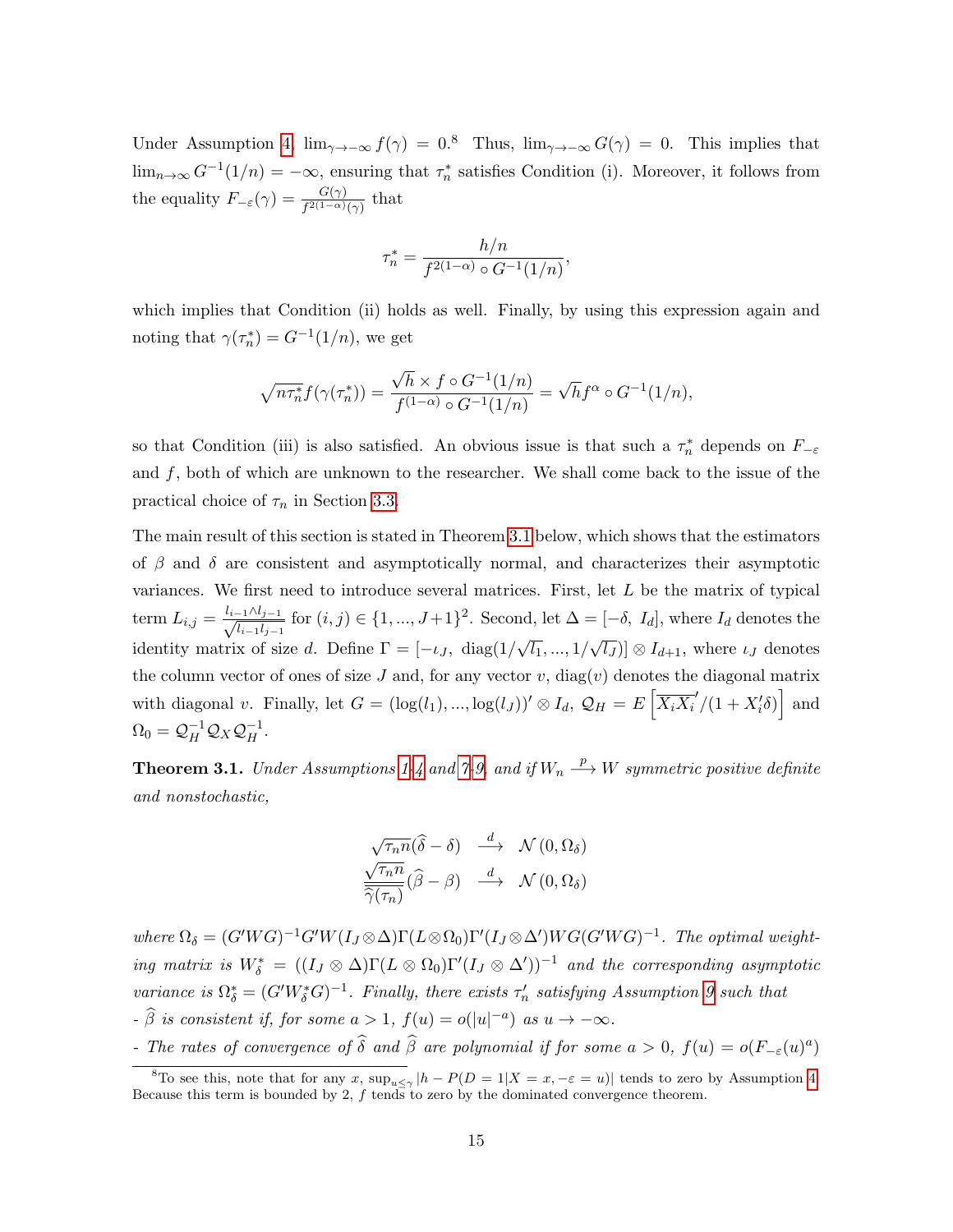Under Assumption 4, $\lim_{\gamma\to-\infty} f(\gamma) = 0$.[8] Thus, $\lim_{\gamma\to-\infty} G(\gamma) = 0$. This implies that $\lim_{n\to\infty} G^{-1}(1/n) = -\infty$, ensuring that $\tau_n^*$ satisfies Condition (i). Moreover, it follows from the equality $F_{-\varepsilon}(\gamma) = \frac{G(\gamma)}{f^{2(1-\alpha)}(\gamma)}$ that

$$\tau_n^* = \frac{h/n}{f^{2(1-\alpha)} \circ G^{-1}(1/n)},$$

which implies that Condition (ii) holds as well. Finally, by using this expression again and noting that $\gamma(\tau_n^*) = G^{-1}(1/n)$, we get

$$\sqrt{n\tau_n^*} f(\gamma(\tau_n^*)) = \frac{\sqrt{h} \times f \circ G^{-1}(1/n)}{f^{(1-\alpha)} \circ G^{-1}(1/n)} = \sqrt{h} f^{\alpha} \circ G^{-1}(1/n),$$

so that Condition (iii) is also satisfied. An obvious issue is that such a $\tau_n^*$ depends on $F_{-\varepsilon}$ and $f$, both of which are unknown to the researcher. We shall come back to the issue of the practical choice of $\tau_n$ in Section 3.3.

The main result of this section is stated in Theorem 3.1 below, which shows that the estimators of $\beta$ and $\delta$ are consistent and asymptotically normal, and characterizes their asymptotic variances. We first need to introduce several matrices. First, let $L$ be the matrix of typical term $L_{i,j} = \frac{l_{i-1} \wedge l_{j-1}}{\sqrt{l_{i-1} l_{j-1}}}$ for $(i,j) \in \{1, ..., J+1\}^2$. Second, let $\Delta = [-\delta,\ I_d]$, where $I_d$ denotes the identity matrix of size $d$. Define $\Gamma = [-\iota_J,\ \text{diag}(1/\sqrt{l_1}, ..., 1/\sqrt{l_J})] \otimes I_{d+1}$, where $\iota_J$ denotes the column vector of ones of size $J$ and, for any vector $v$, $\text{diag}(v)$ denotes the diagonal matrix with diagonal $v$. Finally, let $G = (\log(l_1), ..., \log(l_J))' \otimes I_d$, $\mathcal{Q}_H = E\left[\overline{X_i X_i}'/(1 + X_i'\delta)\right]$ and $\Omega_0 = \mathcal{Q}_H^{-1} \mathcal{Q}_X \mathcal{Q}_H^{-1}$.

**Theorem 3.1.** *Under Assumptions 1-4 and 7-9, and if $W_n \xrightarrow{p} W$ symmetric positive definite and nonstochastic,*

$$\sqrt{\tau_n n}(\widehat{\delta} - \delta) \quad \xrightarrow{d} \quad \mathcal{N}(0, \Omega_\delta)$$
$$\frac{\sqrt{\tau_n n}}{\widehat{\gamma}(\tau_n)}(\widehat{\beta} - \beta) \quad \xrightarrow{d} \quad \mathcal{N}(0, \Omega_\delta)$$

*where $\Omega_\delta = (G'WG)^{-1} G'W(I_J \otimes \Delta)\Gamma(L \otimes \Omega_0)\Gamma'(I_J \otimes \Delta')WG(G'WG)^{-1}$. The optimal weighting matrix is $W_\delta^* = ((I_J \otimes \Delta)\Gamma(L \otimes \Omega_0)\Gamma'(I_J \otimes \Delta'))^{-1}$ and the corresponding asymptotic variance is $\Omega_\delta^* = (G'W_\delta^* G)^{-1}$. Finally, there exists $\tau_n'$ satisfying Assumption 9 such that*

*- $\widehat{\beta}$ is consistent if, for some $a > 1$, $f(u) = o(|u|^{-a})$ as $u \to -\infty$.*

*- The rates of convergence of $\widehat{\delta}$ and $\widehat{\beta}$ are polynomial if for some $a > 0$, $f(u) = o(F_{-\varepsilon}(u)^a)$*

[8] To see this, note that for any $x$, $\sup_{u \leq \gamma} |h - P(D = 1|X = x, -\varepsilon = u)|$ tends to zero by Assumption 4. Because this term is bounded by 2, $f$ tends to zero by the dominated convergence theorem.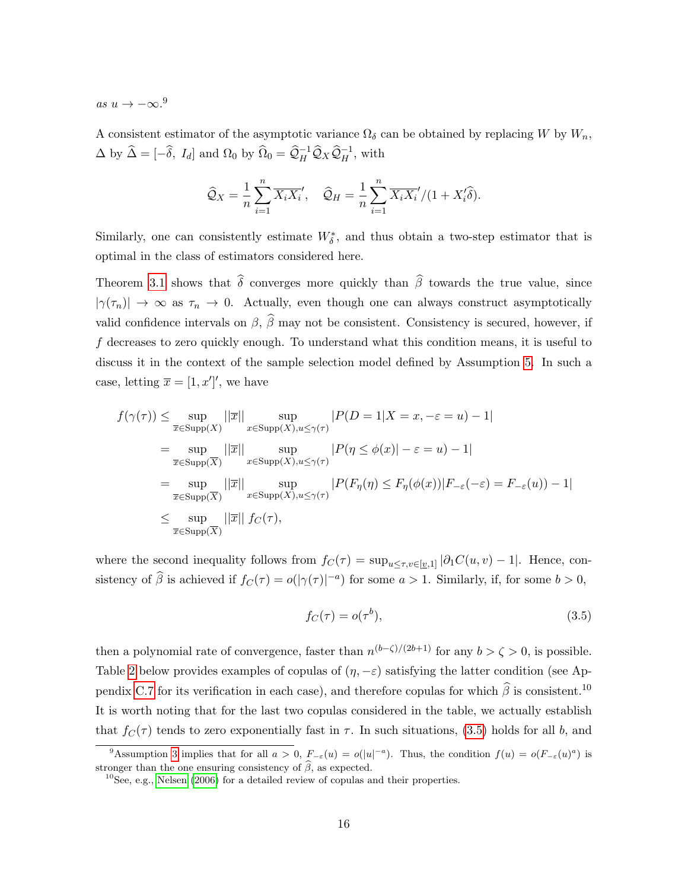*as* $u \to -\infty$.[9]

A consistent estimator of the asymptotic variance $\Omega_\delta$ can be obtained by replacing $W$ by $W_n$, $\Delta$ by $\widehat{\Delta} = [-\widehat{\delta},\ I_d]$ and $\Omega_0$ by $\widehat{\Omega}_0 = \widehat{\mathcal{Q}}_H^{-1}\widehat{\mathcal{Q}}_X\widehat{\mathcal{Q}}_H^{-1}$, with

$$\widehat{\mathcal{Q}}_X = \frac{1}{n}\sum_{i=1}^n \overline{X_i}\,\overline{X_i}', \quad \widehat{\mathcal{Q}}_H = \frac{1}{n}\sum_{i=1}^n \overline{X_i}\,\overline{X_i}'/(1 + X_i'\widehat{\delta}).$$

Similarly, one can consistently estimate $W_\delta^*$, and thus obtain a two-step estimator that is optimal in the class of estimators considered here.

Theorem 3.1 shows that $\widehat{\delta}$ converges more quickly than $\widehat{\beta}$ towards the true value, since $|\gamma(\tau_n)| \to \infty$ as $\tau_n \to 0$. Actually, even though one can always construct asymptotically valid confidence intervals on $\beta$, $\widehat{\beta}$ may not be consistent. Consistency is secured, however, if $f$ decreases to zero quickly enough. To understand what this condition means, it is useful to discuss it in the context of the sample selection model defined by Assumption 5. In such a case, letting $\overline{x} = [1, x']'$, we have

$$\begin{aligned}
f(\gamma(\tau)) &\leq \sup_{\overline{x}\in \text{Supp}(X)} ||\overline{x}|| \sup_{x\in\text{Supp}(X), u\leq\gamma(\tau)} |P(D=1|X=x, -\varepsilon = u) - 1| \\
&= \sup_{\overline{x}\in \text{Supp}(\overline{X})} ||\overline{x}|| \sup_{x\in\text{Supp}(X), u\leq\gamma(\tau)} |P(\eta \leq \phi(x)| - \varepsilon = u) - 1| \\
&= \sup_{\overline{x}\in \text{Supp}(\overline{X})} ||\overline{x}|| \sup_{x\in\text{Supp}(X), u\leq\gamma(\tau)} |P(F_\eta(\eta) \leq F_\eta(\phi(x))|F_{-\varepsilon}(-\varepsilon) = F_{-\varepsilon}(u)) - 1| \\
&\leq \sup_{\overline{x}\in \text{Supp}(\overline{X})} ||\overline{x}||\ f_C(\tau),
\end{aligned}$$

where the second inequality follows from $f_C(\tau) = \sup_{u\leq\tau, v\in[\underline{v},1]} |\partial_1 C(u,v) - 1|$. Hence, consistency of $\widehat{\beta}$ is achieved if $f_C(\tau) = o(|\gamma(\tau)|^{-a})$ for some $a > 1$. Similarly, if, for some $b > 0$,

$$f_C(\tau) = o(\tau^b), \tag{3.5}$$

then a polynomial rate of convergence, faster than $n^{(b-\zeta)/(2b+1)}$ for any $b > \zeta > 0$, is possible. Table 2 below provides examples of copulas of $(\eta, -\varepsilon)$ satisfying the latter condition (see Appendix C.7 for its verification in each case), and therefore copulas for which $\widehat{\beta}$ is consistent.[10] It is worth noting that for the last two copulas considered in the table, we actually establish that $f_C(\tau)$ tends to zero exponentially fast in $\tau$. In such situations, (3.5) holds for all $b$, and

[9] Assumption 3 implies that for all $a > 0$, $F_{-\varepsilon}(u) = o(|u|^{-a})$. Thus, the condition $f(u) = o(F_{-\varepsilon}(u)^a)$ is stronger than the one ensuring consistency of $\widehat{\beta}$, as expected.

[10] See, e.g., Nelsen (2006) for a detailed review of copulas and their properties.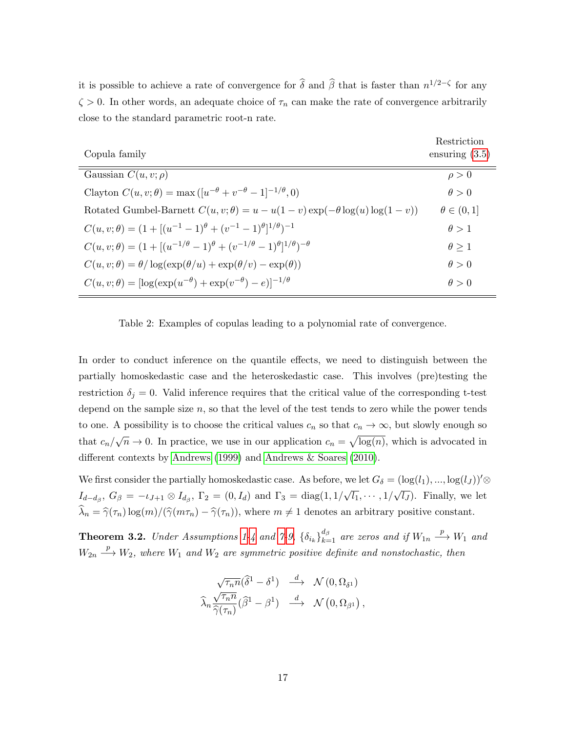it is possible to achieve a rate of convergence for $\widehat{\delta}$ and $\widehat{\beta}$ that is faster than $n^{1/2-\zeta}$ for any $\zeta > 0$. In other words, an adequate choice of $\tau_n$ can make the rate of convergence arbitrarily close to the standard parametric root-n rate.

| Copula family | Restriction ensuring (3.5) |
|---|---|
| Gaussian $C(u,v;\rho)$ | $\rho > 0$ |
| Clayton $C(u,v;\theta) = \max\left([u^{-\theta} + v^{-\theta} - 1]^{-1/\theta}, 0\right)$ | $\theta > 0$ |
| Rotated Gumbel-Barnett $C(u,v;\theta) = u - u(1-v)\exp(-\theta \log(u)\log(1-v))$ | $\theta \in (0,1]$ |
| $C(u,v;\theta) = (1 + [(u^{-1}-1)^{\theta} + (v^{-1}-1)^{\theta}]^{1/\theta})^{-1}$ | $\theta > 1$ |
| $C(u,v;\theta) = (1 + [(u^{-1/\theta}-1)^{\theta} + (v^{-1/\theta}-1)^{\theta}]^{1/\theta})^{-\theta}$ | $\theta \geq 1$ |
| $C(u,v;\theta) = \theta/\log(\exp(\theta/u) + \exp(\theta/v) - \exp(\theta))$ | $\theta > 0$ |
| $C(u,v;\theta) = [\log(\exp(u^{-\theta}) + \exp(v^{-\theta}) - e)]^{-1/\theta}$ | $\theta > 0$ |

Table 2: Examples of copulas leading to a polynomial rate of convergence.

In order to conduct inference on the quantile effects, we need to distinguish between the partially homoskedastic case and the heteroskedastic case. This involves (pre)testing the restriction $\delta_j = 0$. Valid inference requires that the critical value of the corresponding t-test depend on the sample size $n$, so that the level of the test tends to zero while the power tends to one. A possibility is to choose the critical values $c_n$ so that $c_n \to \infty$, but slowly enough so that $c_n/\sqrt{n} \to 0$. In practice, we use in our application $c_n = \sqrt{\log(n)}$, which is advocated in different contexts by Andrews (1999) and Andrews & Soares (2010).

We first consider the partially homoskedastic case. As before, we let $G_\delta = (\log(l_1), ..., \log(l_J))' \otimes I_{d-d_\beta}$, $G_\beta = -\iota_{J+1} \otimes I_{d_\beta}$, $\Gamma_2 = (0, I_d)$ and $\Gamma_3 = \mathrm{diag}(1, 1/\sqrt{l_1}, \cdots, 1/\sqrt{l_J})$. Finally, we let $\widehat{\lambda}_n = \widehat{\gamma}(\tau_n)\log(m)/(\widehat{\gamma}(m\tau_n) - \widehat{\gamma}(\tau_n))$, where $m \neq 1$ denotes an arbitrary positive constant.

**Theorem 3.2.** *Under Assumptions 1-4 and 7-9, $\{\delta_{i_k}\}_{k=1}^{d_\beta}$ are zeros and if $W_{1n} \xrightarrow{p} W_1$ and $W_{2n} \xrightarrow{p} W_2$, where $W_1$ and $W_2$ are symmetric positive definite and nonstochastic, then*

$$\sqrt{\tau_n n}(\widehat{\delta}^1 - \delta^1) \xrightarrow{d} \mathcal{N}(0, \Omega_{\delta^1})$$

$$\widehat{\lambda}_n \frac{\sqrt{\tau_n n}}{\widehat{\gamma}(\tau_n)}(\widehat{\beta}^1 - \beta^1) \xrightarrow{d} \mathcal{N}\left(0, \Omega_{\beta^1}\right),$$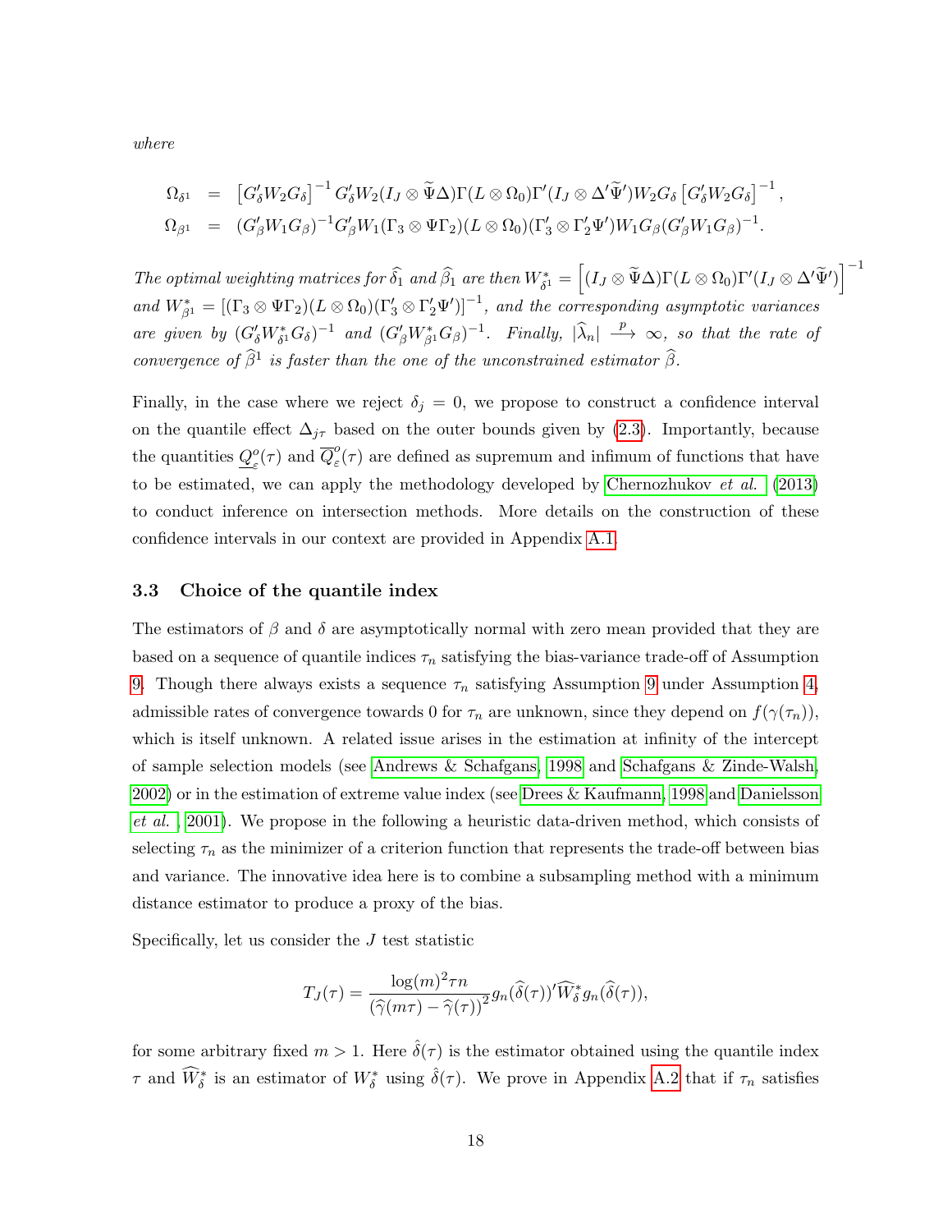*where*

$$
\begin{aligned}
\Omega_{\delta^1} &= \left[G_\delta' W_2 G_\delta\right]^{-1} G_\delta' W_2 (I_J \otimes \widetilde{\Psi}\Delta)\Gamma(L \otimes \Omega_0)\Gamma'(I_J \otimes \Delta'\widetilde{\Psi}') W_2 G_\delta \left[G_\delta' W_2 G_\delta\right]^{-1}, \\
\Omega_{\beta^1} &= (G_\beta' W_1 G_\beta)^{-1} G_\beta' W_1 (\Gamma_3 \otimes \Psi\Gamma_2)(L \otimes \Omega_0)(\Gamma_3' \otimes \Gamma_2'\Psi') W_1 G_\beta (G_\beta' W_1 G_\beta)^{-1}.
\end{aligned}
$$

*The optimal weighting matrices for $\widehat{\delta}_1$ and $\widehat{\beta}_1$ are then $W_{\delta^1}^* = \left[(I_J \otimes \widetilde{\Psi}\Delta)\Gamma(L \otimes \Omega_0)\Gamma'(I_J \otimes \Delta'\widetilde{\Psi}')\right]^{-1}$ and $W_{\beta^1}^* = \left[(\Gamma_3 \otimes \Psi\Gamma_2)(L \otimes \Omega_0)(\Gamma_3' \otimes \Gamma_2'\Psi')\right]^{-1}$, and the corresponding asymptotic variances are given by $(G_\delta' W_{\delta^1}^* G_\delta)^{-1}$ and $(G_\beta' W_{\beta^1}^* G_\beta)^{-1}$. Finally, $|\widehat{\lambda}_n| \xrightarrow{p} \infty$, so that the rate of convergence of $\widehat{\beta}^1$ is faster than the one of the unconstrained estimator $\widehat{\beta}$.*

Finally, in the case where we reject $\delta_j = 0$, we propose to construct a confidence interval on the quantile effect $\Delta_{j\tau}$ based on the outer bounds given by (2.3). Importantly, because the quantities $\underline{Q}_\varepsilon^o(\tau)$ and $\overline{Q}_\varepsilon^o(\tau)$ are defined as supremum and infimum of functions that have to be estimated, we can apply the methodology developed by Chernozhukov *et al.* (2013) to conduct inference on intersection methods. More details on the construction of these confidence intervals in our context are provided in Appendix A.1.

### 3.3 Choice of the quantile index

The estimators of $\beta$ and $\delta$ are asymptotically normal with zero mean provided that they are based on a sequence of quantile indices $\tau_n$ satisfying the bias-variance trade-off of Assumption 9. Though there always exists a sequence $\tau_n$ satisfying Assumption 9 under Assumption 4, admissible rates of convergence towards 0 for $\tau_n$ are unknown, since they depend on $f(\gamma(\tau_n))$, which is itself unknown. A related issue arises in the estimation at infinity of the intercept of sample selection models (see Andrews & Schafgans, 1998 and Schafgans & Zinde-Walsh, 2002) or in the estimation of extreme value index (see Drees & Kaufmann, 1998 and Danielsson *et al.*, 2001). We propose in the following a heuristic data-driven method, which consists of selecting $\tau_n$ as the minimizer of a criterion function that represents the trade-off between bias and variance. The innovative idea here is to combine a subsampling method with a minimum distance estimator to produce a proxy of the bias.

Specifically, let us consider the $J$ test statistic

$$
T_J(\tau) = \frac{\log(m)^2 \tau n}{\left(\widehat{\gamma}(m\tau) - \widehat{\gamma}(\tau)\right)^2} g_n(\widehat{\delta}(\tau))' \widehat{W}_\delta^* g_n(\widehat{\delta}(\tau)),
$$

for some arbitrary fixed $m > 1$. Here $\hat{\delta}(\tau)$ is the estimator obtained using the quantile index $\tau$ and $\widehat{W}_\delta^*$ is an estimator of $W_\delta^*$ using $\hat{\delta}(\tau)$. We prove in Appendix A.2 that if $\tau_n$ satisfies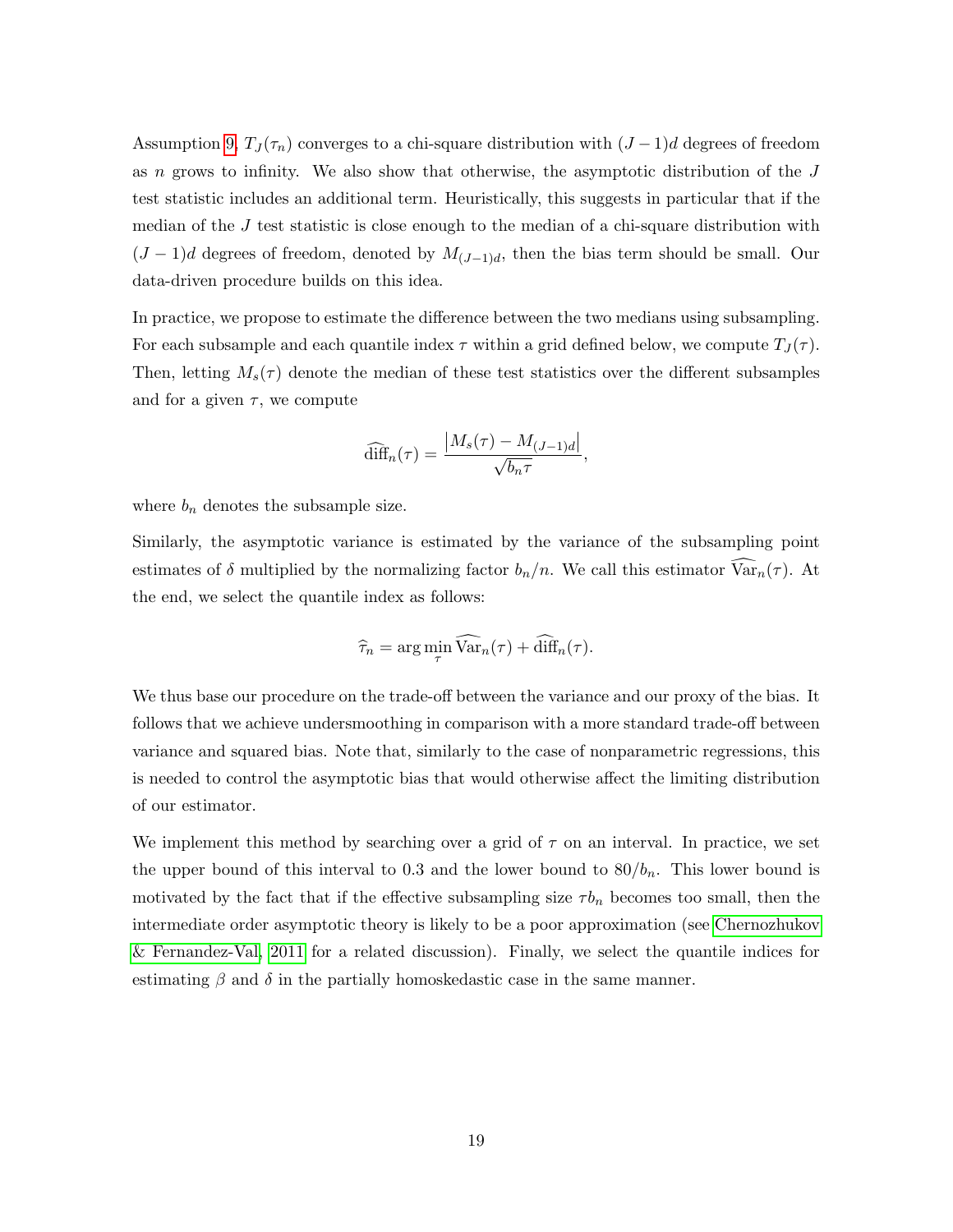Assumption 9, $T_J(\tau_n)$ converges to a chi-square distribution with $(J-1)d$ degrees of freedom as $n$ grows to infinity. We also show that otherwise, the asymptotic distribution of the $J$ test statistic includes an additional term. Heuristically, this suggests in particular that if the median of the $J$ test statistic is close enough to the median of a chi-square distribution with $(J-1)d$ degrees of freedom, denoted by $M_{(J-1)d}$, then the bias term should be small. Our data-driven procedure builds on this idea.

In practice, we propose to estimate the difference between the two medians using subsampling. For each subsample and each quantile index $\tau$ within a grid defined below, we compute $T_J(\tau)$. Then, letting $M_s(\tau)$ denote the median of these test statistics over the different subsamples and for a given $\tau$, we compute

$$\widehat{\text{diff}}_n(\tau) = \frac{\left|M_s(\tau) - M_{(J-1)d}\right|}{\sqrt{b_n \tau}},$$

where $b_n$ denotes the subsample size.

Similarly, the asymptotic variance is estimated by the variance of the subsampling point estimates of $\delta$ multiplied by the normalizing factor $b_n/n$. We call this estimator $\widehat{\text{Var}}_n(\tau)$. At the end, we select the quantile index as follows:

$$\widehat{\tau}_n = \arg\min_{\tau} \widehat{\text{Var}}_n(\tau) + \widehat{\text{diff}}_n(\tau).$$

We thus base our procedure on the trade-off between the variance and our proxy of the bias. It follows that we achieve undersmoothing in comparison with a more standard trade-off between variance and squared bias. Note that, similarly to the case of nonparametric regressions, this is needed to control the asymptotic bias that would otherwise affect the limiting distribution of our estimator.

We implement this method by searching over a grid of $\tau$ on an interval. In practice, we set the upper bound of this interval to 0.3 and the lower bound to $80/b_n$. This lower bound is motivated by the fact that if the effective subsampling size $\tau b_n$ becomes too small, then the intermediate order asymptotic theory is likely to be a poor approximation (see Chernozhukov & Fernandez-Val, 2011 for a related discussion). Finally, we select the quantile indices for estimating $\beta$ and $\delta$ in the partially homoskedastic case in the same manner.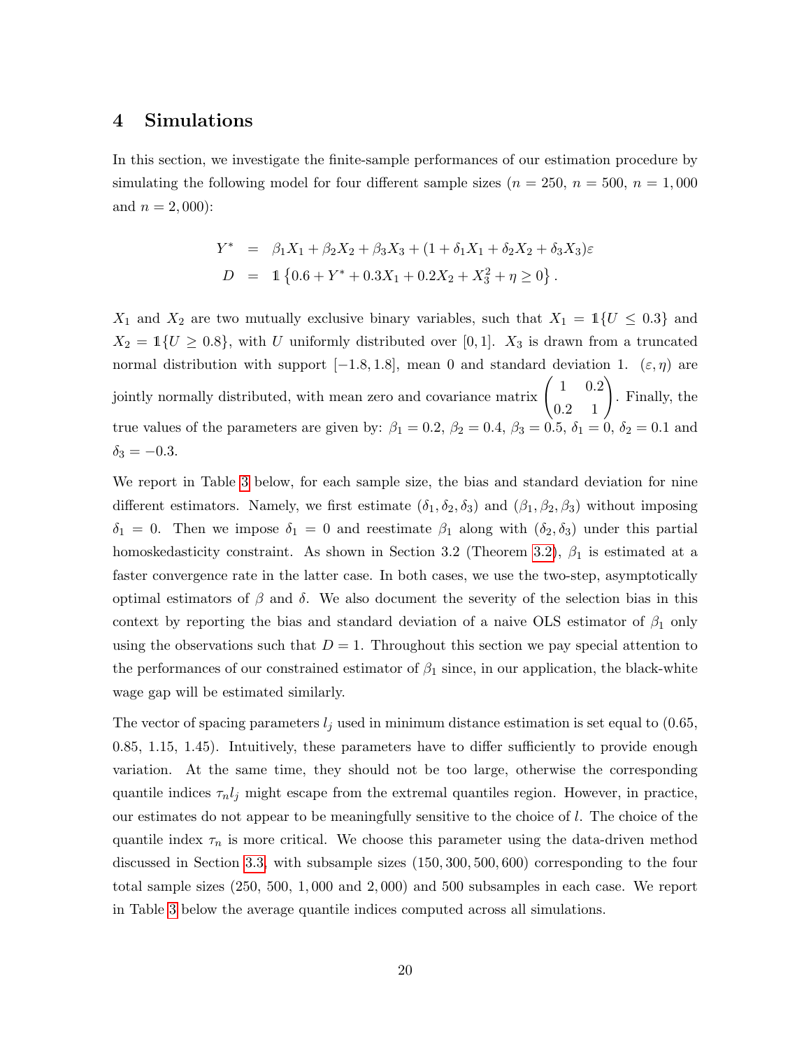## 4 Simulations

In this section, we investigate the finite-sample performances of our estimation procedure by simulating the following model for four different sample sizes ($n = 250$, $n = 500$, $n = 1,000$ and $n = 2,000$):

$$
\begin{aligned}
Y^* &= \beta_1 X_1 + \beta_2 X_2 + \beta_3 X_3 + (1 + \delta_1 X_1 + \delta_2 X_2 + \delta_3 X_3)\varepsilon \\
D &= \mathbb{1}\left\{0.6 + Y^* + 0.3X_1 + 0.2X_2 + X_3^2 + \eta \geq 0\right\}.
\end{aligned}
$$

$X_1$ and $X_2$ are two mutually exclusive binary variables, such that $X_1 = \mathbb{1}\{U \leq 0.3\}$ and $X_2 = \mathbb{1}\{U \geq 0.8\}$, with $U$ uniformly distributed over $[0, 1]$. $X_3$ is drawn from a truncated normal distribution with support $[-1.8, 1.8]$, mean 0 and standard deviation 1. $(\varepsilon, \eta)$ are jointly normally distributed, with mean zero and covariance matrix $\begin{pmatrix} 1 & 0.2 \\ 0.2 & 1 \end{pmatrix}$. Finally, the true values of the parameters are given by: $\beta_1 = 0.2$, $\beta_2 = 0.4$, $\beta_3 = 0.5$, $\delta_1 = 0$, $\delta_2 = 0.1$ and $\delta_3 = -0.3$.

We report in Table 3 below, for each sample size, the bias and standard deviation for nine different estimators. Namely, we first estimate $(\delta_1, \delta_2, \delta_3)$ and $(\beta_1, \beta_2, \beta_3)$ without imposing $\delta_1 = 0$. Then we impose $\delta_1 = 0$ and reestimate $\beta_1$ along with $(\delta_2, \delta_3)$ under this partial homoskedasticity constraint. As shown in Section 3.2 (Theorem 3.2), $\beta_1$ is estimated at a faster convergence rate in the latter case. In both cases, we use the two-step, asymptotically optimal estimators of $\beta$ and $\delta$. We also document the severity of the selection bias in this context by reporting the bias and standard deviation of a naive OLS estimator of $\beta_1$ only using the observations such that $D = 1$. Throughout this section we pay special attention to the performances of our constrained estimator of $\beta_1$ since, in our application, the black-white wage gap will be estimated similarly.

The vector of spacing parameters $l_j$ used in minimum distance estimation is set equal to (0.65, 0.85, 1.15, 1.45). Intuitively, these parameters have to differ sufficiently to provide enough variation. At the same time, they should not be too large, otherwise the corresponding quantile indices $\tau_n l_j$ might escape from the extremal quantiles region. However, in practice, our estimates do not appear to be meaningfully sensitive to the choice of $l$. The choice of the quantile index $\tau_n$ is more critical. We choose this parameter using the data-driven method discussed in Section 3.3, with subsample sizes (150, 300, 500, 600) corresponding to the four total sample sizes (250, 500, 1,000 and 2,000) and 500 subsamples in each case. We report in Table 3 below the average quantile indices computed across all simulations.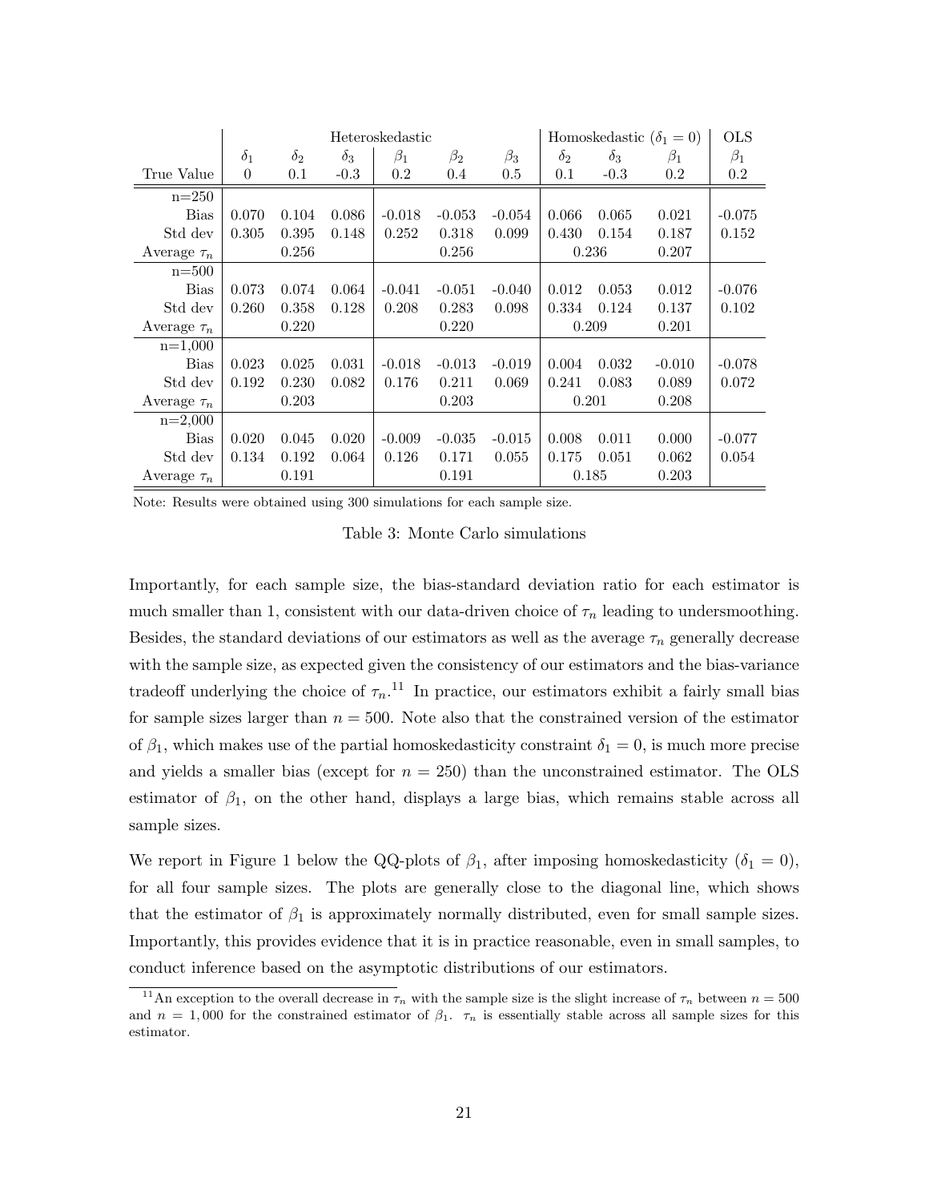| | Heteroskedastic | | | | | | Homoskedastic ($\delta_1 = 0$) | | | OLS |
|---|---|---|---|---|---|---|---|---|---|---|
| | $\delta_1$ | $\delta_2$ | $\delta_3$ | $\beta_1$ | $\beta_2$ | $\beta_3$ | $\delta_2$ | $\delta_3$ | $\beta_1$ | $\beta_1$ |
| True Value | 0 | 0.1 | -0.3 | 0.2 | 0.4 | 0.5 | 0.1 | -0.3 | 0.2 | 0.2 |
| n=250 | | | | | | | | | | |
| Bias | 0.070 | 0.104 | 0.086 | -0.018 | -0.053 | -0.054 | 0.066 | 0.065 | 0.021 | -0.075 |
| Std dev | 0.305 | 0.395 | 0.148 | 0.252 | 0.318 | 0.099 | 0.430 | 0.154 | 0.187 | 0.152 |
| Average $\tau_n$ | | 0.256 | | | 0.256 | | 0.236 | | 0.207 | |
| n=500 | | | | | | | | | | |
| Bias | 0.073 | 0.074 | 0.064 | -0.041 | -0.051 | -0.040 | 0.012 | 0.053 | 0.012 | -0.076 |
| Std dev | 0.260 | 0.358 | 0.128 | 0.208 | 0.283 | 0.098 | 0.334 | 0.124 | 0.137 | 0.102 |
| Average $\tau_n$ | | 0.220 | | | 0.220 | | 0.209 | | 0.201 | |
| n=1,000 | | | | | | | | | | |
| Bias | 0.023 | 0.025 | 0.031 | -0.018 | -0.013 | -0.019 | 0.004 | 0.032 | -0.010 | -0.078 |
| Std dev | 0.192 | 0.230 | 0.082 | 0.176 | 0.211 | 0.069 | 0.241 | 0.083 | 0.089 | 0.072 |
| Average $\tau_n$ | | 0.203 | | | 0.203 | | 0.201 | | 0.208 | |
| n=2,000 | | | | | | | | | | |
| Bias | 0.020 | 0.045 | 0.020 | -0.009 | -0.035 | -0.015 | 0.008 | 0.011 | 0.000 | -0.077 |
| Std dev | 0.134 | 0.192 | 0.064 | 0.126 | 0.171 | 0.055 | 0.175 | 0.051 | 0.062 | 0.054 |
| Average $\tau_n$ | | 0.191 | | | 0.191 | | 0.185 | | 0.203 | |

Note: Results were obtained using 300 simulations for each sample size.

Table 3: Monte Carlo simulations

Importantly, for each sample size, the bias-standard deviation ratio for each estimator is much smaller than 1, consistent with our data-driven choice of $\tau_n$ leading to undersmoothing. Besides, the standard deviations of our estimators as well as the average $\tau_n$ generally decrease with the sample size, as expected given the consistency of our estimators and the bias-variance tradeoff underlying the choice of $\tau_n$.[11] In practice, our estimators exhibit a fairly small bias for sample sizes larger than $n = 500$. Note also that the constrained version of the estimator of $\beta_1$, which makes use of the partial homoskedasticity constraint $\delta_1 = 0$, is much more precise and yields a smaller bias (except for $n = 250$) than the unconstrained estimator. The OLS estimator of $\beta_1$, on the other hand, displays a large bias, which remains stable across all sample sizes.

We report in Figure 1 below the QQ-plots of $\beta_1$, after imposing homoskedasticity ($\delta_1 = 0$), for all four sample sizes. The plots are generally close to the diagonal line, which shows that the estimator of $\beta_1$ is approximately normally distributed, even for small sample sizes. Importantly, this provides evidence that it is in practice reasonable, even in small samples, to conduct inference based on the asymptotic distributions of our estimators.

[11] An exception to the overall decrease in $\tau_n$ with the sample size is the slight increase of $\tau_n$ between $n = 500$ and $n = 1,000$ for the constrained estimator of $\beta_1$. $\tau_n$ is essentially stable across all sample sizes for this estimator.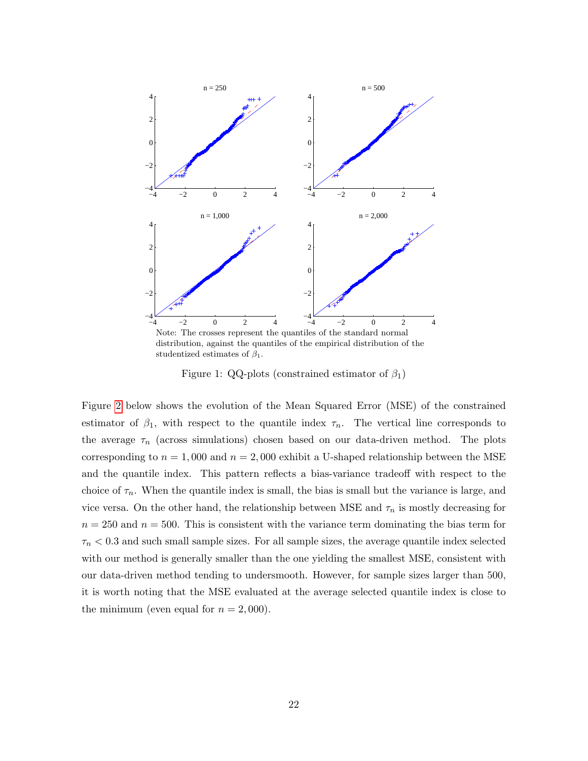Note: The crosses represent the quantiles of the standard normal distribution, against the quantiles of the empirical distribution of the studentized estimates of $\beta_1$.

Figure 1: QQ-plots (constrained estimator of $\beta_1$)

Figure 2 below shows the evolution of the Mean Squared Error (MSE) of the constrained estimator of $\beta_1$, with respect to the quantile index $\tau_n$. The vertical line corresponds to the average $\tau_n$ (across simulations) chosen based on our data-driven method. The plots corresponding to $n = 1,000$ and $n = 2,000$ exhibit a U-shaped relationship between the MSE and the quantile index. This pattern reflects a bias-variance tradeoff with respect to the choice of $\tau_n$. When the quantile index is small, the bias is small but the variance is large, and vice versa. On the other hand, the relationship between MSE and $\tau_n$ is mostly decreasing for $n = 250$ and $n = 500$. This is consistent with the variance term dominating the bias term for $\tau_n < 0.3$ and such small sample sizes. For all sample sizes, the average quantile index selected with our method is generally smaller than the one yielding the smallest MSE, consistent with our data-driven method tending to undersmooth. However, for sample sizes larger than 500, it is worth noting that the MSE evaluated at the average selected quantile index is close to the minimum (even equal for $n = 2,000$).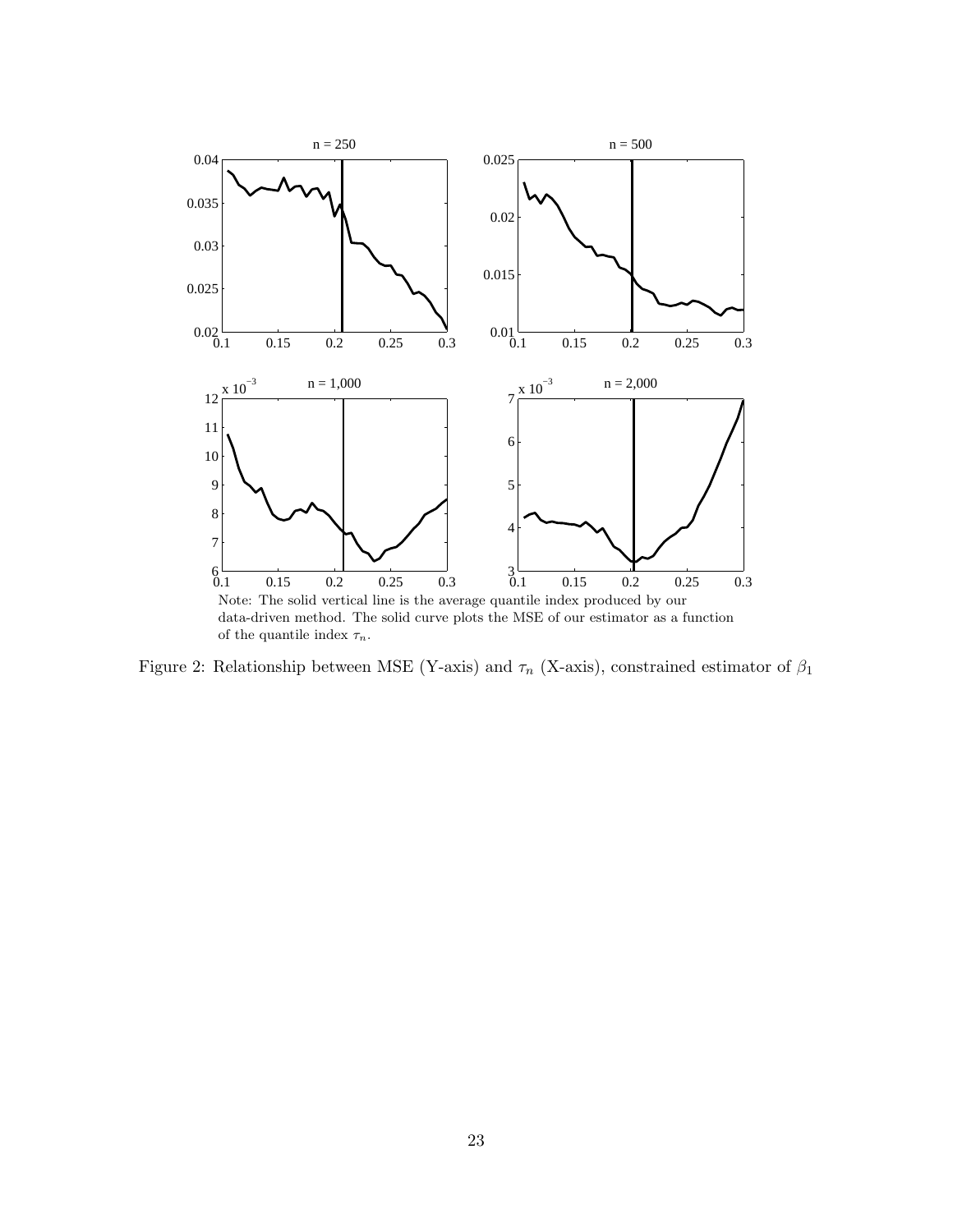Note: The solid vertical line is the average quantile index produced by our data-driven method. The solid curve plots the MSE of our estimator as a function of the quantile index $\tau_n$.

Figure 2: Relationship between MSE (Y-axis) and $\tau_n$ (X-axis), constrained estimator of $\beta_1$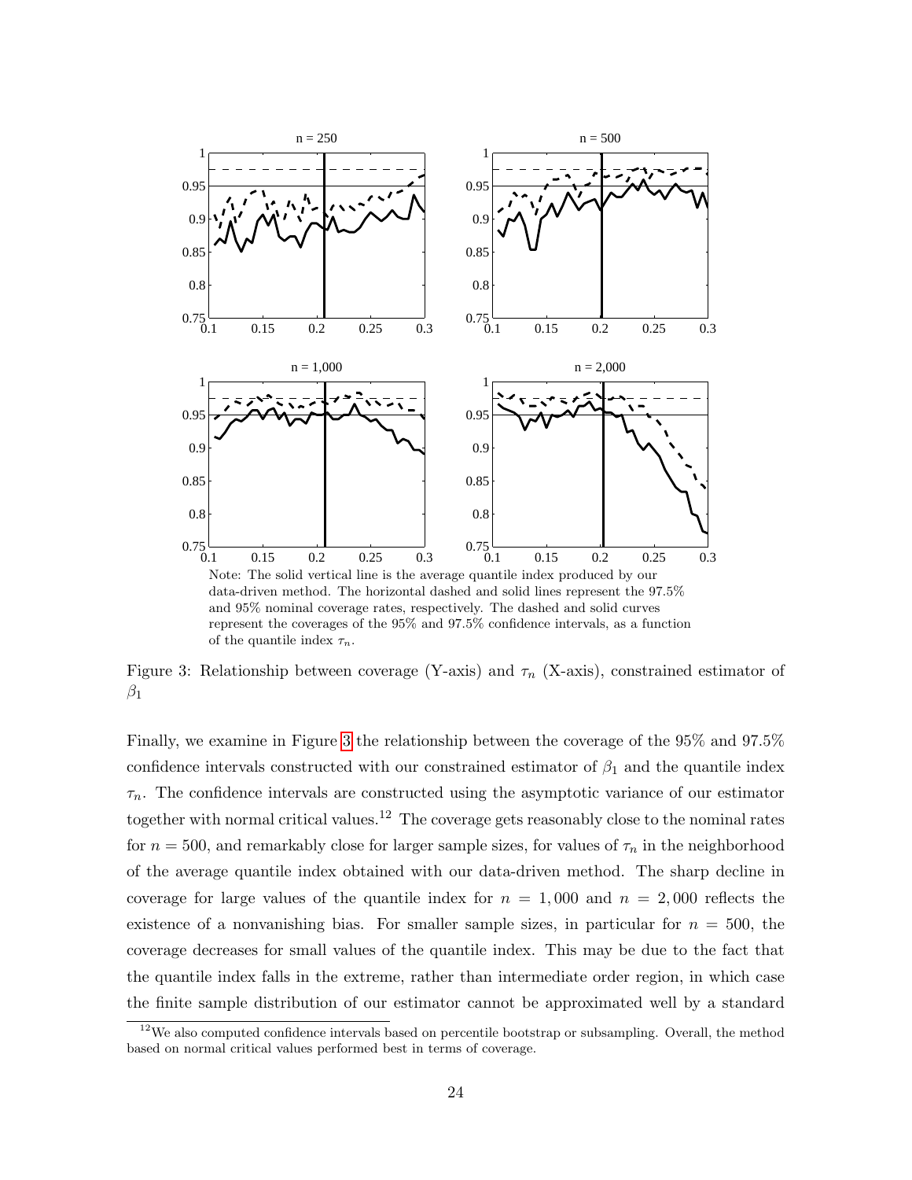Note: The solid vertical line is the average quantile index produced by our data-driven method. The horizontal dashed and solid lines represent the 97.5% and 95% nominal coverage rates, respectively. The dashed and solid curves represent the coverages of the 95% and 97.5% confidence intervals, as a function of the quantile index $\tau_n$.

Figure 3: Relationship between coverage (Y-axis) and $\tau_n$ (X-axis), constrained estimator of $\beta_1$

Finally, we examine in Figure 3 the relationship between the coverage of the 95% and 97.5% confidence intervals constructed with our constrained estimator of $\beta_1$ and the quantile index $\tau_n$. The confidence intervals are constructed using the asymptotic variance of our estimator together with normal critical values.[12] The coverage gets reasonably close to the nominal rates for $n = 500$, and remarkably close for larger sample sizes, for values of $\tau_n$ in the neighborhood of the average quantile index obtained with our data-driven method. The sharp decline in coverage for large values of the quantile index for $n = 1,000$ and $n = 2,000$ reflects the existence of a nonvanishing bias. For smaller sample sizes, in particular for $n = 500$, the coverage decreases for small values of the quantile index. This may be due to the fact that the quantile index falls in the extreme, rather than intermediate order region, in which case the finite sample distribution of our estimator cannot be approximated well by a standard

[12] We also computed confidence intervals based on percentile bootstrap or subsampling. Overall, the method based on normal critical values performed best in terms of coverage.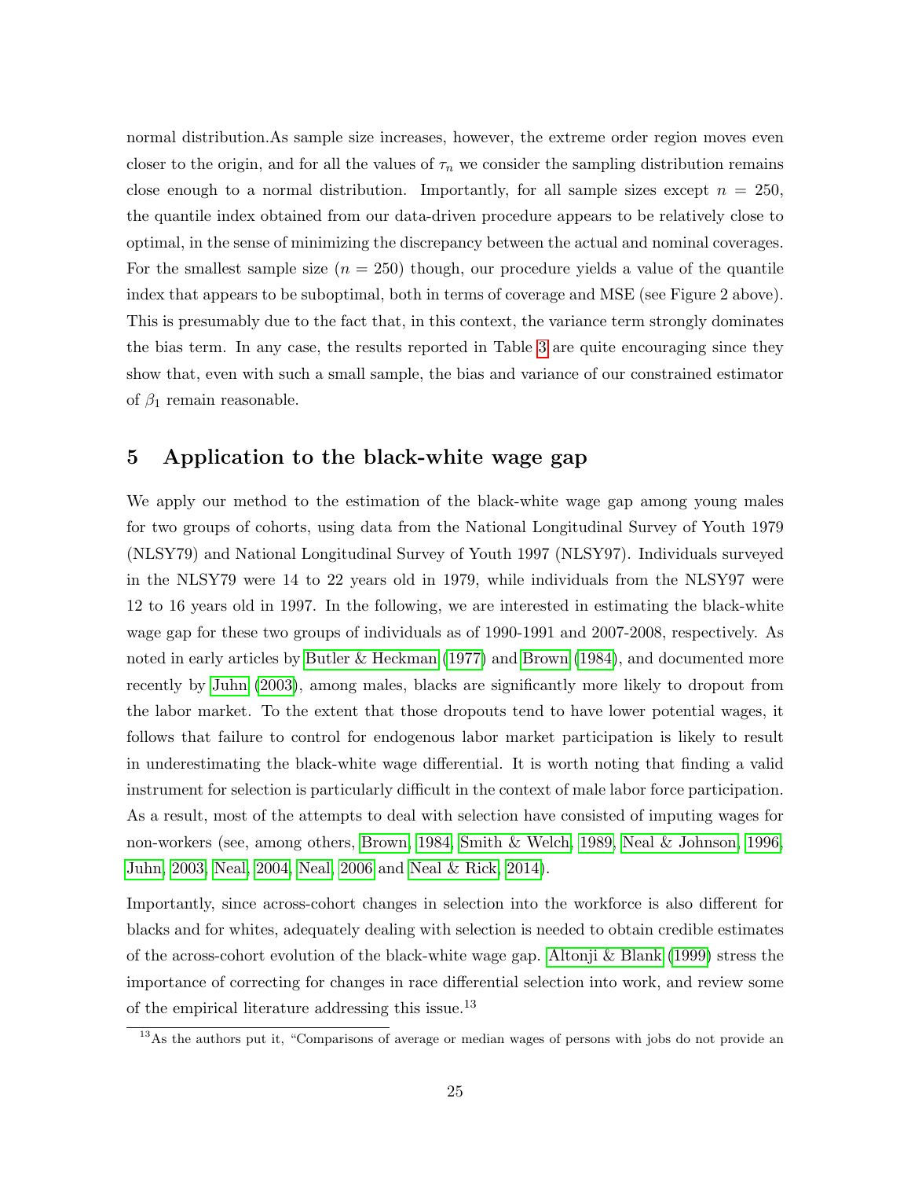normal distribution.As sample size increases, however, the extreme order region moves even closer to the origin, and for all the values of $\tau_n$ we consider the sampling distribution remains close enough to a normal distribution. Importantly, for all sample sizes except $n = 250$, the quantile index obtained from our data-driven procedure appears to be relatively close to optimal, in the sense of minimizing the discrepancy between the actual and nominal coverages. For the smallest sample size ($n = 250$) though, our procedure yields a value of the quantile index that appears to be suboptimal, both in terms of coverage and MSE (see Figure 2 above). This is presumably due to the fact that, in this context, the variance term strongly dominates the bias term. In any case, the results reported in Table 3 are quite encouraging since they show that, even with such a small sample, the bias and variance of our constrained estimator of $\beta_1$ remain reasonable.

## 5 Application to the black-white wage gap

We apply our method to the estimation of the black-white wage gap among young males for two groups of cohorts, using data from the National Longitudinal Survey of Youth 1979 (NLSY79) and National Longitudinal Survey of Youth 1997 (NLSY97). Individuals surveyed in the NLSY79 were 14 to 22 years old in 1979, while individuals from the NLSY97 were 12 to 16 years old in 1997. In the following, we are interested in estimating the black-white wage gap for these two groups of individuals as of 1990-1991 and 2007-2008, respectively. As noted in early articles by Butler & Heckman (1977) and Brown (1984), and documented more recently by Juhn (2003), among males, blacks are significantly more likely to dropout from the labor market. To the extent that those dropouts tend to have lower potential wages, it follows that failure to control for endogenous labor market participation is likely to result in underestimating the black-white wage differential. It is worth noting that finding a valid instrument for selection is particularly difficult in the context of male labor force participation. As a result, most of the attempts to deal with selection have consisted of imputing wages for non-workers (see, among others, Brown, 1984, Smith & Welch, 1989, Neal & Johnson, 1996, Juhn, 2003, Neal, 2004, Neal, 2006 and Neal & Rick, 2014).

Importantly, since across-cohort changes in selection into the workforce is also different for blacks and for whites, adequately dealing with selection is needed to obtain credible estimates of the across-cohort evolution of the black-white wage gap. Altonji & Blank (1999) stress the importance of correcting for changes in race differential selection into work, and review some of the empirical literature addressing this issue.[13]

[13] As the authors put it, "Comparisons of average or median wages of persons with jobs do not provide an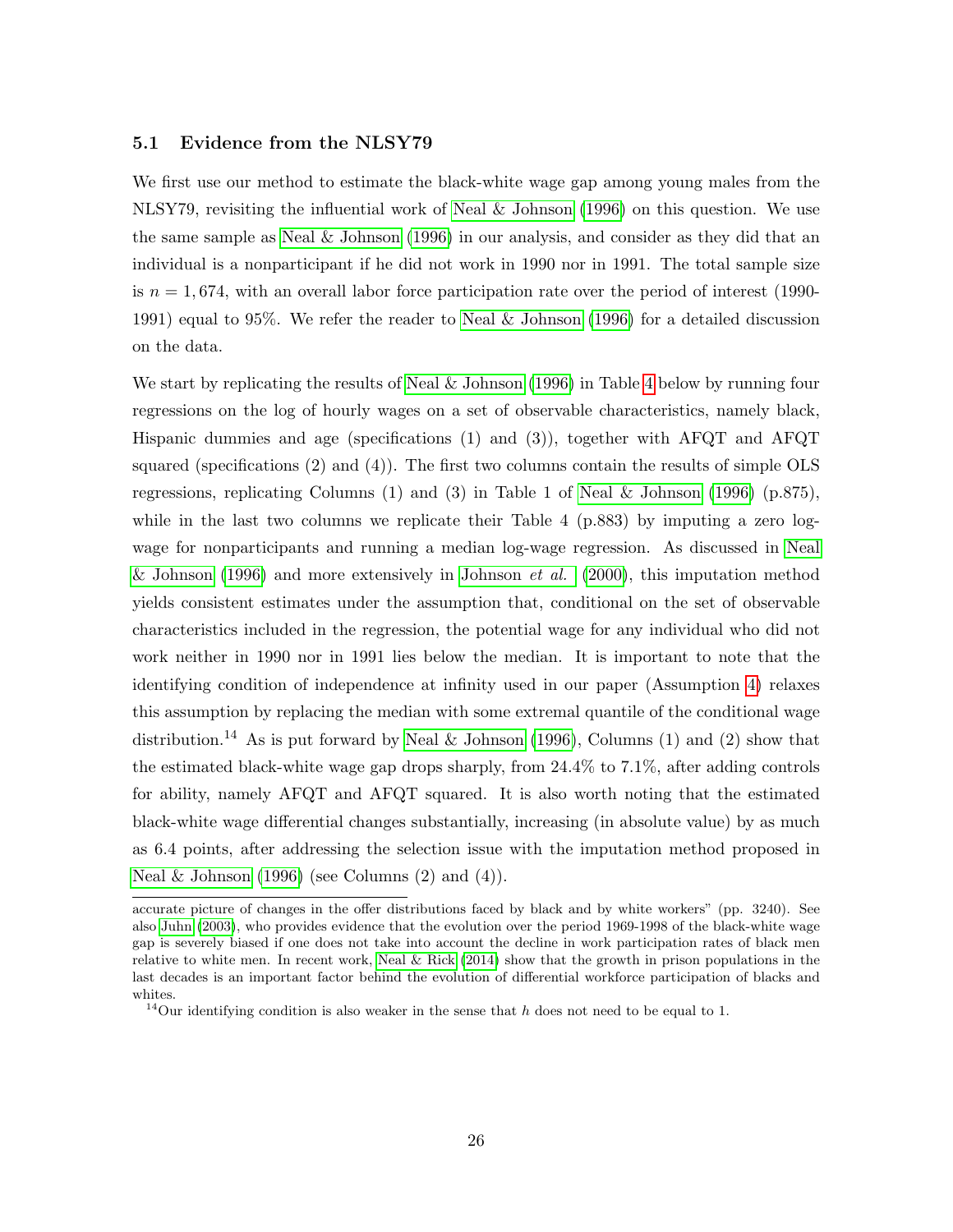### 5.1 Evidence from the NLSY79

We first use our method to estimate the black-white wage gap among young males from the NLSY79, revisiting the influential work of Neal & Johnson (1996) on this question. We use the same sample as Neal & Johnson (1996) in our analysis, and consider as they did that an individual is a nonparticipant if he did not work in 1990 nor in 1991. The total sample size is $n = 1,674$, with an overall labor force participation rate over the period of interest (1990-1991) equal to 95%. We refer the reader to Neal & Johnson (1996) for a detailed discussion on the data.

We start by replicating the results of Neal & Johnson (1996) in Table 4 below by running four regressions on the log of hourly wages on a set of observable characteristics, namely black, Hispanic dummies and age (specifications (1) and (3)), together with AFQT and AFQT squared (specifications (2) and (4)). The first two columns contain the results of simple OLS regressions, replicating Columns (1) and (3) in Table 1 of Neal & Johnson (1996) (p.875), while in the last two columns we replicate their Table 4 (p.883) by imputing a zero log-wage for nonparticipants and running a median log-wage regression. As discussed in Neal & Johnson (1996) and more extensively in Johnson *et al.* (2000), this imputation method yields consistent estimates under the assumption that, conditional on the set of observable characteristics included in the regression, the potential wage for any individual who did not work neither in 1990 nor in 1991 lies below the median. It is important to note that the identifying condition of independence at infinity used in our paper (Assumption 4) relaxes this assumption by replacing the median with some extremal quantile of the conditional wage distribution.[14] As is put forward by Neal & Johnson (1996), Columns (1) and (2) show that the estimated black-white wage gap drops sharply, from 24.4% to 7.1%, after adding controls for ability, namely AFQT and AFQT squared. It is also worth noting that the estimated black-white wage differential changes substantially, increasing (in absolute value) by as much as 6.4 points, after addressing the selection issue with the imputation method proposed in Neal & Johnson (1996) (see Columns (2) and (4)).

---

accurate picture of changes in the offer distributions faced by black and by white workers" (pp. 3240). See also Juhn (2003), who provides evidence that the evolution over the period 1969-1998 of the black-white wage gap is severely biased if one does not take into account the decline in work participation rates of black men relative to white men. In recent work, Neal & Rick (2014) show that the growth in prison populations in the last decades is an important factor behind the evolution of differential workforce participation of blacks and whites.

[14] Our identifying condition is also weaker in the sense that $h$ does not need to be equal to 1.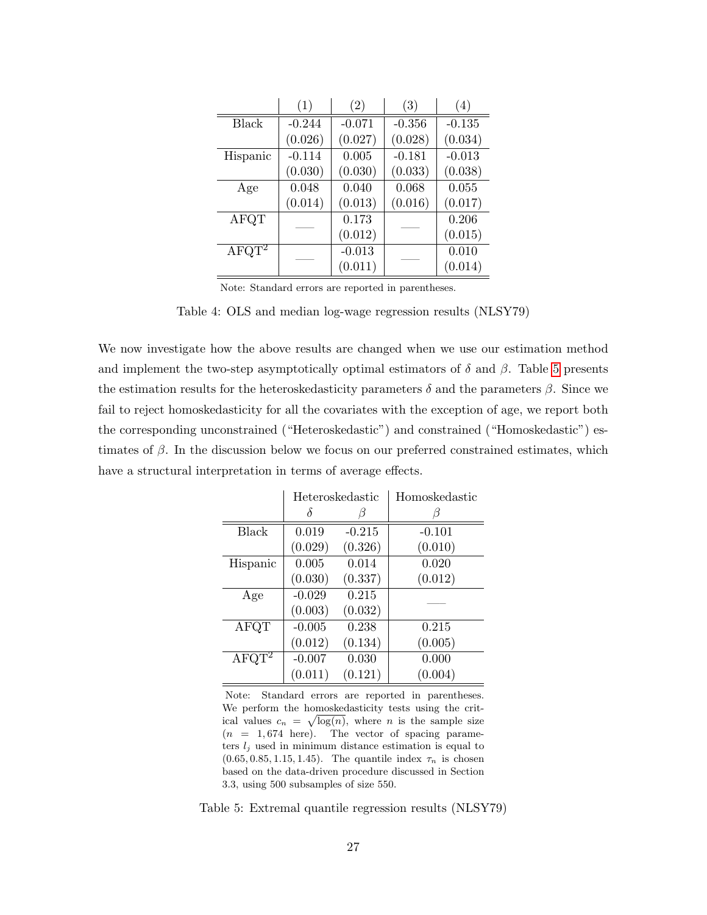| | (1) | (2) | (3) | (4) |
|---|---|---|---|---|
| Black | -0.244 | -0.071 | -0.356 | -0.135 |
| | (0.026) | (0.027) | (0.028) | (0.034) |
| Hispanic | -0.114 | 0.005 | -0.181 | -0.013 |
| | (0.030) | (0.030) | (0.033) | (0.038) |
| Age | 0.048 | 0.040 | 0.068 | 0.055 |
| | (0.014) | (0.013) | (0.016) | (0.017) |
| AFQT | — | 0.173 | — | 0.206 |
| | | (0.012) | | (0.015) |
| AFQT$^2$ | — | -0.013 | — | 0.010 |
| | | (0.011) | | (0.014) |

Note: Standard errors are reported in parentheses.

Table 4: OLS and median log-wage regression results (NLSY79)

We now investigate how the above results are changed when we use our estimation method and implement the two-step asymptotically optimal estimators of $\delta$ and $\beta$. Table 5 presents the estimation results for the heteroskedasticity parameters $\delta$ and the parameters $\beta$. Since we fail to reject homoskedasticity for all the covariates with the exception of age, we report both the corresponding unconstrained ("Heteroskedastic") and constrained ("Homoskedastic") estimates of $\beta$. In the discussion below we focus on our preferred constrained estimates, which have a structural interpretation in terms of average effects.

| | Heteroskedastic | | Homoskedastic |
|---|---|---|---|
| | $\delta$ | $\beta$ | $\beta$ |
| Black | 0.019 | -0.215 | -0.101 |
| | (0.029) | (0.326) | (0.010) |
| Hispanic | 0.005 | 0.014 | 0.020 |
| | (0.030) | (0.337) | (0.012) |
| Age | -0.029 | 0.215 | — |
| | (0.003) | (0.032) | |
| AFQT | -0.005 | 0.238 | 0.215 |
| | (0.012) | (0.134) | (0.005) |
| AFQT$^2$ | -0.007 | 0.030 | 0.000 |
| | (0.011) | (0.121) | (0.004) |

Note: Standard errors are reported in parentheses. We perform the homoskedasticity tests using the critical values $c_n = \sqrt{\log(n)}$, where $n$ is the sample size ($n = 1,674$ here). The vector of spacing parameters $l_j$ used in minimum distance estimation is equal to $(0.65, 0.85, 1.15, 1.45)$. The quantile index $\tau_n$ is chosen based on the data-driven procedure discussed in Section 3.3, using 500 subsamples of size 550.

Table 5: Extremal quantile regression results (NLSY79)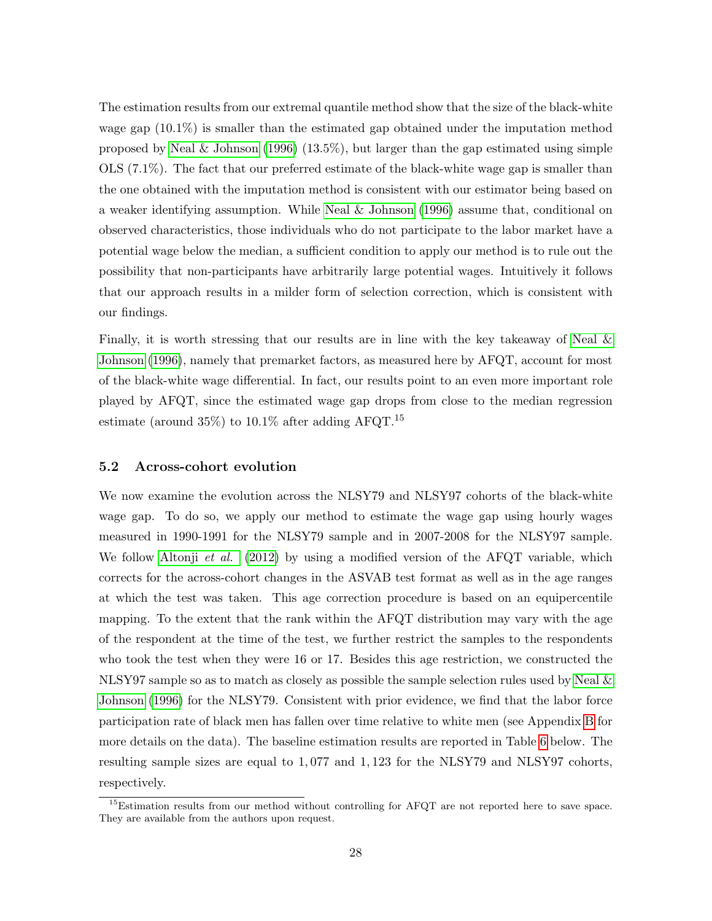The estimation results from our extremal quantile method show that the size of the black-white wage gap (10.1%) is smaller than the estimated gap obtained under the imputation method proposed by Neal & Johnson (1996) (13.5%), but larger than the gap estimated using simple OLS (7.1%). The fact that our preferred estimate of the black-white wage gap is smaller than the one obtained with the imputation method is consistent with our estimator being based on a weaker identifying assumption. While Neal & Johnson (1996) assume that, conditional on observed characteristics, those individuals who do not participate to the labor market have a potential wage below the median, a sufficient condition to apply our method is to rule out the possibility that non-participants have arbitrarily large potential wages. Intuitively it follows that our approach results in a milder form of selection correction, which is consistent with our findings.

Finally, it is worth stressing that our results are in line with the key takeaway of Neal & Johnson (1996), namely that premarket factors, as measured here by AFQT, account for most of the black-white wage differential. In fact, our results point to an even more important role played by AFQT, since the estimated wage gap drops from close to the median regression estimate (around 35%) to 10.1% after adding AFQT.[15]

### 5.2 Across-cohort evolution

We now examine the evolution across the NLSY79 and NLSY97 cohorts of the black-white wage gap. To do so, we apply our method to estimate the wage gap using hourly wages measured in 1990-1991 for the NLSY79 sample and in 2007-2008 for the NLSY97 sample. We follow Altonji *et al.* (2012) by using a modified version of the AFQT variable, which corrects for the across-cohort changes in the ASVAB test format as well as in the age ranges at which the test was taken. This age correction procedure is based on an equipercentile mapping. To the extent that the rank within the AFQT distribution may vary with the age of the respondent at the time of the test, we further restrict the samples to the respondents who took the test when they were 16 or 17. Besides this age restriction, we constructed the NLSY97 sample so as to match as closely as possible the sample selection rules used by Neal & Johnson (1996) for the NLSY79. Consistent with prior evidence, we find that the labor force participation rate of black men has fallen over time relative to white men (see Appendix B for more details on the data). The baseline estimation results are reported in Table 6 below. The resulting sample sizes are equal to 1,077 and 1,123 for the NLSY79 and NLSY97 cohorts, respectively.

[15] Estimation results from our method without controlling for AFQT are not reported here to save space. They are available from the authors upon request.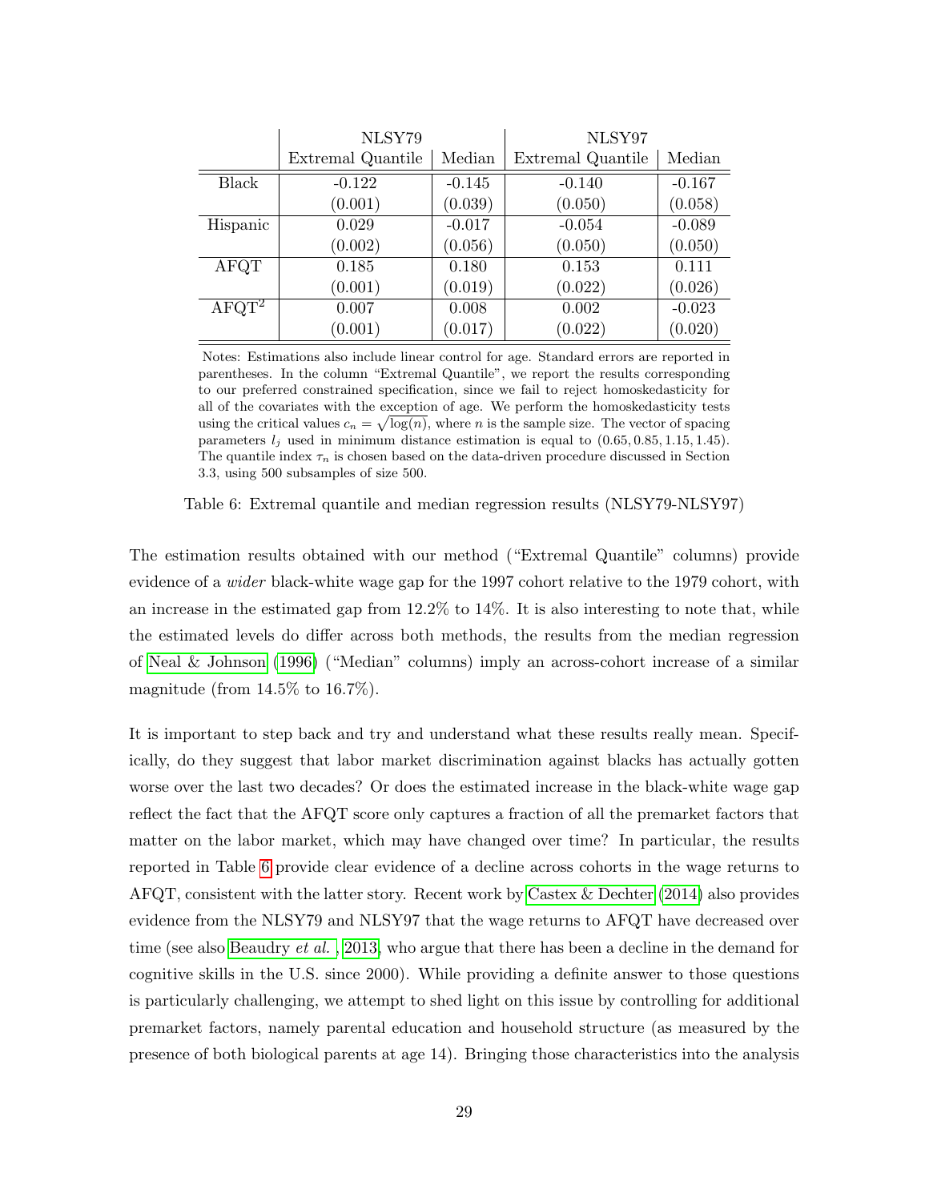| | NLSY79 | | NLSY97 | |
|---|---|---|---|---|
| | Extremal Quantile | Median | Extremal Quantile | Median |
| Black | -0.122 | -0.145 | -0.140 | -0.167 |
| | (0.001) | (0.039) | (0.050) | (0.058) |
| Hispanic | 0.029 | -0.017 | -0.054 | -0.089 |
| | (0.002) | (0.056) | (0.050) | (0.050) |
| AFQT | 0.185 | 0.180 | 0.153 | 0.111 |
| | (0.001) | (0.019) | (0.022) | (0.026) |
| AFQT$^2$ | 0.007 | 0.008 | 0.002 | -0.023 |
| | (0.001) | (0.017) | (0.022) | (0.020) |

Notes: Estimations also include linear control for age. Standard errors are reported in parentheses. In the column "Extremal Quantile", we report the results corresponding to our preferred constrained specification, since we fail to reject homoskedasticity for all of the covariates with the exception of age. We perform the homoskedasticity tests using the critical values $c_n = \sqrt{\log(n)}$, where $n$ is the sample size. The vector of spacing parameters $l_j$ used in minimum distance estimation is equal to $(0.65, 0.85, 1.15, 1.45)$. The quantile index $\tau_n$ is chosen based on the data-driven procedure discussed in Section 3.3, using 500 subsamples of size 500.

Table 6: Extremal quantile and median regression results (NLSY79-NLSY97)

The estimation results obtained with our method ("Extremal Quantile" columns) provide evidence of a *wider* black-white wage gap for the 1997 cohort relative to the 1979 cohort, with an increase in the estimated gap from 12.2% to 14%. It is also interesting to note that, while the estimated levels do differ across both methods, the results from the median regression of Neal & Johnson (1996) ("Median" columns) imply an across-cohort increase of a similar magnitude (from 14.5% to 16.7%).

It is important to step back and try and understand what these results really mean. Specifically, do they suggest that labor market discrimination against blacks has actually gotten worse over the last two decades? Or does the estimated increase in the black-white wage gap reflect the fact that the AFQT score only captures a fraction of all the premarket factors that matter on the labor market, which may have changed over time? In particular, the results reported in Table 6 provide clear evidence of a decline across cohorts in the wage returns to AFQT, consistent with the latter story. Recent work by Castex & Dechter (2014) also provides evidence from the NLSY79 and NLSY97 that the wage returns to AFQT have decreased over time (see also Beaudry *et al.*, 2013, who argue that there has been a decline in the demand for cognitive skills in the U.S. since 2000). While providing a definite answer to those questions is particularly challenging, we attempt to shed light on this issue by controlling for additional premarket factors, namely parental education and household structure (as measured by the presence of both biological parents at age 14). Bringing those characteristics into the analysis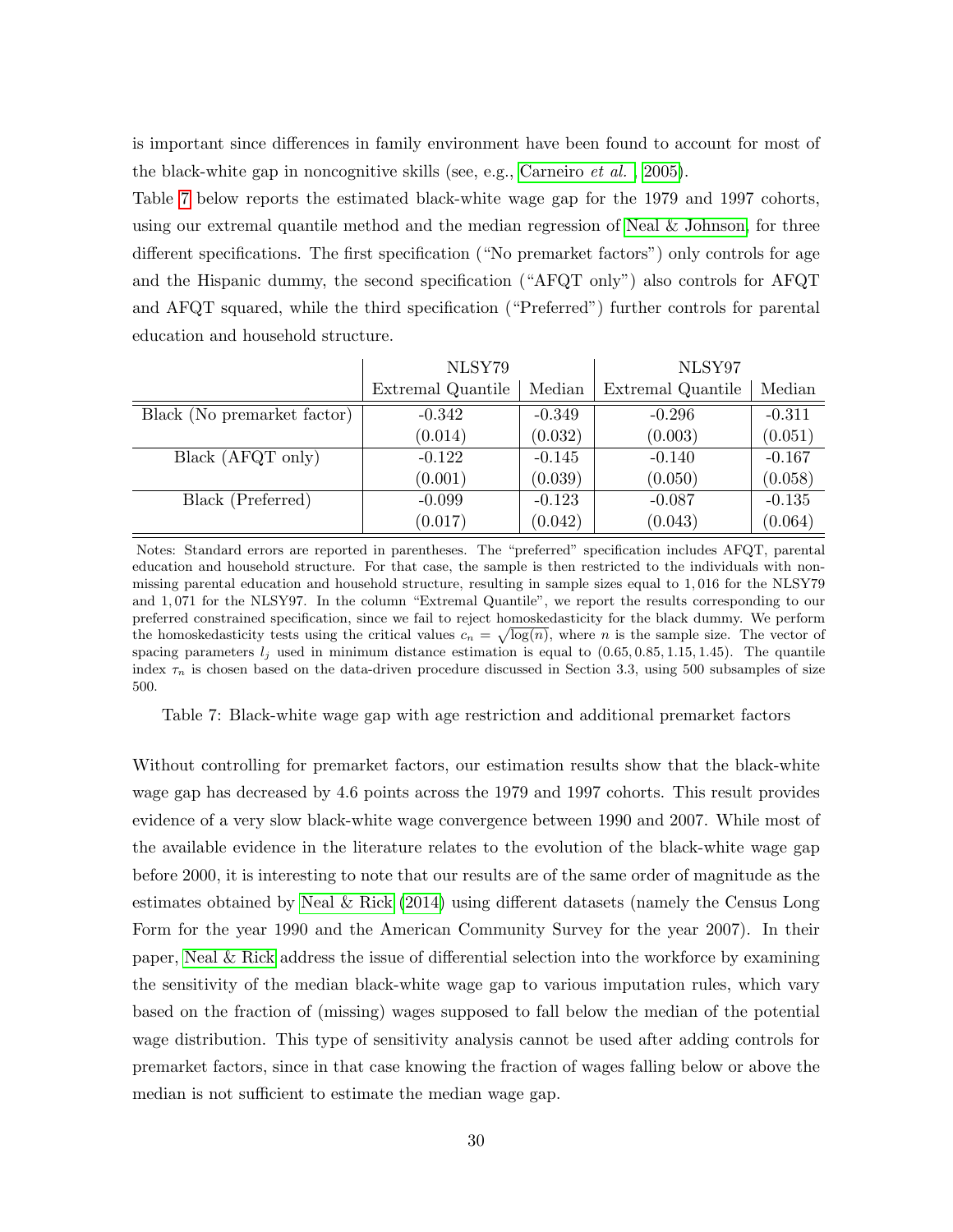is important since differences in family environment have been found to account for most of the black-white gap in noncognitive skills (see, e.g., Carneiro *et al.*, 2005).

Table 7 below reports the estimated black-white wage gap for the 1979 and 1997 cohorts, using our extremal quantile method and the median regression of Neal & Johnson, for three different specifications. The first specification ("No premarket factors") only controls for age and the Hispanic dummy, the second specification ("AFQT only") also controls for AFQT and AFQT squared, while the third specification ("Preferred") further controls for parental education and household structure.

| | NLSY79 | | NLSY97 | |
|---|---|---|---|---|
| | Extremal Quantile | Median | Extremal Quantile | Median |
| Black (No premarket factor) | -0.342 | -0.349 | -0.296 | -0.311 |
| | (0.014) | (0.032) | (0.003) | (0.051) |
| Black (AFQT only) | -0.122 | -0.145 | -0.140 | -0.167 |
| | (0.001) | (0.039) | (0.050) | (0.058) |
| Black (Preferred) | -0.099 | -0.123 | -0.087 | -0.135 |
| | (0.017) | (0.042) | (0.043) | (0.064) |

Notes: Standard errors are reported in parentheses. The "preferred" specification includes AFQT, parental education and household structure. For that case, the sample is then restricted to the individuals with non-missing parental education and household structure, resulting in sample sizes equal to 1,016 for the NLSY79 and 1,071 for the NLSY97. In the column "Extremal Quantile", we report the results corresponding to our preferred constrained specification, since we fail to reject homoskedasticity for the black dummy. We perform the homoskedasticity tests using the critical values $c_n = \sqrt{\log(n)}$, where $n$ is the sample size. The vector of spacing parameters $l_j$ used in minimum distance estimation is equal to $(0.65, 0.85, 1.15, 1.45)$. The quantile index $\tau_n$ is chosen based on the data-driven procedure discussed in Section 3.3, using 500 subsamples of size 500.

Table 7: Black-white wage gap with age restriction and additional premarket factors

Without controlling for premarket factors, our estimation results show that the black-white wage gap has decreased by 4.6 points across the 1979 and 1997 cohorts. This result provides evidence of a very slow black-white wage convergence between 1990 and 2007. While most of the available evidence in the literature relates to the evolution of the black-white wage gap before 2000, it is interesting to note that our results are of the same order of magnitude as the estimates obtained by Neal & Rick (2014) using different datasets (namely the Census Long Form for the year 1990 and the American Community Survey for the year 2007). In their paper, Neal & Rick address the issue of differential selection into the workforce by examining the sensitivity of the median black-white wage gap to various imputation rules, which vary based on the fraction of (missing) wages supposed to fall below the median of the potential wage distribution. This type of sensitivity analysis cannot be used after adding controls for premarket factors, since in that case knowing the fraction of wages falling below or above the median is not sufficient to estimate the median wage gap.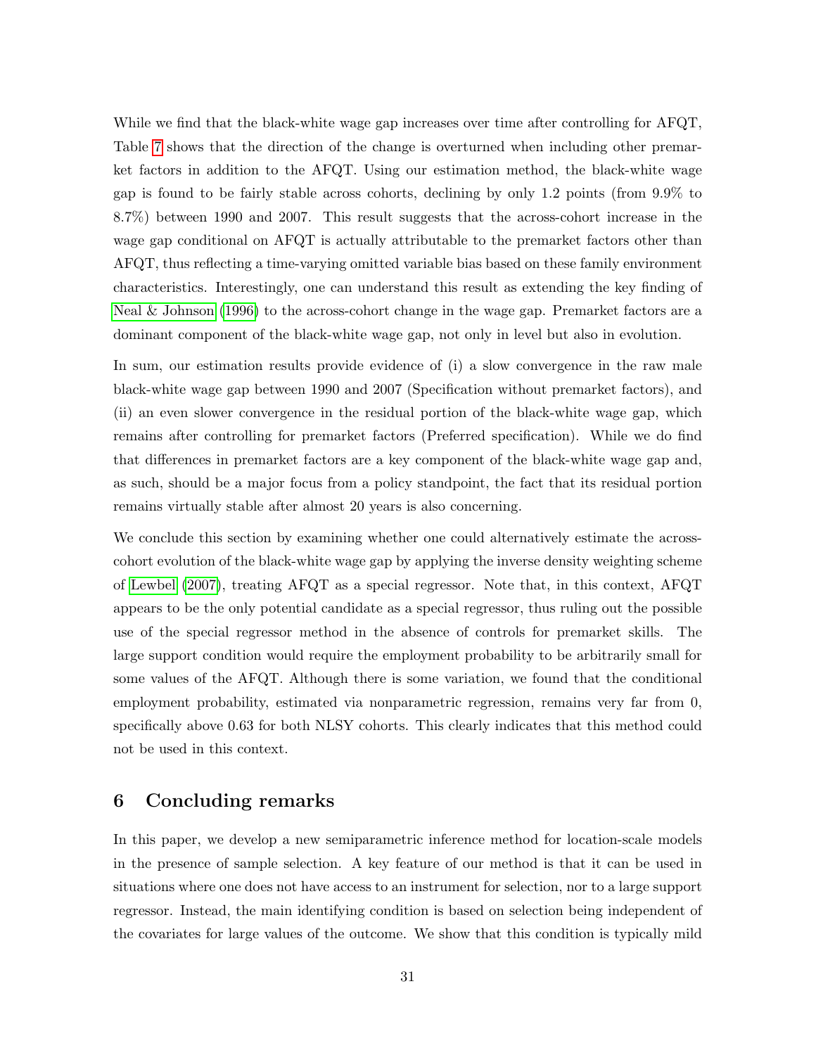While we find that the black-white wage gap increases over time after controlling for AFQT, Table 7 shows that the direction of the change is overturned when including other premarket factors in addition to the AFQT. Using our estimation method, the black-white wage gap is found to be fairly stable across cohorts, declining by only 1.2 points (from 9.9% to 8.7%) between 1990 and 2007. This result suggests that the across-cohort increase in the wage gap conditional on AFQT is actually attributable to the premarket factors other than AFQT, thus reflecting a time-varying omitted variable bias based on these family environment characteristics. Interestingly, one can understand this result as extending the key finding of Neal & Johnson (1996) to the across-cohort change in the wage gap. Premarket factors are a dominant component of the black-white wage gap, not only in level but also in evolution.

In sum, our estimation results provide evidence of (i) a slow convergence in the raw male black-white wage gap between 1990 and 2007 (Specification without premarket factors), and (ii) an even slower convergence in the residual portion of the black-white wage gap, which remains after controlling for premarket factors (Preferred specification). While we do find that differences in premarket factors are a key component of the black-white wage gap and, as such, should be a major focus from a policy standpoint, the fact that its residual portion remains virtually stable after almost 20 years is also concerning.

We conclude this section by examining whether one could alternatively estimate the across-cohort evolution of the black-white wage gap by applying the inverse density weighting scheme of Lewbel (2007), treating AFQT as a special regressor. Note that, in this context, AFQT appears to be the only potential candidate as a special regressor, thus ruling out the possible use of the special regressor method in the absence of controls for premarket skills. The large support condition would require the employment probability to be arbitrarily small for some values of the AFQT. Although there is some variation, we found that the conditional employment probability, estimated via nonparametric regression, remains very far from 0, specifically above 0.63 for both NLSY cohorts. This clearly indicates that this method could not be used in this context.

## 6 Concluding remarks

In this paper, we develop a new semiparametric inference method for location-scale models in the presence of sample selection. A key feature of our method is that it can be used in situations where one does not have access to an instrument for selection, nor to a large support regressor. Instead, the main identifying condition is based on selection being independent of the covariates for large values of the outcome. We show that this condition is typically mild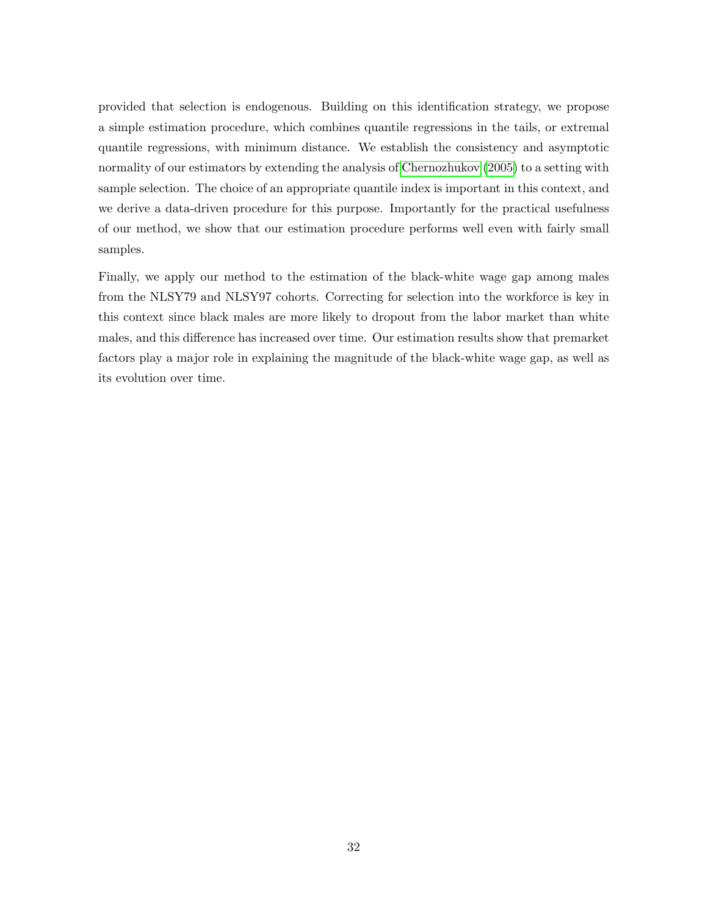provided that selection is endogenous. Building on this identification strategy, we propose a simple estimation procedure, which combines quantile regressions in the tails, or extremal quantile regressions, with minimum distance. We establish the consistency and asymptotic normality of our estimators by extending the analysis of Chernozhukov (2005) to a setting with sample selection. The choice of an appropriate quantile index is important in this context, and we derive a data-driven procedure for this purpose. Importantly for the practical usefulness of our method, we show that our estimation procedure performs well even with fairly small samples.

Finally, we apply our method to the estimation of the black-white wage gap among males from the NLSY79 and NLSY97 cohorts. Correcting for selection into the workforce is key in this context since black males are more likely to dropout from the labor market than white males, and this difference has increased over time. Our estimation results show that premarket factors play a major role in explaining the magnitude of the black-white wage gap, as well as its evolution over time.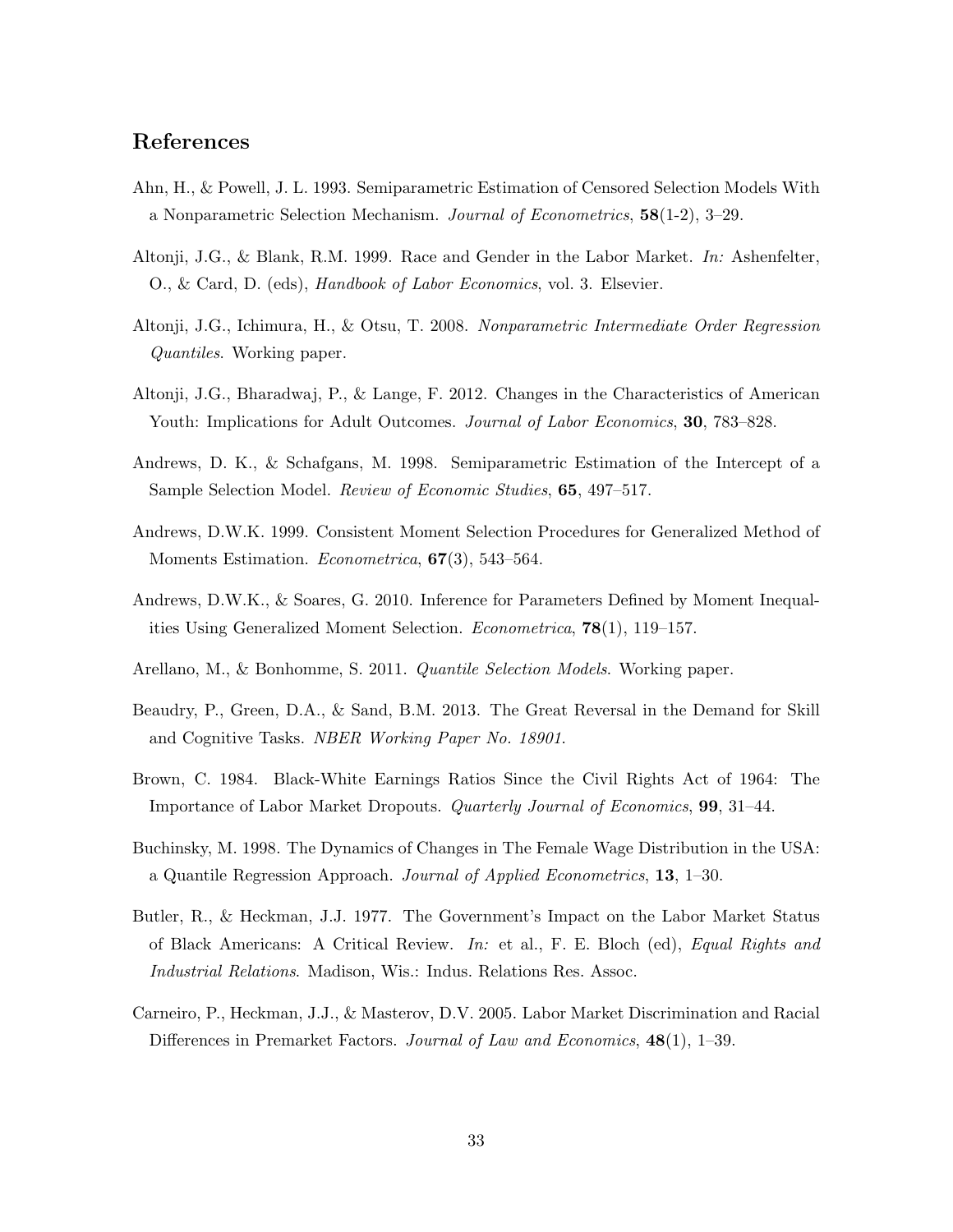## References

Ahn, H., & Powell, J. L. 1993. Semiparametric Estimation of Censored Selection Models With a Nonparametric Selection Mechanism. *Journal of Econometrics*, **58**(1-2), 3–29.

Altonji, J.G., & Blank, R.M. 1999. Race and Gender in the Labor Market. *In:* Ashenfelter, O., & Card, D. (eds), *Handbook of Labor Economics*, vol. 3. Elsevier.

Altonji, J.G., Ichimura, H., & Otsu, T. 2008. *Nonparametric Intermediate Order Regression Quantiles*. Working paper.

Altonji, J.G., Bharadwaj, P., & Lange, F. 2012. Changes in the Characteristics of American Youth: Implications for Adult Outcomes. *Journal of Labor Economics*, **30**, 783–828.

Andrews, D. K., & Schafgans, M. 1998. Semiparametric Estimation of the Intercept of a Sample Selection Model. *Review of Economic Studies*, **65**, 497–517.

Andrews, D.W.K. 1999. Consistent Moment Selection Procedures for Generalized Method of Moments Estimation. *Econometrica*, **67**(3), 543–564.

Andrews, D.W.K., & Soares, G. 2010. Inference for Parameters Defined by Moment Inequalities Using Generalized Moment Selection. *Econometrica*, **78**(1), 119–157.

Arellano, M., & Bonhomme, S. 2011. *Quantile Selection Models*. Working paper.

Beaudry, P., Green, D.A., & Sand, B.M. 2013. The Great Reversal in the Demand for Skill and Cognitive Tasks. *NBER Working Paper No. 18901*.

Brown, C. 1984. Black-White Earnings Ratios Since the Civil Rights Act of 1964: The Importance of Labor Market Dropouts. *Quarterly Journal of Economics*, **99**, 31–44.

Buchinsky, M. 1998. The Dynamics of Changes in The Female Wage Distribution in the USA: a Quantile Regression Approach. *Journal of Applied Econometrics*, **13**, 1–30.

Butler, R., & Heckman, J.J. 1977. The Government's Impact on the Labor Market Status of Black Americans: A Critical Review. *In:* et al., F. E. Bloch (ed), *Equal Rights and Industrial Relations*. Madison, Wis.: Indus. Relations Res. Assoc.

Carneiro, P., Heckman, J.J., & Masterov, D.V. 2005. Labor Market Discrimination and Racial Differences in Premarket Factors. *Journal of Law and Economics*, **48**(1), 1–39.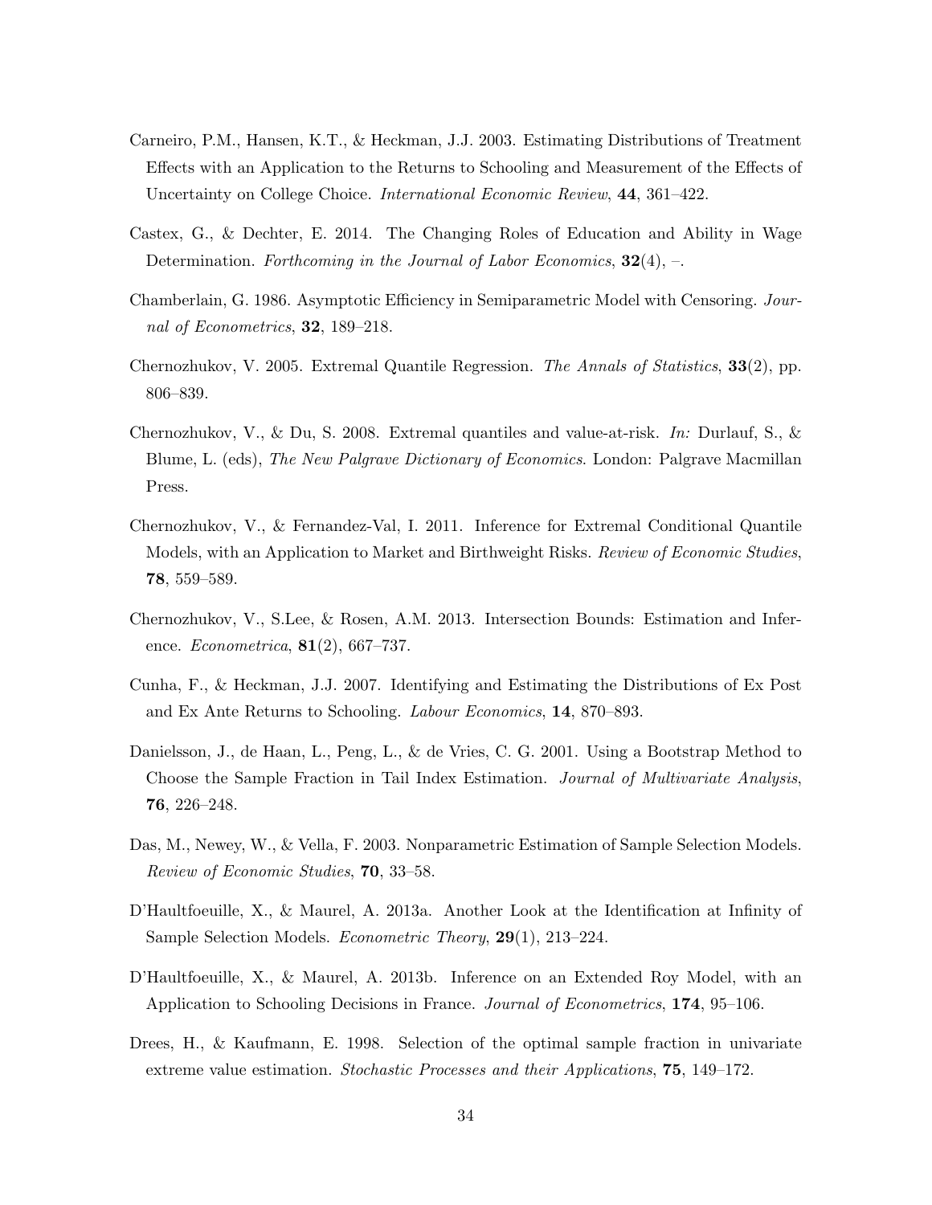Carneiro, P.M., Hansen, K.T., & Heckman, J.J. 2003. Estimating Distributions of Treatment Effects with an Application to the Returns to Schooling and Measurement of the Effects of Uncertainty on College Choice. *International Economic Review*, **44**, 361–422.

Castex, G., & Dechter, E. 2014. The Changing Roles of Education and Ability in Wage Determination. *Forthcoming in the Journal of Labor Economics*, **32**(4), –.

Chamberlain, G. 1986. Asymptotic Efficiency in Semiparametric Model with Censoring. *Journal of Econometrics*, **32**, 189–218.

Chernozhukov, V. 2005. Extremal Quantile Regression. *The Annals of Statistics*, **33**(2), pp. 806–839.

Chernozhukov, V., & Du, S. 2008. Extremal quantiles and value-at-risk. *In:* Durlauf, S., & Blume, L. (eds), *The New Palgrave Dictionary of Economics*. London: Palgrave Macmillan Press.

Chernozhukov, V., & Fernandez-Val, I. 2011. Inference for Extremal Conditional Quantile Models, with an Application to Market and Birthweight Risks. *Review of Economic Studies*, **78**, 559–589.

Chernozhukov, V., S.Lee, & Rosen, A.M. 2013. Intersection Bounds: Estimation and Inference. *Econometrica*, **81**(2), 667–737.

Cunha, F., & Heckman, J.J. 2007. Identifying and Estimating the Distributions of Ex Post and Ex Ante Returns to Schooling. *Labour Economics*, **14**, 870–893.

Danielsson, J., de Haan, L., Peng, L., & de Vries, C. G. 2001. Using a Bootstrap Method to Choose the Sample Fraction in Tail Index Estimation. *Journal of Multivariate Analysis*, **76**, 226–248.

Das, M., Newey, W., & Vella, F. 2003. Nonparametric Estimation of Sample Selection Models. *Review of Economic Studies*, **70**, 33–58.

D'Haultfoeuille, X., & Maurel, A. 2013a. Another Look at the Identification at Infinity of Sample Selection Models. *Econometric Theory*, **29**(1), 213–224.

D'Haultfoeuille, X., & Maurel, A. 2013b. Inference on an Extended Roy Model, with an Application to Schooling Decisions in France. *Journal of Econometrics*, **174**, 95–106.

Drees, H., & Kaufmann, E. 1998. Selection of the optimal sample fraction in univariate extreme value estimation. *Stochastic Processes and their Applications*, **75**, 149–172.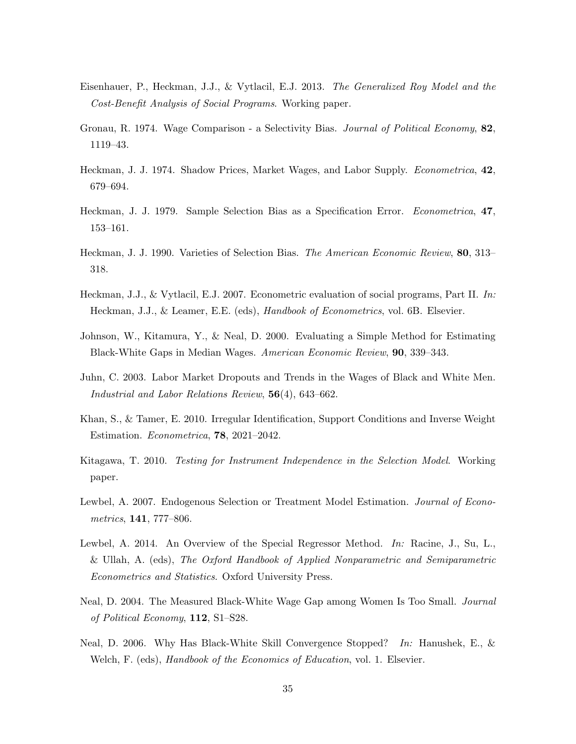Eisenhauer, P., Heckman, J.J., & Vytlacil, E.J. 2013. *The Generalized Roy Model and the Cost-Benefit Analysis of Social Programs*. Working paper.

Gronau, R. 1974. Wage Comparison - a Selectivity Bias. *Journal of Political Economy*, **82**, 1119–43.

Heckman, J. J. 1974. Shadow Prices, Market Wages, and Labor Supply. *Econometrica*, **42**, 679–694.

Heckman, J. J. 1979. Sample Selection Bias as a Specification Error. *Econometrica*, **47**, 153–161.

Heckman, J. J. 1990. Varieties of Selection Bias. *The American Economic Review*, **80**, 313–318.

Heckman, J.J., & Vytlacil, E.J. 2007. Econometric evaluation of social programs, Part II. *In:* Heckman, J.J., & Leamer, E.E. (eds), *Handbook of Econometrics*, vol. 6B. Elsevier.

Johnson, W., Kitamura, Y., & Neal, D. 2000. Evaluating a Simple Method for Estimating Black-White Gaps in Median Wages. *American Economic Review*, **90**, 339–343.

Juhn, C. 2003. Labor Market Dropouts and Trends in the Wages of Black and White Men. *Industrial and Labor Relations Review*, **56**(4), 643–662.

Khan, S., & Tamer, E. 2010. Irregular Identification, Support Conditions and Inverse Weight Estimation. *Econometrica*, **78**, 2021–2042.

Kitagawa, T. 2010. *Testing for Instrument Independence in the Selection Model*. Working paper.

Lewbel, A. 2007. Endogenous Selection or Treatment Model Estimation. *Journal of Econometrics*, **141**, 777–806.

Lewbel, A. 2014. An Overview of the Special Regressor Method. *In:* Racine, J., Su, L., & Ullah, A. (eds), *The Oxford Handbook of Applied Nonparametric and Semiparametric Econometrics and Statistics*. Oxford University Press.

Neal, D. 2004. The Measured Black-White Wage Gap among Women Is Too Small. *Journal of Political Economy*, **112**, S1–S28.

Neal, D. 2006. Why Has Black-White Skill Convergence Stopped? *In:* Hanushek, E., & Welch, F. (eds), *Handbook of the Economics of Education*, vol. 1. Elsevier.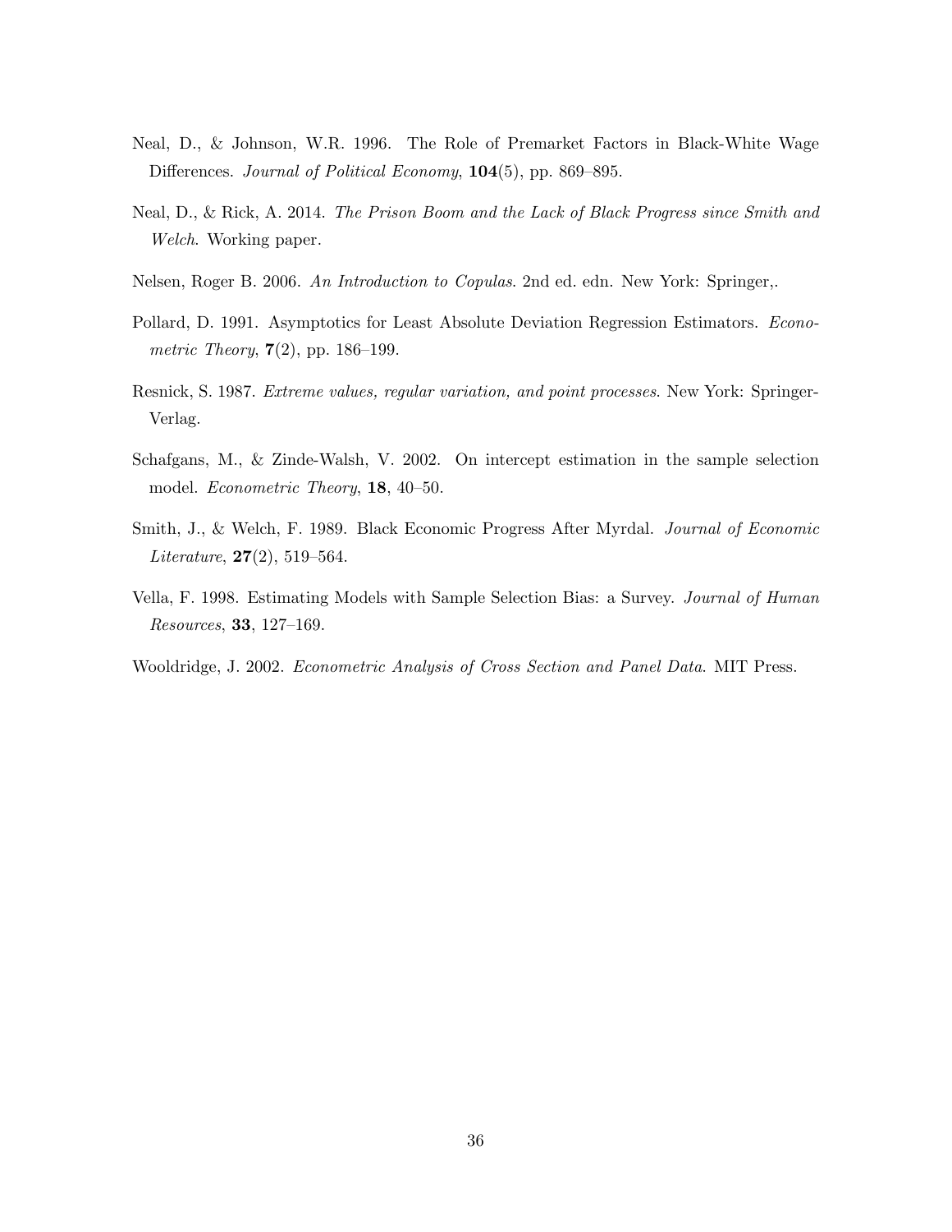Neal, D., & Johnson, W.R. 1996. The Role of Premarket Factors in Black-White Wage Differences. *Journal of Political Economy*, **104**(5), pp. 869–895.

Neal, D., & Rick, A. 2014. *The Prison Boom and the Lack of Black Progress since Smith and Welch*. Working paper.

Nelsen, Roger B. 2006. *An Introduction to Copulas*. 2nd ed. edn. New York: Springer,.

Pollard, D. 1991. Asymptotics for Least Absolute Deviation Regression Estimators. *Econometric Theory*, **7**(2), pp. 186–199.

Resnick, S. 1987. *Extreme values, regular variation, and point processes*. New York: Springer-Verlag.

Schafgans, M., & Zinde-Walsh, V. 2002. On intercept estimation in the sample selection model. *Econometric Theory*, **18**, 40–50.

Smith, J., & Welch, F. 1989. Black Economic Progress After Myrdal. *Journal of Economic Literature*, **27**(2), 519–564.

Vella, F. 1998. Estimating Models with Sample Selection Bias: a Survey. *Journal of Human Resources*, **33**, 127–169.

Wooldridge, J. 2002. *Econometric Analysis of Cross Section and Panel Data*. MIT Press.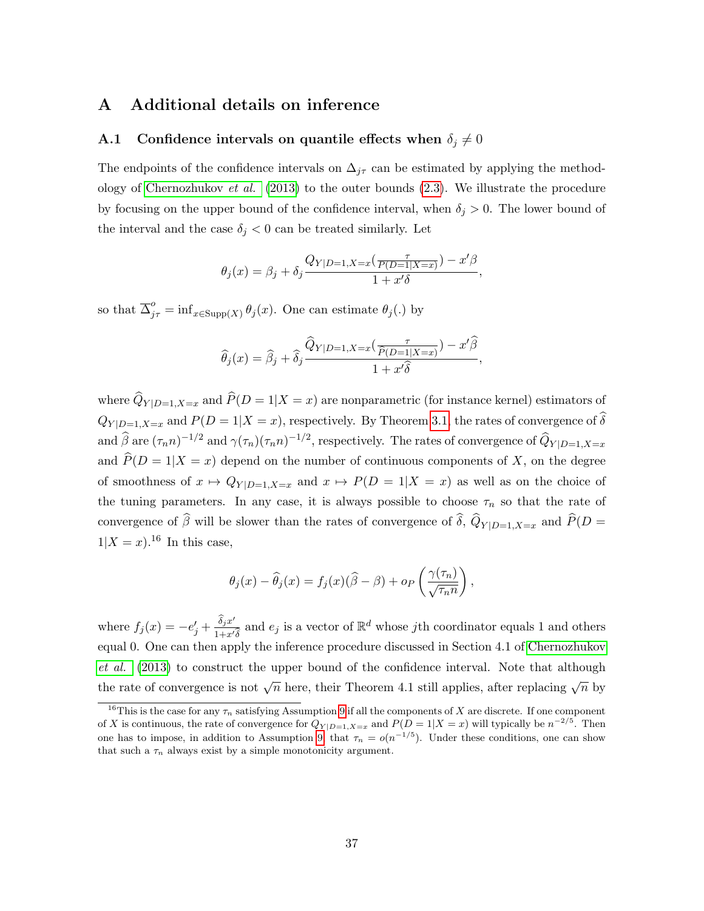# A Additional details on inference

## A.1 Confidence intervals on quantile effects when $\delta_j \neq 0$

The endpoints of the confidence intervals on $\Delta_{j\tau}$ can be estimated by applying the methodology of Chernozhukov *et al.* (2013) to the outer bounds (2.3). We illustrate the procedure by focusing on the upper bound of the confidence interval, when $\delta_j > 0$. The lower bound of the interval and the case $\delta_j < 0$ can be treated similarly. Let

$$\theta_j(x) = \beta_j + \delta_j \frac{Q_{Y|D=1,X=x}\left(\frac{\tau}{P(D=1|X=x)}\right) - x'\beta}{1 + x'\delta},$$

so that $\overline{\Delta}^o_{j\tau} = \inf_{x \in \text{Supp}(X)} \theta_j(x)$. One can estimate $\theta_j(.)$ by

$$\widehat{\theta}_j(x) = \widehat{\beta}_j + \widehat{\delta}_j \frac{\widehat{Q}_{Y|D=1,X=x}\left(\frac{\tau}{\widehat{P}(D=1|X=x)}\right) - x'\widehat{\beta}}{1 + x'\widehat{\delta}},$$

where $\widehat{Q}_{Y|D=1,X=x}$ and $\widehat{P}(D=1|X=x)$ are nonparametric (for instance kernel) estimators of $Q_{Y|D=1,X=x}$ and $P(D=1|X=x)$, respectively. By Theorem 3.1 the rates of convergence of $\widehat{\delta}$ and $\widehat{\beta}$ are $(\tau_n n)^{-1/2}$ and $\gamma(\tau_n)(\tau_n n)^{-1/2}$, respectively. The rates of convergence of $\widehat{Q}_{Y|D=1,X=x}$ and $\widehat{P}(D=1|X=x)$ depend on the number of continuous components of $X$, on the degree of smoothness of $x \mapsto Q_{Y|D=1,X=x}$ and $x \mapsto P(D=1|X=x)$ as well as on the choice of the tuning parameters. In any case, it is always possible to choose $\tau_n$ so that the rate of convergence of $\widehat{\beta}$ will be slower than the rates of convergence of $\widehat{\delta}$, $\widehat{Q}_{Y|D=1,X=x}$ and $\widehat{P}(D=1|X=x)$.[16] In this case,

$$\theta_j(x) - \widehat{\theta}_j(x) = f_j(x)(\widehat{\beta} - \beta) + o_P\left(\frac{\gamma(\tau_n)}{\sqrt{\tau_n n}}\right),$$

where $f_j(x) = -e'_j + \frac{\widehat{\delta}_j x'}{1+x'\widehat{\delta}}$ and $e_j$ is a vector of $\mathbb{R}^d$ whose $j$th coordinator equals 1 and others equal 0. One can then apply the inference procedure discussed in Section 4.1 of Chernozhukov *et al.* (2013) to construct the upper bound of the confidence interval. Note that although the rate of convergence is not $\sqrt{n}$ here, their Theorem 4.1 still applies, after replacing $\sqrt{n}$ by

[16] This is the case for any $\tau_n$ satisfying Assumption 9 if all the components of $X$ are discrete. If one component of $X$ is continuous, the rate of convergence for $Q_{Y|D=1,X=x}$ and $P(D=1|X=x)$ will typically be $n^{-2/5}$. Then one has to impose, in addition to Assumption 9, that $\tau_n = o(n^{-1/5})$. Under these conditions, one can show that such a $\tau_n$ always exist by a simple monotonicity argument.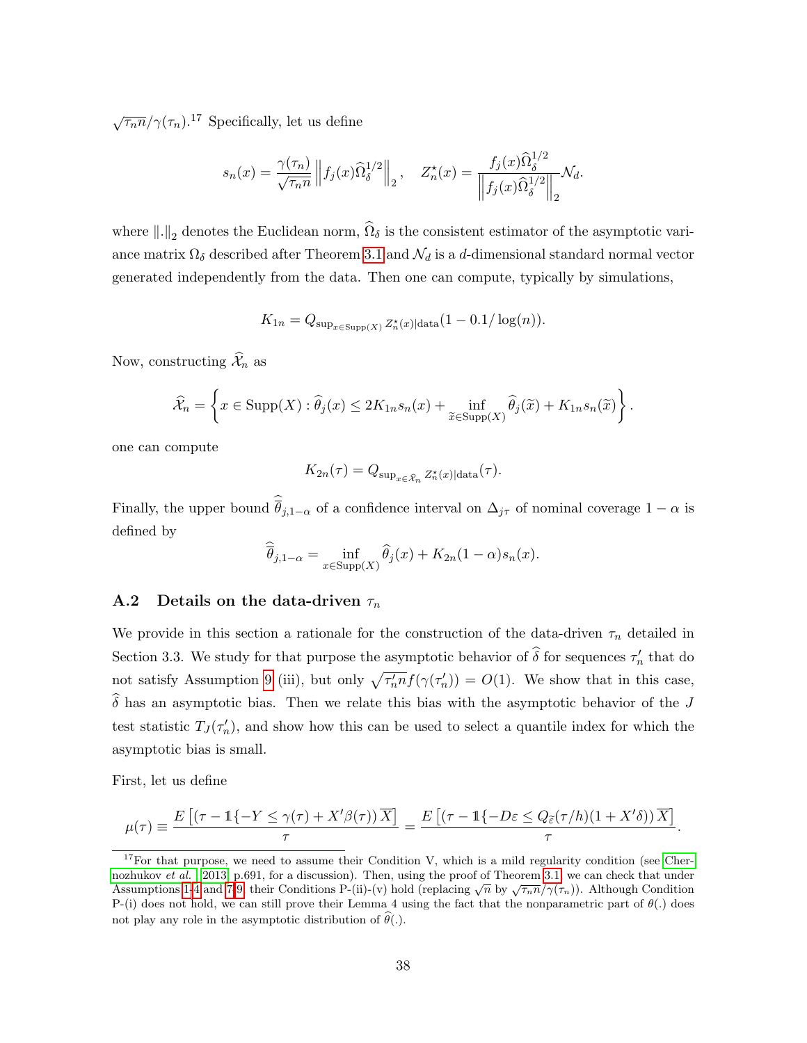$\sqrt{\tau_n n}/\gamma(\tau_n)$.[17] Specifically, let us define

$$s_n(x) = \frac{\gamma(\tau_n)}{\sqrt{\tau_n n}} \left\| f_j(x)\widehat{\Omega}_\delta^{1/2} \right\|_2, \quad Z_n^\star(x) = \frac{f_j(x)\widehat{\Omega}_\delta^{1/2}}{\left\| f_j(x)\widehat{\Omega}_\delta^{1/2} \right\|_2} \mathcal{N}_d.$$

where $\|.\|_2$ denotes the Euclidean norm, $\widehat{\Omega}_\delta$ is the consistent estimator of the asymptotic variance matrix $\Omega_\delta$ described after Theorem 3.1 and $\mathcal{N}_d$ is a $d$-dimensional standard normal vector generated independently from the data. Then one can compute, typically by simulations,

$$K_{1n} = Q_{\sup_{x \in \text{Supp}(X)} Z_n^\star(x)|\text{data}}(1 - 0.1/\log(n)).$$

Now, constructing $\widehat{\mathcal{X}}_n$ as

$$\widehat{\mathcal{X}}_n = \left\{ x \in \text{Supp}(X) : \widehat{\theta}_j(x) \leq 2K_{1n}s_n(x) + \inf_{\widetilde{x} \in \text{Supp}(X)} \widehat{\theta}_j(\widetilde{x}) + K_{1n}s_n(\widetilde{x}) \right\}.$$

one can compute

$$K_{2n}(\tau) = Q_{\sup_{x \in \widehat{\mathcal{X}}_n} Z_n^\star(x)|\text{data}}(\tau).$$

Finally, the upper bound $\widehat{\overline{\theta}}_{j,1-\alpha}$ of a confidence interval on $\Delta_{j\tau}$ of nominal coverage $1 - \alpha$ is defined by

$$\widehat{\overline{\theta}}_{j,1-\alpha} = \inf_{x \in \text{Supp}(X)} \widehat{\theta}_j(x) + K_{2n}(1 - \alpha)s_n(x).$$

### A.2 Details on the data-driven $\tau_n$

We provide in this section a rationale for the construction of the data-driven $\tau_n$ detailed in Section 3.3. We study for that purpose the asymptotic behavior of $\widehat{\delta}$ for sequences $\tau_n'$ that do not satisfy Assumption 9 (iii), but only $\sqrt{\tau_n' n} f(\gamma(\tau_n')) = O(1)$. We show that in this case, $\widehat{\delta}$ has an asymptotic bias. Then we relate this bias with the asymptotic behavior of the $J$ test statistic $T_J(\tau_n')$, and show how this can be used to select a quantile index for which the asymptotic bias is small.

First, let us define

$$\mu(\tau) \equiv \frac{E\left[(\tau - \mathbb{1}\{-Y \leq \gamma(\tau) + X'\beta(\tau)\)\overline{X}\right]}{\tau} = \frac{E\left[(\tau - \mathbb{1}\{-D\varepsilon \leq Q_{\tilde{\varepsilon}}(\tau/h)(1 + X'\delta)\)\overline{X}\right]}{\tau}.$$

[17] For that purpose, we need to assume their Condition V, which is a mild regularity condition (see Chernozhukov *et al.* (2013) p.691, for a discussion). Then, using the proof of Theorem 3.1, we can check that under Assumptions 1-4 and 7-9, their Conditions P-(ii)-(v) hold (replacing $\sqrt{n}$ by $\sqrt{\tau_n n}/\gamma(\tau_n)$). Although Condition P-(i) does not hold, we can still prove their Lemma 4 using the fact that the nonparametric part of $\theta(.)$ does not play any role in the asymptotic distribution of $\widehat{\theta}(.)$.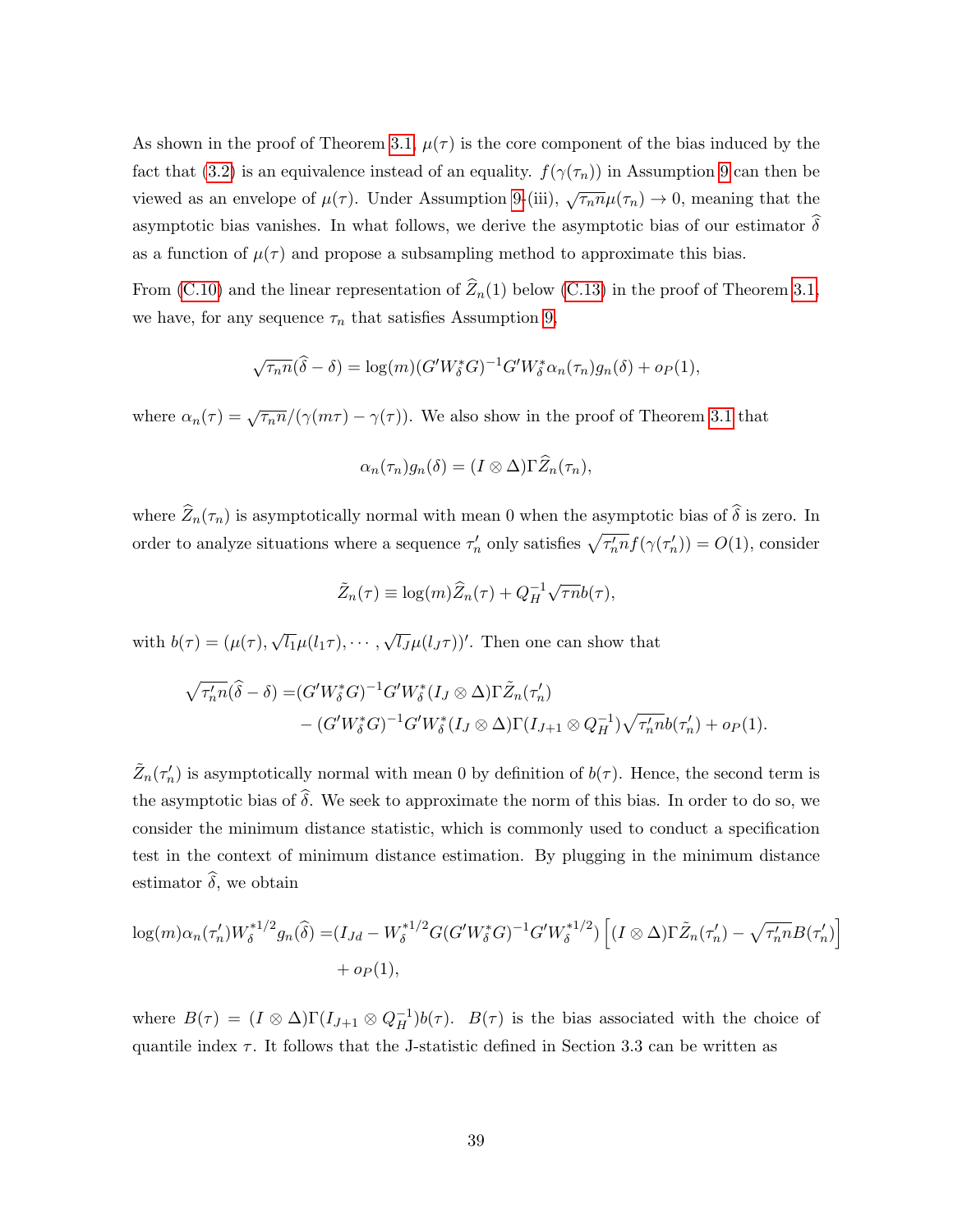As shown in the proof of Theorem 3.1, $\mu(\tau)$ is the core component of the bias induced by the fact that (3.2) is an equivalence instead of an equality. $f(\gamma(\tau_n))$ in Assumption 9 can then be viewed as an envelope of $\mu(\tau)$. Under Assumption 9-(iii), $\sqrt{\tau_n n}\mu(\tau_n) \to 0$, meaning that the asymptotic bias vanishes. In what follows, we derive the asymptotic bias of our estimator $\widehat{\delta}$ as a function of $\mu(\tau)$ and propose a subsampling method to approximate this bias.

From (C.10) and the linear representation of $\widehat{Z}_n(1)$ below (C.13) in the proof of Theorem 3.1, we have, for any sequence $\tau_n$ that satisfies Assumption 9,

$$\sqrt{\tau_n n}(\widehat{\delta} - \delta) = \log(m)(G'W_\delta^* G)^{-1}G'W_\delta^* \alpha_n(\tau_n) g_n(\delta) + o_P(1),$$

where $\alpha_n(\tau) = \sqrt{\tau_n n}/(\gamma(m\tau) - \gamma(\tau))$. We also show in the proof of Theorem 3.1 that

$$\alpha_n(\tau_n) g_n(\delta) = (I \otimes \Delta)\Gamma \widehat{Z}_n(\tau_n),$$

where $\widehat{Z}_n(\tau_n)$ is asymptotically normal with mean 0 when the asymptotic bias of $\widehat{\delta}$ is zero. In order to analyze situations where a sequence $\tau_n'$ only satisfies $\sqrt{\tau_n' n} f(\gamma(\tau_n')) = O(1)$, consider

$$\tilde{Z}_n(\tau) \equiv \log(m)\widehat{Z}_n(\tau) + Q_H^{-1}\sqrt{\tau n}\, b(\tau),$$

with $b(\tau) = (\mu(\tau), \sqrt{l_1}\mu(l_1\tau), \cdots, \sqrt{l_J}\mu(l_J\tau))'$. Then one can show that

$$\begin{aligned}
\sqrt{\tau_n' n}(\widehat{\delta} - \delta) =& (G'W_\delta^* G)^{-1}G'W_\delta^* (I_J \otimes \Delta)\Gamma \tilde{Z}_n(\tau_n') \\
&- (G'W_\delta^* G)^{-1}G'W_\delta^* (I_J \otimes \Delta)\Gamma (I_{J+1} \otimes Q_H^{-1})\sqrt{\tau_n' n}\, b(\tau_n') + o_P(1).
\end{aligned}$$

$\tilde{Z}_n(\tau_n')$ is asymptotically normal with mean 0 by definition of $b(\tau)$. Hence, the second term is the asymptotic bias of $\widehat{\delta}$. We seek to approximate the norm of this bias. In order to do so, we consider the minimum distance statistic, which is commonly used to conduct a specification test in the context of minimum distance estimation. By plugging in the minimum distance estimator $\widehat{\delta}$, we obtain

$$\begin{aligned}
\log(m)\alpha_n(\tau_n') W_\delta^{*1/2} g_n(\widehat{\delta}) =& (I_{Jd} - W_\delta^{*1/2} G(G'W_\delta^* G)^{-1}G'W_\delta^{*1/2}) \left[ (I \otimes \Delta)\Gamma \tilde{Z}_n(\tau_n') - \sqrt{\tau_n' n} B(\tau_n') \right] \\
&+ o_P(1),
\end{aligned}$$

where $B(\tau) = (I \otimes \Delta)\Gamma(I_{J+1} \otimes Q_H^{-1}) b(\tau)$. $B(\tau)$ is the bias associated with the choice of quantile index $\tau$. It follows that the J-statistic defined in Section 3.3 can be written as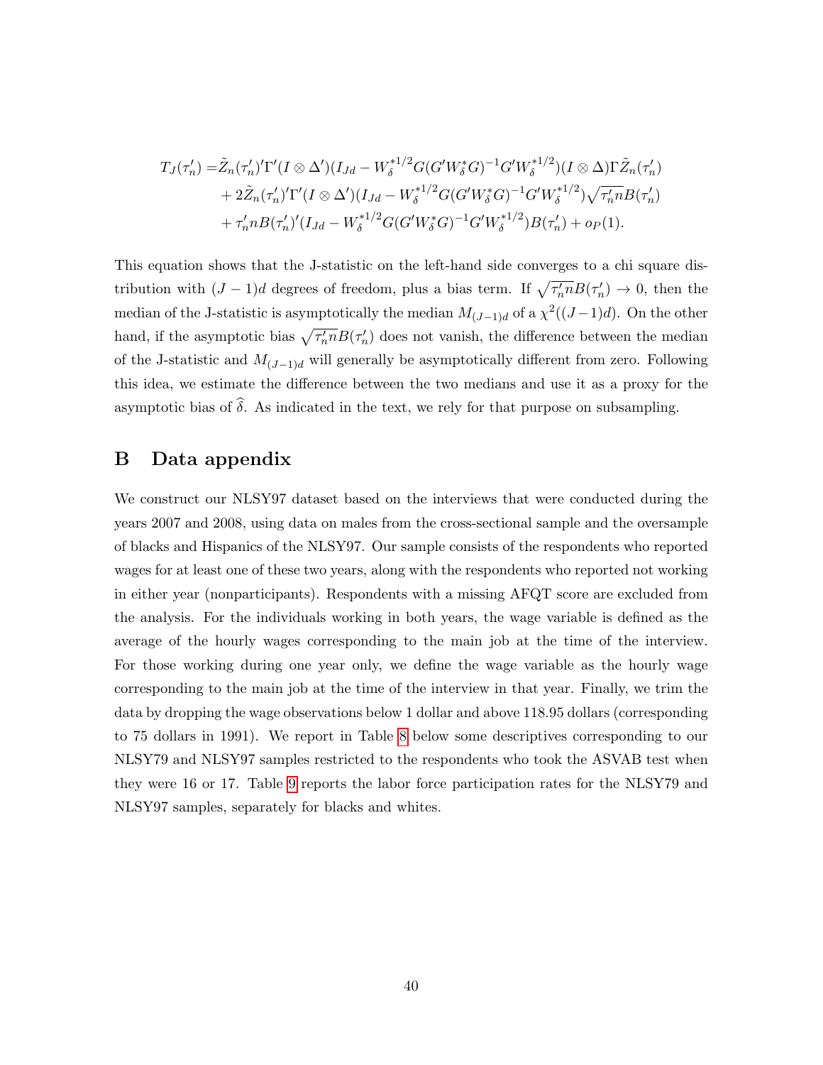$$
\begin{aligned}
T_J(\tau_n') =& \tilde{Z}_n(\tau_n')'\Gamma'(I \otimes \Delta')(I_{Jd} - W_\delta^{*1/2}G(G'W_\delta^* G)^{-1}G'W_\delta^{*1/2})(I \otimes \Delta)\Gamma\tilde{Z}_n(\tau_n') \\
&+ 2\tilde{Z}_n(\tau_n')'\Gamma'(I \otimes \Delta')(I_{Jd} - W_\delta^{*1/2}G(G'W_\delta^* G)^{-1}G'W_\delta^{*1/2})\sqrt{\tau_n' n}B(\tau_n') \\
&+ \tau_n' n B(\tau_n')'(I_{Jd} - W_\delta^{*1/2}G(G'W_\delta^* G)^{-1}G'W_\delta^{*1/2})B(\tau_n') + o_P(1).
\end{aligned}
$$

This equation shows that the J-statistic on the left-hand side converges to a chi square distribution with $(J-1)d$ degrees of freedom, plus a bias term. If $\sqrt{\tau_n' n}B(\tau_n') \to 0$, then the median of the J-statistic is asymptotically the median $M_{(J-1)d}$ of a $\chi^2((J-1)d)$. On the other hand, if the asymptotic bias $\sqrt{\tau_n' n}B(\tau_n')$ does not vanish, the difference between the median of the J-statistic and $M_{(J-1)d}$ will generally be asymptotically different from zero. Following this idea, we estimate the difference between the two medians and use it as a proxy for the asymptotic bias of $\widehat{\delta}$. As indicated in the text, we rely for that purpose on subsampling.

# B Data appendix

We construct our NLSY97 dataset based on the interviews that were conducted during the years 2007 and 2008, using data on males from the cross-sectional sample and the oversample of blacks and Hispanics of the NLSY97. Our sample consists of the respondents who reported wages for at least one of these two years, along with the respondents who reported not working in either year (nonparticipants). Respondents with a missing AFQT score are excluded from the analysis. For the individuals working in both years, the wage variable is defined as the average of the hourly wages corresponding to the main job at the time of the interview. For those working during one year only, we define the wage variable as the hourly wage corresponding to the main job at the time of the interview in that year. Finally, we trim the data by dropping the wage observations below 1 dollar and above 118.95 dollars (corresponding to 75 dollars in 1991). We report in Table 8 below some descriptives corresponding to our NLSY79 and NLSY97 samples restricted to the respondents who took the ASVAB test when they were 16 or 17. Table 9 reports the labor force participation rates for the NLSY79 and NLSY97 samples, separately for blacks and whites.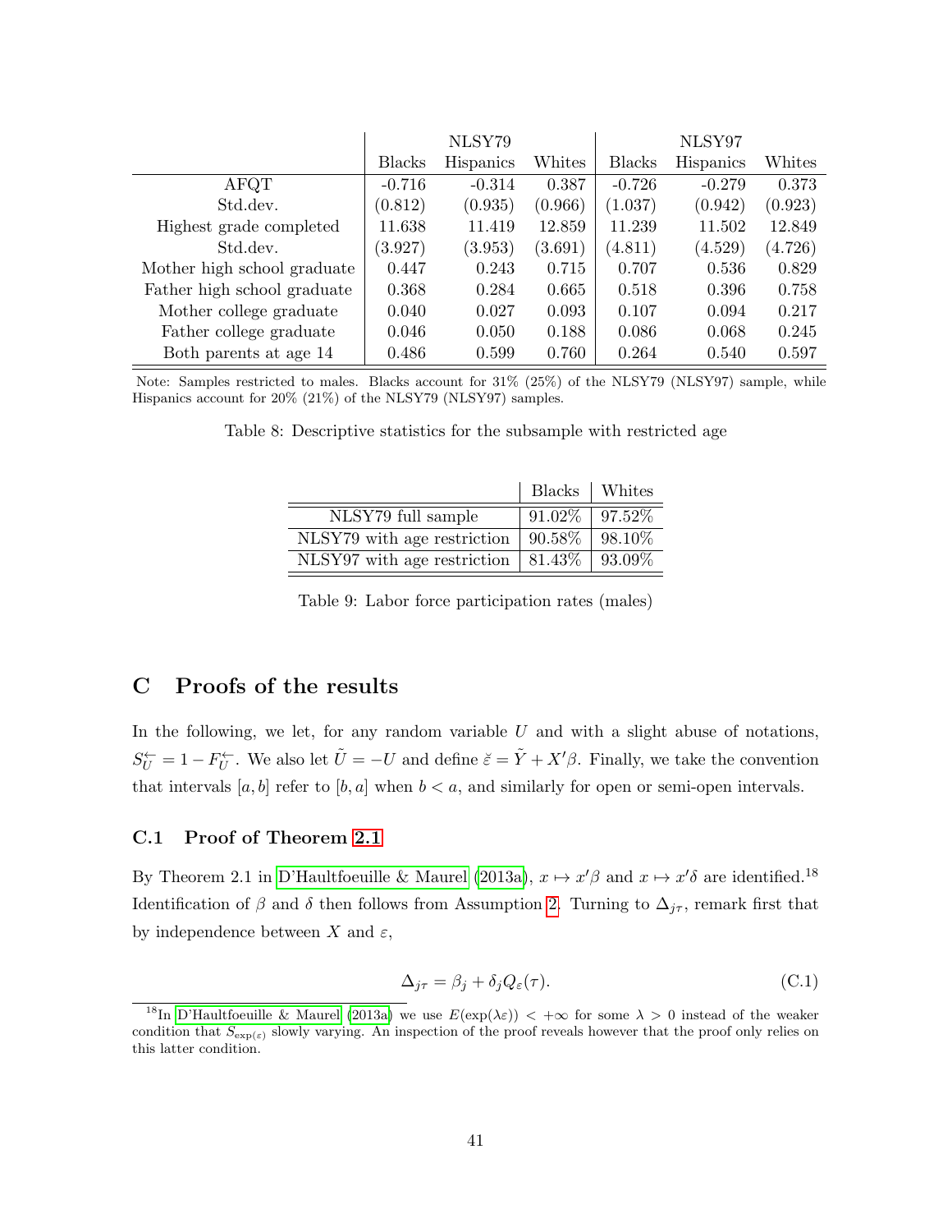| | NLSY79 | | | NLSY97 | | |
|---|---|---|---|---|---|---|
| | Blacks | Hispanics | Whites | Blacks | Hispanics | Whites |
| AFQT | -0.716 | -0.314 | 0.387 | -0.726 | -0.279 | 0.373 |
| Std.dev. | (0.812) | (0.935) | (0.966) | (1.037) | (0.942) | (0.923) |
| Highest grade completed | 11.638 | 11.419 | 12.859 | 11.239 | 11.502 | 12.849 |
| Std.dev. | (3.927) | (3.953) | (3.691) | (4.811) | (4.529) | (4.726) |
| Mother high school graduate | 0.447 | 0.243 | 0.715 | 0.707 | 0.536 | 0.829 |
| Father high school graduate | 0.368 | 0.284 | 0.665 | 0.518 | 0.396 | 0.758 |
| Mother college graduate | 0.040 | 0.027 | 0.093 | 0.107 | 0.094 | 0.217 |
| Father college graduate | 0.046 | 0.050 | 0.188 | 0.086 | 0.068 | 0.245 |
| Both parents at age 14 | 0.486 | 0.599 | 0.760 | 0.264 | 0.540 | 0.597 |

Note: Samples restricted to males. Blacks account for 31% (25%) of the NLSY79 (NLSY97) sample, while Hispanics account for 20% (21%) of the NLSY79 (NLSY97) samples.

Table 8: Descriptive statistics for the subsample with restricted age

| | Blacks | Whites |
|---|---|---|
| NLSY79 full sample | 91.02% | 97.52% |
| NLSY79 with age restriction | 90.58% | 98.10% |
| NLSY97 with age restriction | 81.43% | 93.09% |

Table 9: Labor force participation rates (males)

# C Proofs of the results

In the following, we let, for any random variable $U$ and with a slight abuse of notations, $S_U^{\leftarrow} = 1 - F_U^{\leftarrow}$. We also let $\tilde{U} = -U$ and define $\breve{\varepsilon} = \tilde{Y} + X'\beta$. Finally, we take the convention that intervals $[a, b]$ refer to $[b, a]$ when $b < a$, and similarly for open or semi-open intervals.

## C.1 Proof of Theorem 2.1

By Theorem 2.1 in D'Haultfoeuille & Maurel (2013a), $x \mapsto x'\beta$ and $x \mapsto x'\delta$ are identified.[18] Identification of $\beta$ and $\delta$ then follows from Assumption 2. Turning to $\Delta_{j\tau}$, remark first that by independence between $X$ and $\varepsilon$,

$$\Delta_{j\tau} = \beta_j + \delta_j Q_\varepsilon(\tau). \tag{C.1}$$

[18] In D'Haultfoeuille & Maurel (2013a) we use $E(\exp(\lambda\varepsilon)) < +\infty$ for some $\lambda > 0$ instead of the weaker condition that $S_{\exp(\varepsilon)}$ slowly varying. An inspection of the proof reveals however that the proof only relies on this latter condition.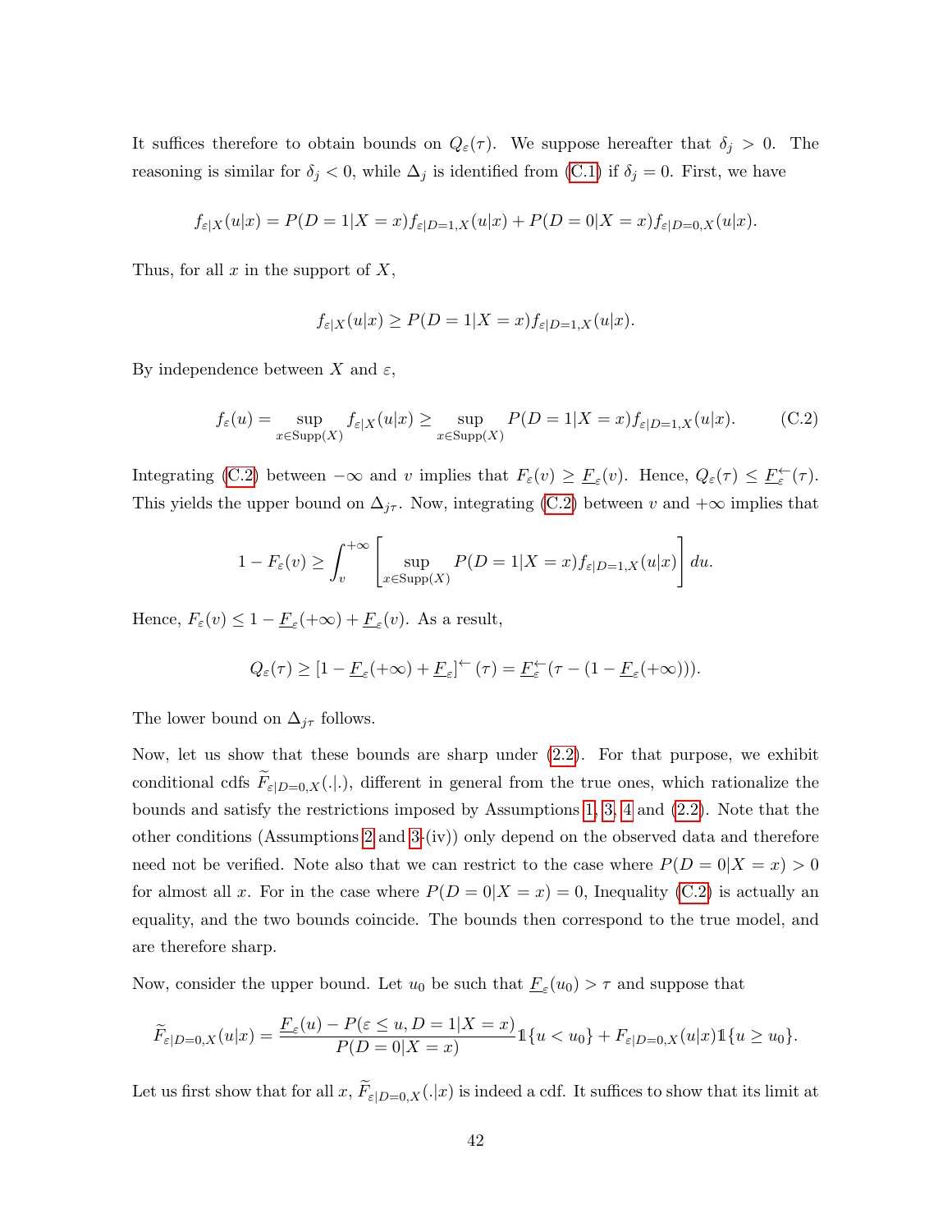It suffices therefore to obtain bounds on $Q_\varepsilon(\tau)$. We suppose hereafter that $\delta_j > 0$. The reasoning is similar for $\delta_j < 0$, while $\Delta_j$ is identified from (C.1) if $\delta_j = 0$. First, we have

$$f_{\varepsilon|X}(u|x) = P(D=1|X=x) f_{\varepsilon|D=1,X}(u|x) + P(D=0|X=x) f_{\varepsilon|D=0,X}(u|x).$$

Thus, for all $x$ in the support of $X$,

$$f_{\varepsilon|X}(u|x) \geq P(D=1|X=x) f_{\varepsilon|D=1,X}(u|x).$$

By independence between $X$ and $\varepsilon$,

$$f_\varepsilon(u) = \sup_{x \in \text{Supp}(X)} f_{\varepsilon|X}(u|x) \geq \sup_{x \in \text{Supp}(X)} P(D=1|X=x) f_{\varepsilon|D=1,X}(u|x). \tag{C.2}$$

Integrating (C.2) between $-\infty$ and $v$ implies that $F_\varepsilon(v) \geq \underline{F}_\varepsilon(v)$. Hence, $Q_\varepsilon(\tau) \leq \underline{F}_\varepsilon^{\leftarrow}(\tau)$. This yields the upper bound on $\Delta_{j\tau}$. Now, integrating (C.2) between $v$ and $+\infty$ implies that

$$1 - F_\varepsilon(v) \geq \int_v^{+\infty} \left[ \sup_{x \in \text{Supp}(X)} P(D=1|X=x) f_{\varepsilon|D=1,X}(u|x) \right] du.$$

Hence, $F_\varepsilon(v) \leq 1 - \underline{F}_\varepsilon(+\infty) + \underline{F}_\varepsilon(v)$. As a result,

$$Q_\varepsilon(\tau) \geq \left[1 - \underline{F}_\varepsilon(+\infty) + \underline{F}_\varepsilon\right]^{\leftarrow}(\tau) = \underline{F}_\varepsilon^{\leftarrow}(\tau - (1 - \underline{F}_\varepsilon(+\infty))).$$

The lower bound on $\Delta_{j\tau}$ follows.

Now, let us show that these bounds are sharp under (2.2). For that purpose, we exhibit conditional cdfs $\widetilde{F}_{\varepsilon|D=0,X}(.|.)$, different in general from the true ones, which rationalize the bounds and satisfy the restrictions imposed by Assumptions 1, 3, 4 and (2.2). Note that the other conditions (Assumptions 2 and 3-(iv)) only depend on the observed data and therefore need not be verified. Note also that we can restrict to the case where $P(D=0|X=x) > 0$ for almost all $x$. For in the case where $P(D=0|X=x) = 0$, Inequality (C.2) is actually an equality, and the two bounds coincide. The bounds then correspond to the true model, and are therefore sharp.

Now, consider the upper bound. Let $u_0$ be such that $\underline{F}_\varepsilon(u_0) > \tau$ and suppose that

$$\widetilde{F}_{\varepsilon|D=0,X}(u|x) = \frac{\underline{F}_\varepsilon(u) - P(\varepsilon \leq u, D=1|X=x)}{P(D=0|X=x)} \mathbb{1}\{u < u_0\} + F_{\varepsilon|D=0,X}(u|x) \mathbb{1}\{u \geq u_0\}.$$

Let us first show that for all $x$, $\widetilde{F}_{\varepsilon|D=0,X}(.|x)$ is indeed a cdf. It suffices to show that its limit at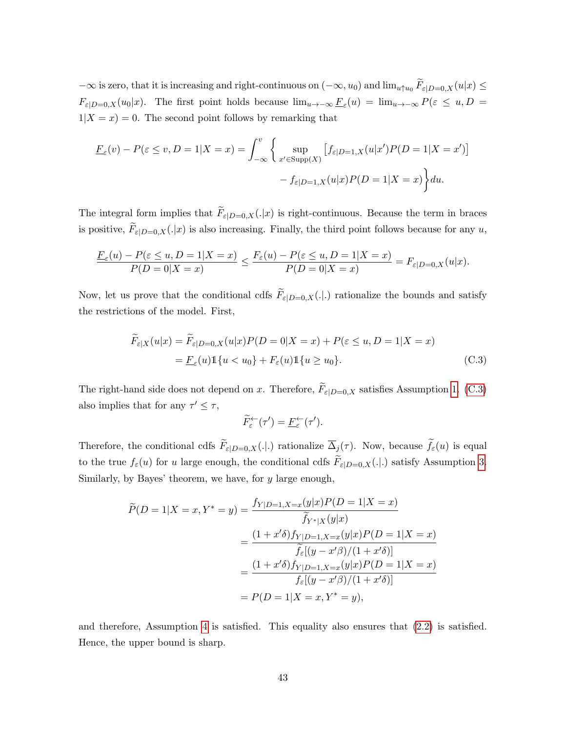$-\infty$ is zero, that it is increasing and right-continuous on $(-\infty, u_0)$ and $\lim_{u \uparrow u_0} \widetilde{F}_{\varepsilon|D=0,X}(u|x) \leq F_{\varepsilon|D=0,X}(u_0|x)$. The first point holds because $\lim_{u \to -\infty} \underline{F}_{\varepsilon}(u) = \lim_{u \to -\infty} P(\varepsilon \leq u, D = 1|X = x) = 0$. The second point follows by remarking that

$$\underline{F}_{\varepsilon}(v) - P(\varepsilon \leq v, D = 1|X = x) = \int_{-\infty}^{v} \left\{ \sup_{x' \in \text{Supp}(X)} \left[ f_{\varepsilon|D=1,X}(u|x') P(D = 1|X = x') \right] - f_{\varepsilon|D=1,X}(u|x) P(D = 1|X = x) \right\} du.$$

The integral form implies that $\widetilde{F}_{\varepsilon|D=0,X}(.|x)$ is right-continuous. Because the term in braces is positive, $\widetilde{F}_{\varepsilon|D=0,X}(.|x)$ is also increasing. Finally, the third point follows because for any $u$,

$$\frac{\underline{F}_{\varepsilon}(u) - P(\varepsilon \leq u, D = 1|X = x)}{P(D = 0|X = x)} \leq \frac{F_{\varepsilon}(u) - P(\varepsilon \leq u, D = 1|X = x)}{P(D = 0|X = x)} = F_{\varepsilon|D=0,X}(u|x).$$

Now, let us prove that the conditional cdfs $\widetilde{F}_{\varepsilon|D=0,X}(.|.)$ rationalize the bounds and satisfy the restrictions of the model. First,

$$\begin{aligned}
\widetilde{F}_{\varepsilon|X}(u|x) &= \widetilde{F}_{\varepsilon|D=0,X}(u|x) P(D = 0|X = x) + P(\varepsilon \leq u, D = 1|X = x) \\
&= \underline{F}_{\varepsilon}(u) \mathbb{1}\{u < u_0\} + F_{\varepsilon}(u) \mathbb{1}\{u \geq u_0\}.
\end{aligned} \tag{C.3}$$

The right-hand side does not depend on $x$. Therefore, $\widetilde{F}_{\varepsilon|D=0,X}$ satisfies Assumption 1. (C.3) also implies that for any $\tau' \leq \tau$,

$$\widetilde{F}_{\varepsilon}^{\leftarrow}(\tau') = \underline{F}_{\varepsilon}^{\leftarrow}(\tau').$$

Therefore, the conditional cdfs $\widetilde{F}_{\varepsilon|D=0,X}(.|.)$ rationalize $\overline{\Delta}_j(\tau)$. Now, because $\widetilde{f}_{\varepsilon}(u)$ is equal to the true $f_{\varepsilon}(u)$ for $u$ large enough, the conditional cdfs $\widetilde{F}_{\varepsilon|D=0,X}(.|.)$ satisfy Assumption 3. Similarly, by Bayes' theorem, we have, for $y$ large enough,

$$\begin{aligned}
\widetilde{P}(D = 1|X = x, Y^* = y) &= \frac{f_{Y|D=1,X=x}(y|x) P(D = 1|X = x)}{\widetilde{f}_{Y^*|X}(y|x)} \\
&= \frac{(1 + x'\delta) f_{Y|D=1,X=x}(y|x) P(D = 1|X = x)}{\widetilde{f}_{\varepsilon}[(y - x'\beta)/(1 + x'\delta)]} \\
&= \frac{(1 + x'\delta) f_{Y|D=1,X=x}(y|x) P(D = 1|X = x)}{f_{\varepsilon}[(y - x'\beta)/(1 + x'\delta)]} \\
&= P(D = 1|X = x, Y^* = y),
\end{aligned}$$

and therefore, Assumption 4 is satisfied. This equality also ensures that (2.2) is satisfied. Hence, the upper bound is sharp.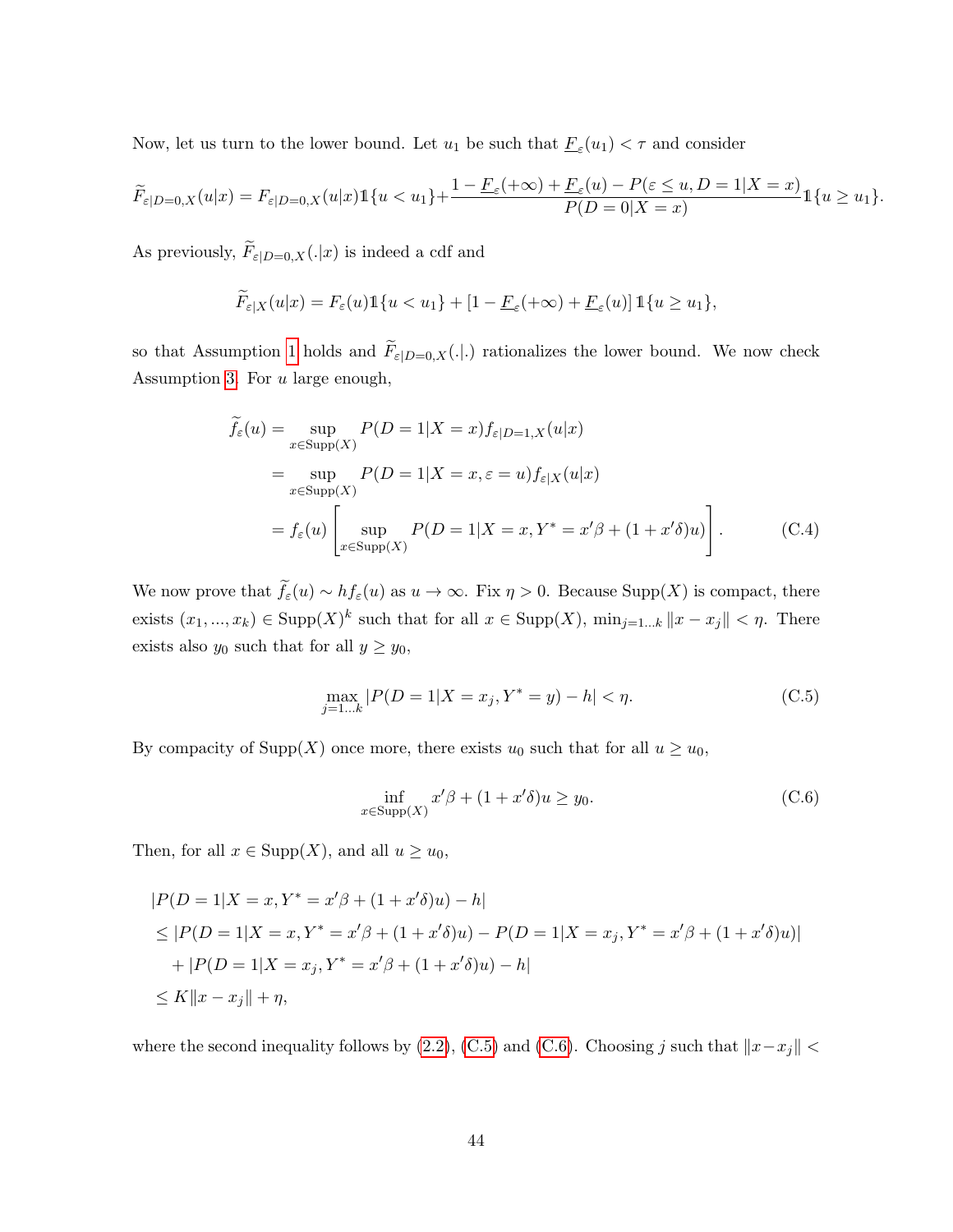Now, let us turn to the lower bound. Let $u_1$ be such that $\underline{F}_\varepsilon(u_1) < \tau$ and consider

$$\widetilde{F}_{\varepsilon|D=0,X}(u|x) = F_{\varepsilon|D=0,X}(u|x)\mathbb{1}\{u < u_1\} + \frac{1 - \underline{F}_\varepsilon(+\infty) + \underline{F}_\varepsilon(u) - P(\varepsilon \leq u, D = 1|X = x)}{P(D = 0|X = x)}\mathbb{1}\{u \geq u_1\}.$$

As previously, $\widetilde{F}_{\varepsilon|D=0,X}(.|x)$ is indeed a cdf and

$$\widetilde{F}_{\varepsilon|X}(u|x) = F_\varepsilon(u)\mathbb{1}\{u < u_1\} + [1 - \underline{F}_\varepsilon(+\infty) + \underline{F}_\varepsilon(u)]\,\mathbb{1}\{u \geq u_1\},$$

so that Assumption 1 holds and $\widetilde{F}_{\varepsilon|D=0,X}(.|.)$ rationalizes the lower bound. We now check Assumption 3. For $u$ large enough,

$$\begin{aligned}
\widetilde{f}_\varepsilon(u) &= \sup_{x \in \text{Supp}(X)} P(D = 1|X = x) f_{\varepsilon|D=1,X}(u|x) \\
&= \sup_{x \in \text{Supp}(X)} P(D = 1|X = x, \varepsilon = u) f_{\varepsilon|X}(u|x) \\
&= f_\varepsilon(u) \left[ \sup_{x \in \text{Supp}(X)} P(D = 1|X = x, Y^* = x'\beta + (1 + x'\delta)u) \right]. \qquad \text{(C.4)}
\end{aligned}$$

We now prove that $\widetilde{f}_\varepsilon(u) \sim h f_\varepsilon(u)$ as $u \to \infty$. Fix $\eta > 0$. Because $\text{Supp}(X)$ is compact, there exists $(x_1, ..., x_k) \in \text{Supp}(X)^k$ such that for all $x \in \text{Supp}(X)$, $\min_{j=1...k} \|x - x_j\| < \eta$. There exists also $y_0$ such that for all $y \geq y_0$,

$$\max_{j=1...k} |P(D = 1|X = x_j, Y^* = y) - h| < \eta. \qquad \text{(C.5)}$$

By compacity of $\text{Supp}(X)$ once more, there exists $u_0$ such that for all $u \geq u_0$,

$$\inf_{x \in \text{Supp}(X)} x'\beta + (1 + x'\delta)u \geq y_0. \qquad \text{(C.6)}$$

Then, for all $x \in \text{Supp}(X)$, and all $u \geq u_0$,

$$\begin{aligned}
&|P(D = 1|X = x, Y^* = x'\beta + (1 + x'\delta)u) - h| \\
&\leq |P(D = 1|X = x, Y^* = x'\beta + (1 + x'\delta)u) - P(D = 1|X = x_j, Y^* = x'\beta + (1 + x'\delta)u)| \\
&\quad + |P(D = 1|X = x_j, Y^* = x'\beta + (1 + x'\delta)u) - h| \\
&\leq K\|x - x_j\| + \eta,
\end{aligned}$$

where the second inequality follows by (2.2), (C.5) and (C.6). Choosing $j$ such that $\|x - x_j\| <$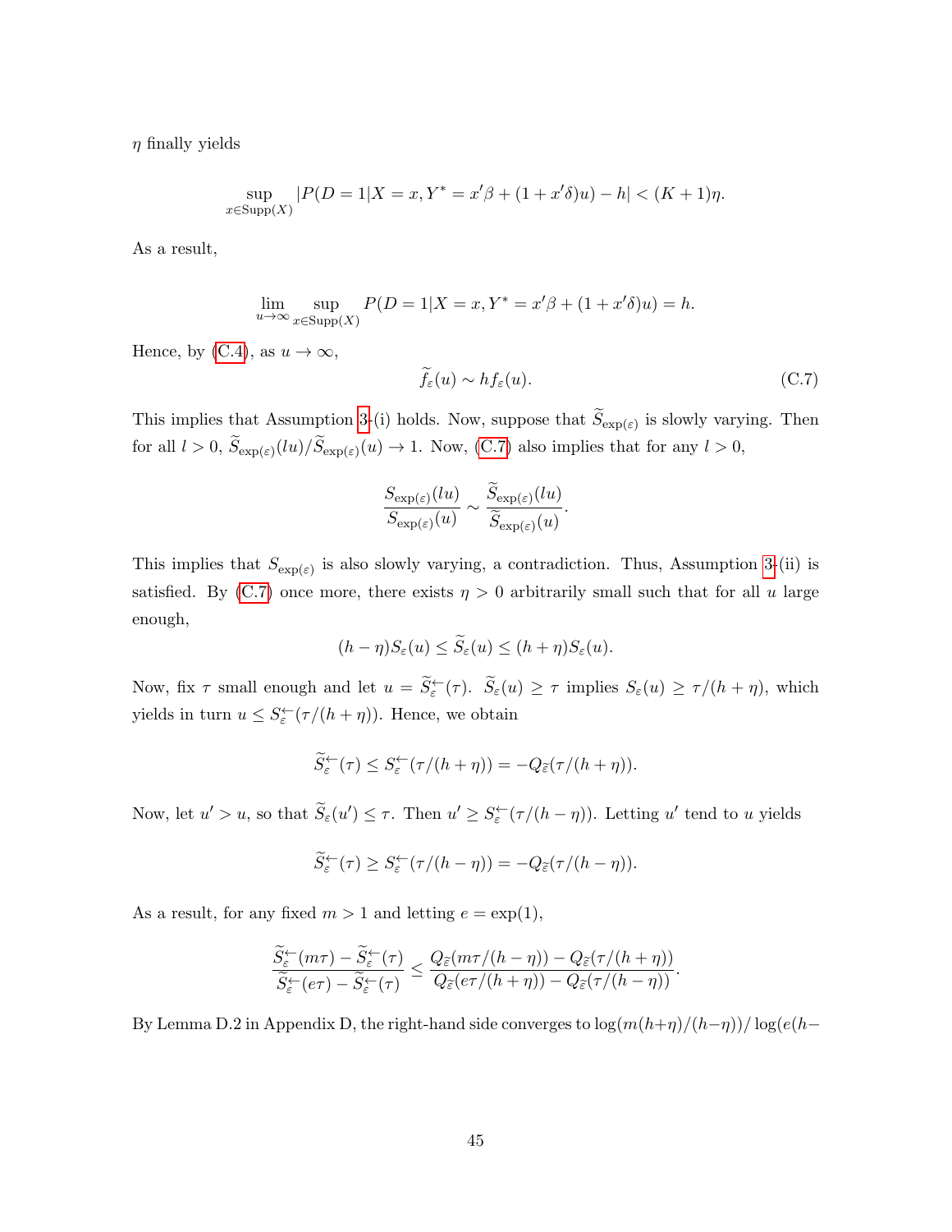$\eta$ finally yields

$$\sup_{x \in \text{Supp}(X)} |P(D = 1|X = x, Y^* = x'\beta + (1 + x'\delta)u) - h| < (K + 1)\eta.$$

As a result,

$$\lim_{u \to \infty} \sup_{x \in \text{Supp}(X)} P(D = 1|X = x, Y^* = x'\beta + (1 + x'\delta)u) = h.$$

Hence, by (C.4), as $u \to \infty$,

$$\widetilde{f}_\varepsilon(u) \sim h f_\varepsilon(u). \tag{C.7}$$

This implies that Assumption 3-(i) holds. Now, suppose that $\widetilde{S}_{\exp(\varepsilon)}$ is slowly varying. Then for all $l > 0$, $\widetilde{S}_{\exp(\varepsilon)}(lu)/\widetilde{S}_{\exp(\varepsilon)}(u) \to 1$. Now, (C.7) also implies that for any $l > 0$,

$$\frac{S_{\exp(\varepsilon)}(lu)}{S_{\exp(\varepsilon)}(u)} \sim \frac{\widetilde{S}_{\exp(\varepsilon)}(lu)}{\widetilde{S}_{\exp(\varepsilon)}(u)}.$$

This implies that $S_{\exp(\varepsilon)}$ is also slowly varying, a contradiction. Thus, Assumption 3-(ii) is satisfied. By (C.7) once more, there exists $\eta > 0$ arbitrarily small such that for all $u$ large enough,

$$(h - \eta)S_\varepsilon(u) \leq \widetilde{S}_\varepsilon(u) \leq (h + \eta)S_\varepsilon(u).$$

Now, fix $\tau$ small enough and let $u = \widetilde{S}_\varepsilon^{\leftarrow}(\tau)$. $\widetilde{S}_\varepsilon(u) \geq \tau$ implies $S_\varepsilon(u) \geq \tau/(h + \eta)$, which yields in turn $u \leq S_\varepsilon^{\leftarrow}(\tau/(h + \eta))$. Hence, we obtain

$$\widetilde{S}_\varepsilon^{\leftarrow}(\tau) \leq S_\varepsilon^{\leftarrow}(\tau/(h + \eta)) = -Q_{\widetilde{\varepsilon}}(\tau/(h + \eta)).$$

Now, let $u' > u$, so that $\widetilde{S}_\varepsilon(u') \leq \tau$. Then $u' \geq S_\varepsilon^{\leftarrow}(\tau/(h - \eta))$. Letting $u'$ tend to $u$ yields

$$\widetilde{S}_\varepsilon^{\leftarrow}(\tau) \geq S_\varepsilon^{\leftarrow}(\tau/(h - \eta)) = -Q_{\widetilde{\varepsilon}}(\tau/(h - \eta)).$$

As a result, for any fixed $m > 1$ and letting $e = \exp(1)$,

$$\frac{\widetilde{S}_\varepsilon^{\leftarrow}(m\tau) - \widetilde{S}_\varepsilon^{\leftarrow}(\tau)}{\widetilde{S}_\varepsilon^{\leftarrow}(e\tau) - \widetilde{S}_\varepsilon^{\leftarrow}(\tau)} \leq \frac{Q_{\widetilde{\varepsilon}}(m\tau/(h - \eta)) - Q_{\widetilde{\varepsilon}}(\tau/(h + \eta))}{Q_{\widetilde{\varepsilon}}(e\tau/(h + \eta)) - Q_{\widetilde{\varepsilon}}(\tau/(h - \eta))}.$$

By Lemma D.2 in Appendix D, the right-hand side converges to $\log(m(h+\eta)/(h-\eta))/\log(e(h-$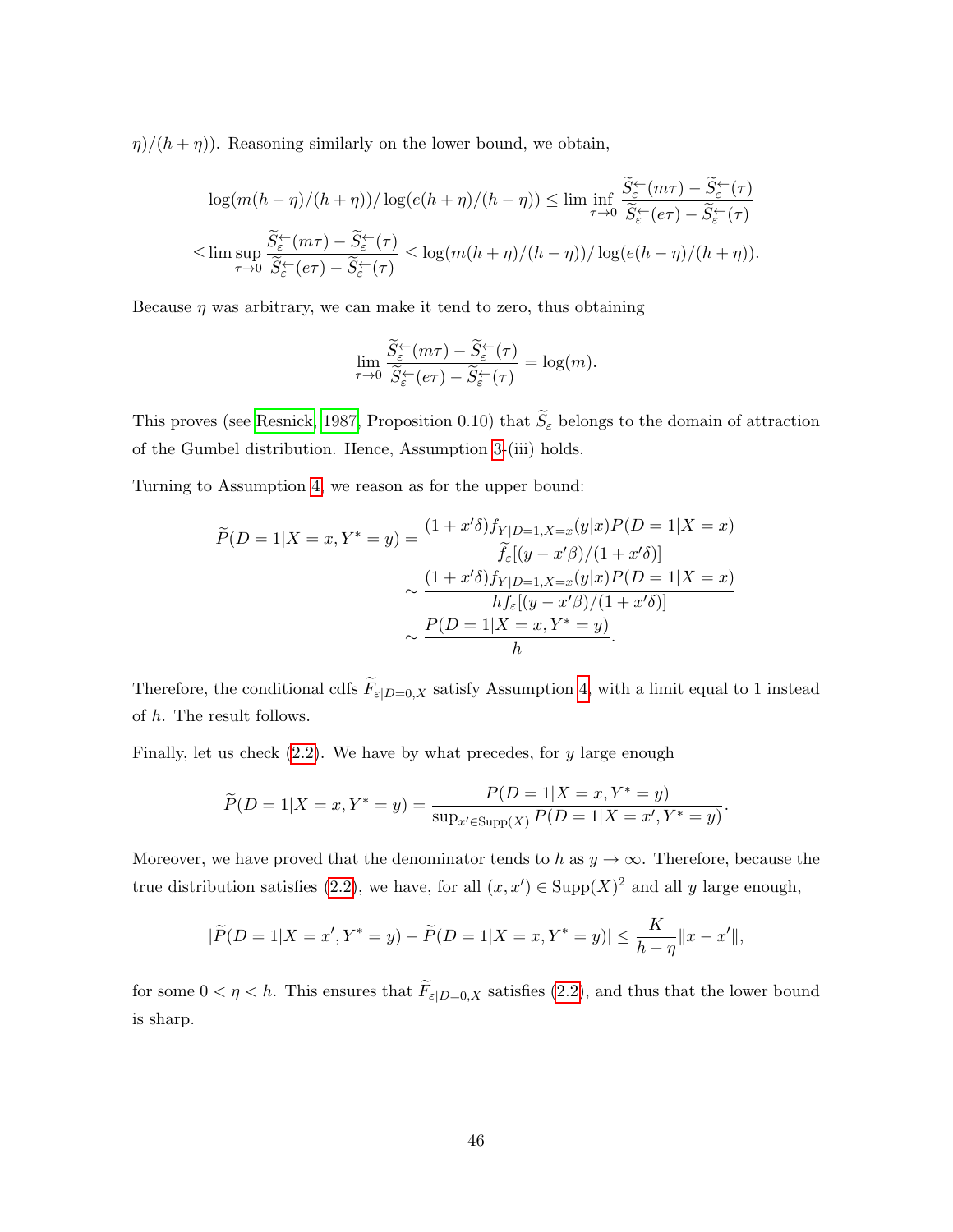$\eta)/(h+\eta))$. Reasoning similarly on the lower bound, we obtain,

$$\log(m(h-\eta)/(h+\eta))/\log(e(h+\eta)/(h-\eta)) \leq \liminf_{\tau\to 0} \frac{\widetilde{S}_\varepsilon^{\leftarrow}(m\tau)-\widetilde{S}_\varepsilon^{\leftarrow}(\tau)}{\widetilde{S}_\varepsilon^{\leftarrow}(e\tau)-\widetilde{S}_\varepsilon^{\leftarrow}(\tau)}$$

$$\leq \limsup_{\tau\to 0} \frac{\widetilde{S}_\varepsilon^{\leftarrow}(m\tau)-\widetilde{S}_\varepsilon^{\leftarrow}(\tau)}{\widetilde{S}_\varepsilon^{\leftarrow}(e\tau)-\widetilde{S}_\varepsilon^{\leftarrow}(\tau)} \leq \log(m(h+\eta)/(h-\eta))/\log(e(h-\eta)/(h+\eta)).$$

Because $\eta$ was arbitrary, we can make it tend to zero, thus obtaining

$$\lim_{\tau\to 0} \frac{\widetilde{S}_\varepsilon^{\leftarrow}(m\tau)-\widetilde{S}_\varepsilon^{\leftarrow}(\tau)}{\widetilde{S}_\varepsilon^{\leftarrow}(e\tau)-\widetilde{S}_\varepsilon^{\leftarrow}(\tau)} = \log(m).$$

This proves (see Resnick, 1987, Proposition 0.10) that $\widetilde{S}_\varepsilon$ belongs to the domain of attraction of the Gumbel distribution. Hence, Assumption 3-(iii) holds.

Turning to Assumption 4, we reason as for the upper bound:

$$\begin{aligned}
\widetilde{P}(D=1|X=x,Y^*=y) &= \frac{(1+x'\delta)f_{Y|D=1,X=x}(y|x)P(D=1|X=x)}{\widetilde{f}_\varepsilon[(y-x'\beta)/(1+x'\delta)]} \\
&\sim \frac{(1+x'\delta)f_{Y|D=1,X=x}(y|x)P(D=1|X=x)}{hf_\varepsilon[(y-x'\beta)/(1+x'\delta)]} \\
&\sim \frac{P(D=1|X=x,Y^*=y)}{h}.
\end{aligned}$$

Therefore, the conditional cdfs $\widetilde{F}_{\varepsilon|D=0,X}$ satisfy Assumption 4, with a limit equal to 1 instead of $h$. The result follows.

Finally, let us check (2.2). We have by what precedes, for $y$ large enough

$$\widetilde{P}(D=1|X=x,Y^*=y) = \frac{P(D=1|X=x,Y^*=y)}{\sup_{x'\in\text{Supp}(X)} P(D=1|X=x',Y^*=y)}.$$

Moreover, we have proved that the denominator tends to $h$ as $y\to\infty$. Therefore, because the true distribution satisfies (2.2), we have, for all $(x,x')\in\text{Supp}(X)^2$ and all $y$ large enough,

$$|\widetilde{P}(D=1|X=x',Y^*=y)-\widetilde{P}(D=1|X=x,Y^*=y)| \leq \frac{K}{h-\eta}\|x-x'\|,$$

for some $0<\eta<h$. This ensures that $\widetilde{F}_{\varepsilon|D=0,X}$ satisfies (2.2), and thus that the lower bound is sharp.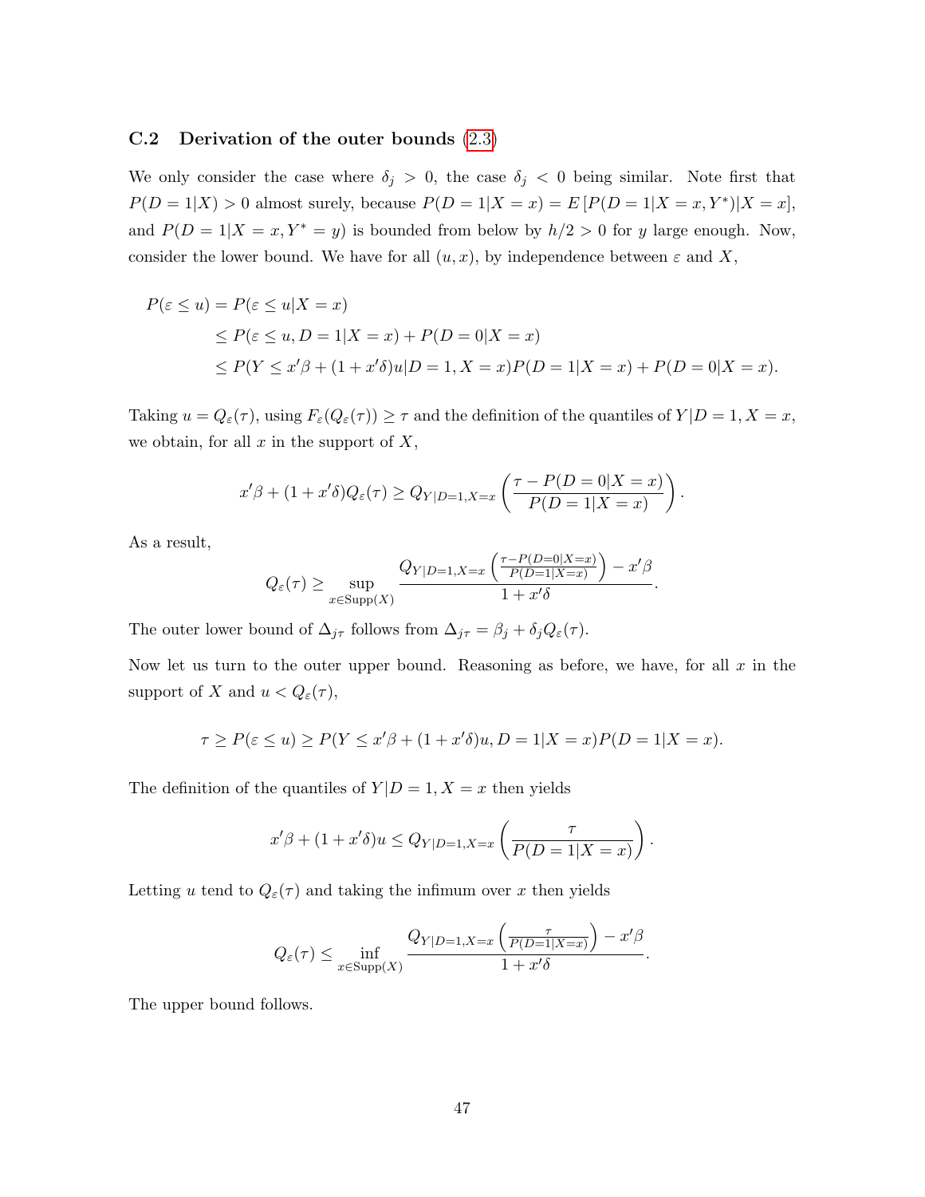### C.2 Derivation of the outer bounds (2.3)

We only consider the case where $\delta_j > 0$, the case $\delta_j < 0$ being similar. Note first that $P(D = 1|X) > 0$ almost surely, because $P(D = 1|X = x) = E[P(D = 1|X = x, Y^*)|X = x]$, and $P(D = 1|X = x, Y^* = y)$ is bounded from below by $h/2 > 0$ for $y$ large enough. Now, consider the lower bound. We have for all $(u, x)$, by independence between $\varepsilon$ and $X$,

$$
\begin{aligned}
P(\varepsilon \leq u) &= P(\varepsilon \leq u|X = x) \\
&\leq P(\varepsilon \leq u, D = 1|X = x) + P(D = 0|X = x) \\
&\leq P(Y \leq x'\beta + (1 + x'\delta)u|D = 1, X = x)P(D = 1|X = x) + P(D = 0|X = x).
\end{aligned}
$$

Taking $u = Q_\varepsilon(\tau)$, using $F_\varepsilon(Q_\varepsilon(\tau)) \geq \tau$ and the definition of the quantiles of $Y|D = 1, X = x$, we obtain, for all $x$ in the support of $X$,

$$
x'\beta + (1 + x'\delta)Q_\varepsilon(\tau) \geq Q_{Y|D=1,X=x}\left(\frac{\tau - P(D = 0|X = x)}{P(D = 1|X = x)}\right).
$$

As a result,

$$
Q_\varepsilon(\tau) \geq \sup_{x \in \text{Supp}(X)} \frac{Q_{Y|D=1,X=x}\left(\frac{\tau - P(D=0|X=x)}{P(D=1|X=x)}\right) - x'\beta}{1 + x'\delta}.
$$

The outer lower bound of $\Delta_{j\tau}$ follows from $\Delta_{j\tau} = \beta_j + \delta_j Q_\varepsilon(\tau)$.

Now let us turn to the outer upper bound. Reasoning as before, we have, for all $x$ in the support of $X$ and $u < Q_\varepsilon(\tau)$,

$$
\tau \geq P(\varepsilon \leq u) \geq P(Y \leq x'\beta + (1 + x'\delta)u, D = 1|X = x)P(D = 1|X = x).
$$

The definition of the quantiles of $Y|D = 1, X = x$ then yields

$$
x'\beta + (1 + x'\delta)u \leq Q_{Y|D=1,X=x}\left(\frac{\tau}{P(D = 1|X = x)}\right).
$$

Letting $u$ tend to $Q_\varepsilon(\tau)$ and taking the infimum over $x$ then yields

$$
Q_\varepsilon(\tau) \leq \inf_{x \in \text{Supp}(X)} \frac{Q_{Y|D=1,X=x}\left(\frac{\tau}{P(D=1|X=x)}\right) - x'\beta}{1 + x'\delta}.
$$

The upper bound follows.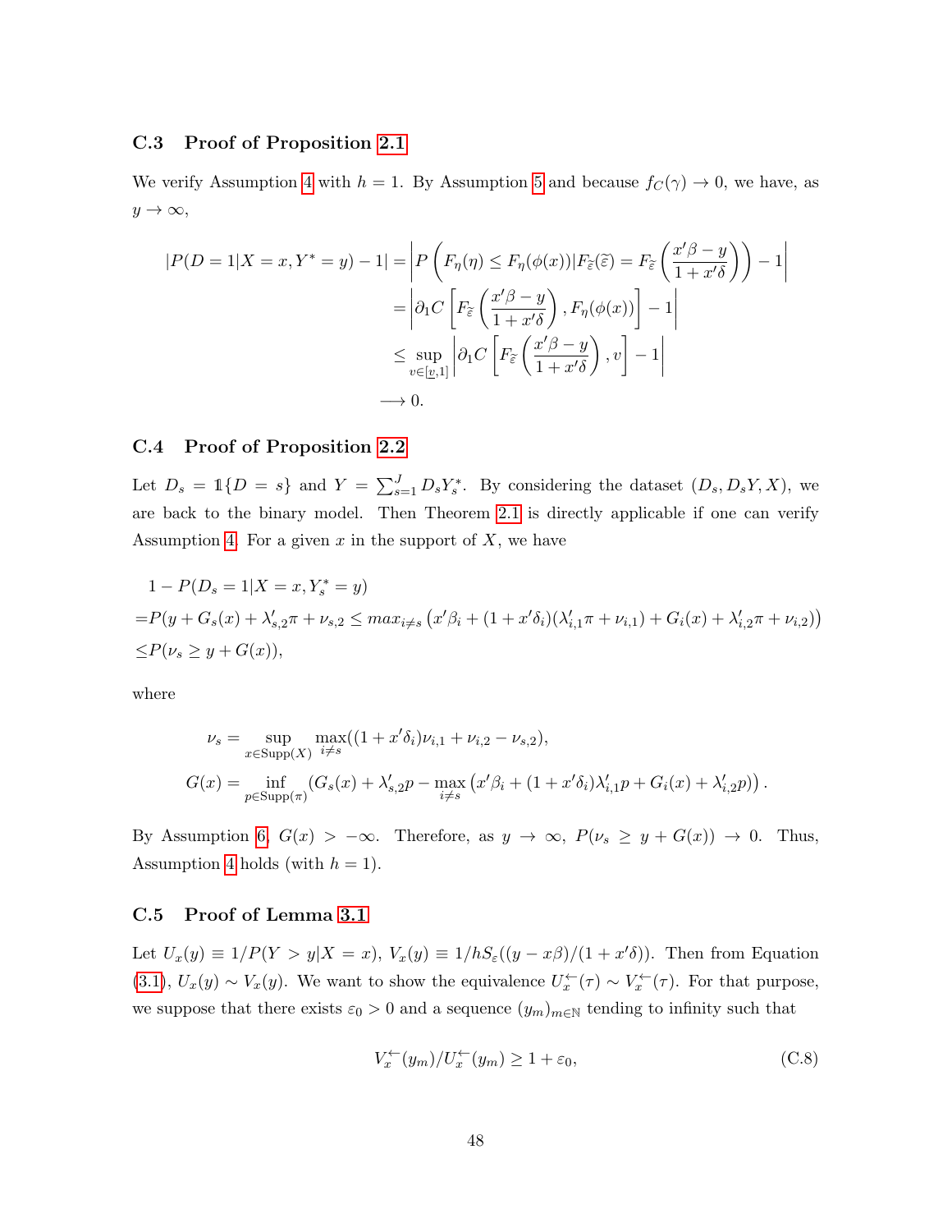### C.3 Proof of Proposition 2.1

We verify Assumption 4 with $h = 1$. By Assumption 5 and because $f_C(\gamma) \to 0$, we have, as $y \to \infty$,

$$
\begin{aligned}
|P(D=1|X=x, Y^*=y) - 1| &= \left| P\left( F_\eta(\eta) \le F_\eta(\phi(x)) | F_{\widetilde{\varepsilon}}(\widetilde{\varepsilon}) = F_{\widetilde{\varepsilon}}\left( \frac{x'\beta - y}{1 + x'\delta} \right) \right) - 1 \right| \\
&= \left| \partial_1 C \left[ F_{\widetilde{\varepsilon}}\left( \frac{x'\beta - y}{1 + x'\delta} \right), F_\eta(\phi(x)) \right] - 1 \right| \\
&\le \sup_{v \in [\underline{v}, 1]} \left| \partial_1 C \left[ F_{\widetilde{\varepsilon}}\left( \frac{x'\beta - y}{1 + x'\delta} \right), v \right] - 1 \right| \\
&\longrightarrow 0.
\end{aligned}
$$

### C.4 Proof of Proposition 2.2

Let $D_s = \mathbb{1}\{D = s\}$ and $Y = \sum_{s=1}^J D_s Y_s^*$. By considering the dataset $(D_s, D_s Y, X)$, we are back to the binary model. Then Theorem 2.1 is directly applicable if one can verify Assumption 4. For a given $x$ in the support of $X$, we have

$$
\begin{aligned}
& 1 - P(D_s = 1 | X = x, Y_s^* = y) \\
=& P(y + G_s(x) + \lambda_{s,2}'\pi + \nu_{s,2} \le max_{i \neq s} \left( x'\beta_i + (1 + x'\delta_i)(\lambda_{i,1}'\pi + \nu_{i,1}) + G_i(x) + \lambda_{i,2}'\pi + \nu_{i,2} \right) \\
\le& P(\nu_s \ge y + G(x)),
\end{aligned}
$$

where

$$
\begin{aligned}
\nu_s &= \sup_{x \in \text{Supp}(X)} \max_{i \neq s} ((1 + x'\delta_i)\nu_{i,1} + \nu_{i,2} - \nu_{s,2}), \\
G(x) &= \inf_{p \in \text{Supp}(\pi)} \left( G_s(x) + \lambda_{s,2}'p - \max_{i \neq s} \left( x'\beta_i + (1 + x'\delta_i)\lambda_{i,1}'p + G_i(x) + \lambda_{i,2}'p \right) \right).
\end{aligned}
$$

By Assumption 6, $G(x) > -\infty$. Therefore, as $y \to \infty$, $P(\nu_s \ge y + G(x)) \to 0$. Thus, Assumption 4 holds (with $h = 1$).

### C.5 Proof of Lemma 3.1

Let $U_x(y) \equiv 1/P(Y > y | X = x)$, $V_x(y) \equiv 1/h S_\varepsilon((y - x\beta)/(1 + x'\delta))$. Then from Equation (3.1), $U_x(y) \sim V_x(y)$. We want to show the equivalence $U_x^{\leftarrow}(\tau) \sim V_x^{\leftarrow}(\tau)$. For that purpose, we suppose that there exists $\varepsilon_0 > 0$ and a sequence $(y_m)_{m \in \mathbb{N}}$ tending to infinity such that

$$
V_x^{\leftarrow}(y_m) / U_x^{\leftarrow}(y_m) \ge 1 + \varepsilon_0, \tag{C.8}
$$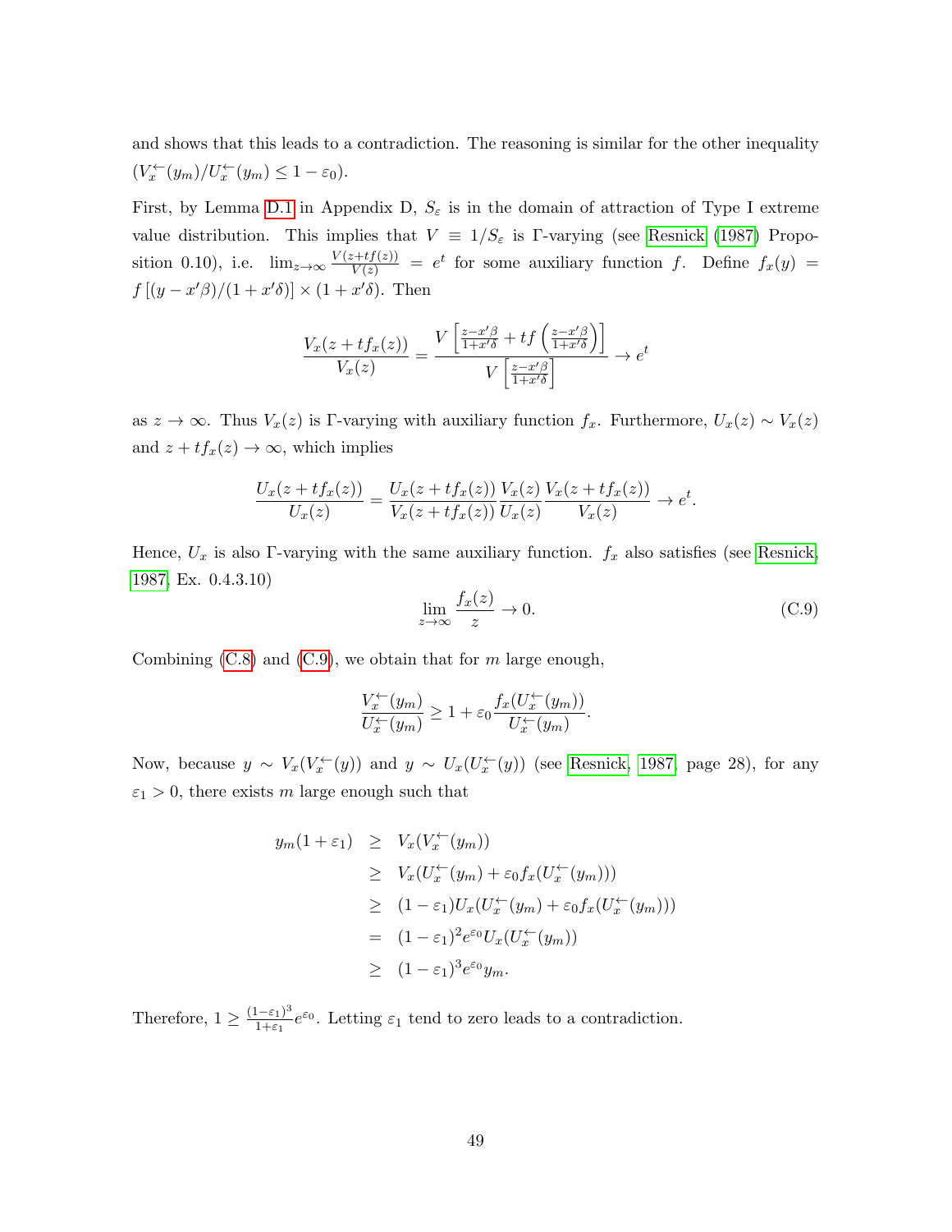and shows that this leads to a contradiction. The reasoning is similar for the other inequality $(V_x^{\leftarrow}(y_m)/U_x^{\leftarrow}(y_m) \leq 1 - \varepsilon_0)$.

First, by Lemma D.1 in Appendix D, $S_\varepsilon$ is in the domain of attraction of Type I extreme value distribution. This implies that $V \equiv 1/S_\varepsilon$ is Γ-varying (see Resnick (1987) Proposition 0.10), i.e. $\lim_{z\to\infty} \frac{V(z+tf(z))}{V(z)} = e^t$ for some auxiliary function $f$. Define $f_x(y) = f\left[(y - x'\beta)/(1 + x'\delta)\right] \times (1 + x'\delta)$. Then

$$\frac{V_x(z + tf_x(z))}{V_x(z)} = \frac{V\left[\frac{z - x'\beta}{1+x'\delta} + tf\left(\frac{z-x'\beta}{1+x'\delta}\right)\right]}{V\left[\frac{z-x'\beta}{1+x'\delta}\right]} \to e^t$$

as $z \to \infty$. Thus $V_x(z)$ is Γ-varying with auxiliary function $f_x$. Furthermore, $U_x(z) \sim V_x(z)$ and $z + tf_x(z) \to \infty$, which implies

$$\frac{U_x(z + tf_x(z))}{U_x(z)} = \frac{U_x(z + tf_x(z))}{V_x(z + tf_x(z))} \frac{V_x(z)}{U_x(z)} \frac{V_x(z + tf_x(z))}{V_x(z)} \to e^t.$$

Hence, $U_x$ is also Γ-varying with the same auxiliary function. $f_x$ also satisfies (see Resnick, 1987, Ex. 0.4.3.10)

$$\lim_{z\to\infty} \frac{f_x(z)}{z} \to 0. \tag{C.9}$$

Combining (C.8) and (C.9), we obtain that for $m$ large enough,

$$\frac{V_x^{\leftarrow}(y_m)}{U_x^{\leftarrow}(y_m)} \geq 1 + \varepsilon_0 \frac{f_x(U_x^{\leftarrow}(y_m))}{U_x^{\leftarrow}(y_m)}.$$

Now, because $y \sim V_x(V_x^{\leftarrow}(y))$ and $y \sim U_x(U_x^{\leftarrow}(y))$ (see Resnick, 1987, page 28), for any $\varepsilon_1 > 0$, there exists $m$ large enough such that

$$\begin{aligned}
y_m(1 + \varepsilon_1) &\geq V_x(V_x^{\leftarrow}(y_m)) \\
&\geq V_x(U_x^{\leftarrow}(y_m) + \varepsilon_0 f_x(U_x^{\leftarrow}(y_m))) \\
&\geq (1 - \varepsilon_1)U_x(U_x^{\leftarrow}(y_m) + \varepsilon_0 f_x(U_x^{\leftarrow}(y_m))) \\
&= (1 - \varepsilon_1)^2 e^{\varepsilon_0} U_x(U_x^{\leftarrow}(y_m)) \\
&\geq (1 - \varepsilon_1)^3 e^{\varepsilon_0} y_m.
\end{aligned}$$

Therefore, $1 \geq \frac{(1-\varepsilon_1)^3}{1+\varepsilon_1} e^{\varepsilon_0}$. Letting $\varepsilon_1$ tend to zero leads to a contradiction.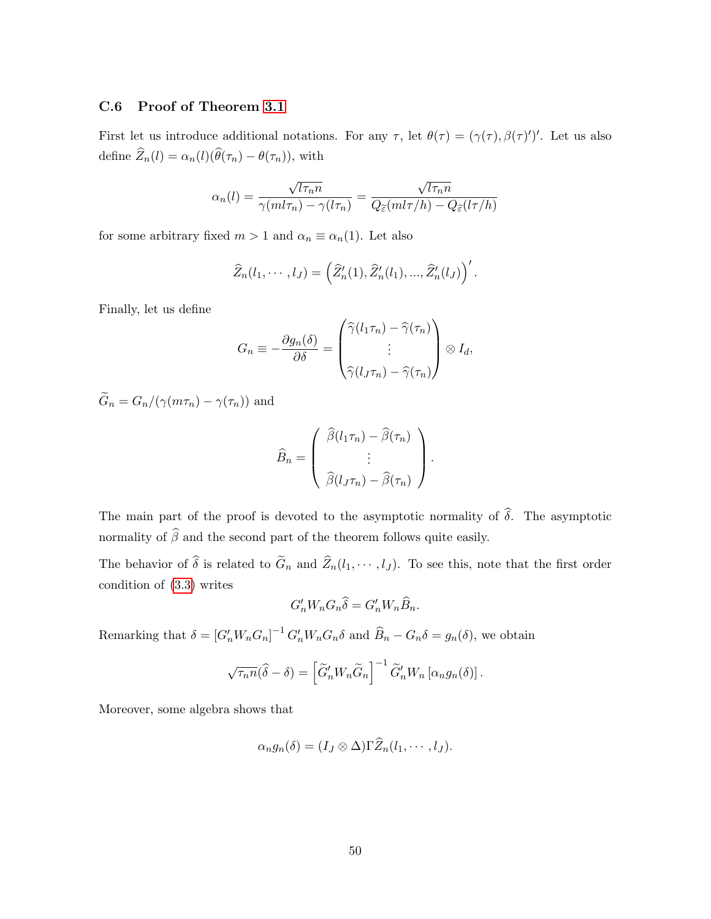### C.6 Proof of Theorem 3.1

First let us introduce additional notations. For any $\tau$, let $\theta(\tau) = (\gamma(\tau), \beta(\tau)')'$. Let us also define $\widehat{Z}_n(l) = \alpha_n(l)(\widehat{\theta}(\tau_n) - \theta(\tau_n))$, with

$$\alpha_n(l) = \frac{\sqrt{l\tau_n n}}{\gamma(ml\tau_n) - \gamma(l\tau_n)} = \frac{\sqrt{l\tau_n n}}{Q_{\widetilde{\varepsilon}}(ml\tau/h) - Q_{\widetilde{\varepsilon}}(l\tau/h)}$$

for some arbitrary fixed $m > 1$ and $\alpha_n \equiv \alpha_n(1)$. Let also

$$\widehat{Z}_n(l_1, \cdots, l_J) = \left(\widehat{Z}_n'(1), \widehat{Z}_n'(l_1), ..., \widehat{Z}_n'(l_J)\right)'.$$

Finally, let us define

$$G_n \equiv -\frac{\partial g_n(\delta)}{\partial \delta} = \begin{pmatrix} \widehat{\gamma}(l_1\tau_n) - \widehat{\gamma}(\tau_n) \\ \vdots \\ \widehat{\gamma}(l_J\tau_n) - \widehat{\gamma}(\tau_n) \end{pmatrix} \otimes I_d,$$

$\widetilde{G}_n = G_n/(\gamma(m\tau_n) - \gamma(\tau_n))$ and

$$\widehat{B}_n = \begin{pmatrix} \widehat{\beta}(l_1\tau_n) - \widehat{\beta}(\tau_n) \\ \vdots \\ \widehat{\beta}(l_J\tau_n) - \widehat{\beta}(\tau_n) \end{pmatrix}.$$

The main part of the proof is devoted to the asymptotic normality of $\widehat{\delta}$. The asymptotic normality of $\widehat{\beta}$ and the second part of the theorem follows quite easily.

The behavior of $\widehat{\delta}$ is related to $\widetilde{G}_n$ and $\widehat{Z}_n(l_1, \cdots, l_J)$. To see this, note that the first order condition of (3.3) writes

$$G_n' W_n G_n \widehat{\delta} = G_n' W_n \widehat{B}_n.$$

Remarking that $\delta = \left[G_n' W_n G_n\right]^{-1} G_n' W_n G_n \delta$ and $\widehat{B}_n - G_n\delta = g_n(\delta)$, we obtain

$$\sqrt{\tau_n n}(\widehat{\delta} - \delta) = \left[\widetilde{G}_n' W_n \widetilde{G}_n\right]^{-1} \widetilde{G}_n' W_n \left[\alpha_n g_n(\delta)\right].$$

Moreover, some algebra shows that

$$\alpha_n g_n(\delta) = (I_J \otimes \Delta)\Gamma \widehat{Z}_n(l_1, \cdots, l_J).$$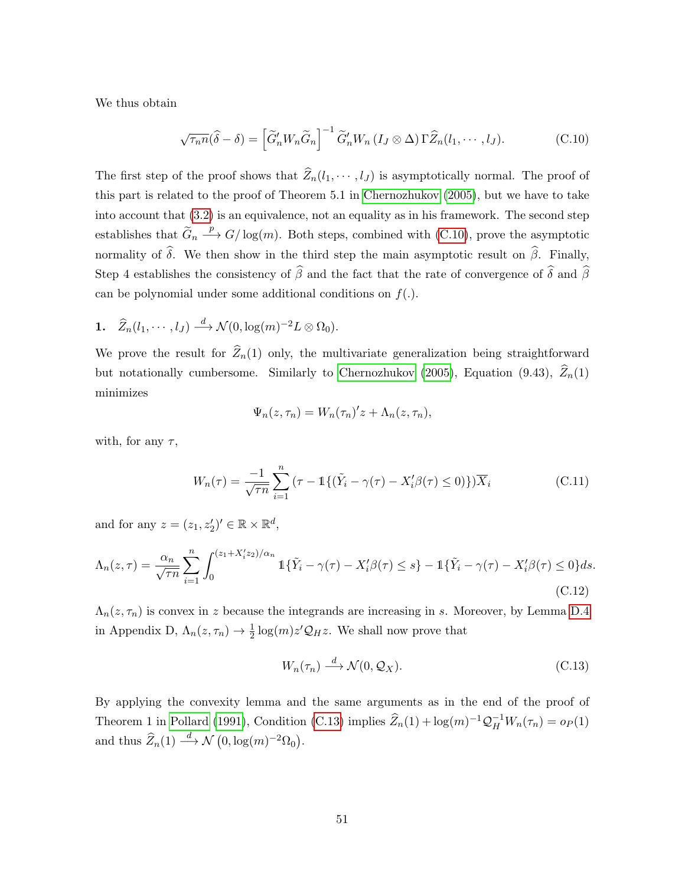We thus obtain

$$\sqrt{\tau_n n}(\widehat{\delta} - \delta) = \left[\widetilde{G}_n' W_n \widetilde{G}_n\right]^{-1} \widetilde{G}_n' W_n \left(I_J \otimes \Delta\right) \Gamma \widehat{Z}_n(l_1, \cdots, l_J). \tag{C.10}$$

The first step of the proof shows that $\widehat{Z}_n(l_1, \cdots, l_J)$ is asymptotically normal. The proof of this part is related to the proof of Theorem 5.1 in Chernozhukov (2005), but we have to take into account that (3.2) is an equivalence, not an equality as in his framework. The second step establishes that $\widetilde{G}_n \xrightarrow{p} G/\log(m)$. Both steps, combined with (C.10), prove the asymptotic normality of $\widehat{\delta}$. We then show in the third step the main asymptotic result on $\widehat{\beta}$. Finally, Step 4 establishes the consistency of $\widehat{\beta}$ and the fact that the rate of convergence of $\widehat{\delta}$ and $\widehat{\beta}$ can be polynomial under some additional conditions on $f(.)$.

**1.** $\widehat{Z}_n(l_1, \cdots, l_J) \xrightarrow{d} \mathcal{N}(0, \log(m)^{-2} L \otimes \Omega_0)$.

We prove the result for $\widehat{Z}_n(1)$ only, the multivariate generalization being straightforward but notationally cumbersome. Similarly to Chernozhukov (2005), Equation (9.43), $\widehat{Z}_n(1)$ minimizes

$$\Psi_n(z, \tau_n) = W_n(\tau_n)' z + \Lambda_n(z, \tau_n),$$

with, for any $\tau$,

$$W_n(\tau) = \frac{-1}{\sqrt{\tau n}} \sum_{i=1}^{n} (\tau - \mathbb{1}\{(\tilde{Y}_i - \gamma(\tau) - X_i'\beta(\tau) \leq 0)\}) \overline{X}_i \tag{C.11}$$

and for any $z = (z_1, z_2')' \in \mathbb{R} \times \mathbb{R}^d$,

$$\Lambda_n(z, \tau) = \frac{\alpha_n}{\sqrt{\tau n}} \sum_{i=1}^{n} \int_0^{(z_1 + X_i' z_2)/\alpha_n} \mathbb{1}\{\tilde{Y}_i - \gamma(\tau) - X_i'\beta(\tau) \leq s\} - \mathbb{1}\{\tilde{Y}_i - \gamma(\tau) - X_i'\beta(\tau) \leq 0\} ds. \tag{C.12}$$

$\Lambda_n(z, \tau_n)$ is convex in $z$ because the integrands are increasing in $s$. Moreover, by Lemma D.4 in Appendix D, $\Lambda_n(z, \tau_n) \to \frac{1}{2}\log(m) z' \mathcal{Q}_H z$. We shall now prove that

$$W_n(\tau_n) \xrightarrow{d} \mathcal{N}(0, \mathcal{Q}_X). \tag{C.13}$$

By applying the convexity lemma and the same arguments as in the end of the proof of Theorem 1 in Pollard (1991), Condition (C.13) implies $\widehat{Z}_n(1) + \log(m)^{-1} \mathcal{Q}_H^{-1} W_n(\tau_n) = o_P(1)$ and thus $\widehat{Z}_n(1) \xrightarrow{d} \mathcal{N}\left(0, \log(m)^{-2} \Omega_0\right)$.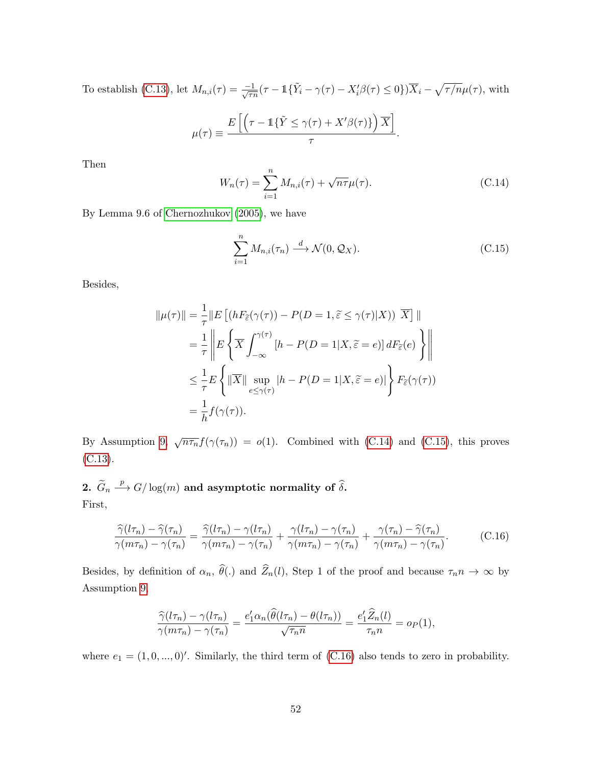To establish (C.13), let $M_{n,i}(\tau) = \frac{-1}{\sqrt{\tau n}}(\tau - \mathbb{1}\{\tilde{Y}_i - \gamma(\tau) - X_i'\beta(\tau) \leq 0\})\overline{X}_i - \sqrt{\tau/n}\mu(\tau)$, with

$$\mu(\tau) \equiv \frac{E\left[\left(\tau - \mathbb{1}\{\tilde{Y} \leq \gamma(\tau) + X'\beta(\tau)\}\right)\overline{X}\right]}{\tau}.$$

Then

$$W_n(\tau) = \sum_{i=1}^n M_{n,i}(\tau) + \sqrt{n\tau}\mu(\tau). \tag{C.14}$$

By Lemma 9.6 of Chernozhukov (2005), we have

$$\sum_{i=1}^n M_{n,i}(\tau_n) \xrightarrow{d} \mathcal{N}(0, \mathcal{Q}_X). \tag{C.15}$$

Besides,

$$\begin{aligned}
\|\mu(\tau)\| &= \frac{1}{\tau}\|E\left[(hF_{\widetilde{\varepsilon}}(\gamma(\tau)) - P(D=1, \widetilde{\varepsilon} \leq \gamma(\tau)|X))\ \overline{X}\right]\| \\
&= \frac{1}{\tau}\left\|E\left\{\overline{X}\int_{-\infty}^{\gamma(\tau)}\left[h - P(D=1|X, \widetilde{\varepsilon} = e)\right]dF_{\widetilde{\varepsilon}}(e)\right\}\right\| \\
&\leq \frac{1}{\tau}E\left\{\|\overline{X}\| \sup_{e \leq \gamma(\tau)}|h - P(D=1|X, \widetilde{\varepsilon} = e)|\right\}F_{\widetilde{\varepsilon}}(\gamma(\tau)) \\
&= \frac{1}{h}f(\gamma(\tau)).
\end{aligned}$$

By Assumption 9, $\sqrt{n\tau_n}f(\gamma(\tau_n)) = o(1)$. Combined with (C.14) and (C.15), this proves (C.13).

**2. $\widetilde{G}_n \xrightarrow{p} G/\log(m)$ and asymptotic normality of $\widehat{\delta}$.**
First,

$$\frac{\widehat{\gamma}(l\tau_n) - \widehat{\gamma}(\tau_n)}{\gamma(m\tau_n) - \gamma(\tau_n)} = \frac{\widehat{\gamma}(l\tau_n) - \gamma(l\tau_n)}{\gamma(m\tau_n) - \gamma(\tau_n)} + \frac{\gamma(l\tau_n) - \gamma(\tau_n)}{\gamma(m\tau_n) - \gamma(\tau_n)} + \frac{\gamma(\tau_n) - \widehat{\gamma}(\tau_n)}{\gamma(m\tau_n) - \gamma(\tau_n)}. \tag{C.16}$$

Besides, by definition of $\alpha_n$, $\widehat{\theta}(.)$ and $\widehat{Z}_n(l)$, Step 1 of the proof and because $\tau_n n \to \infty$ by Assumption 9,

$$\frac{\widehat{\gamma}(l\tau_n) - \gamma(l\tau_n)}{\gamma(m\tau_n) - \gamma(\tau_n)} = \frac{e_1'\alpha_n(\widehat{\theta}(l\tau_n) - \theta(l\tau_n))}{\sqrt{\tau_n n}} = \frac{e_1'\widehat{Z}_n(l)}{\tau_n n} = o_P(1),$$

where $e_1 = (1, 0, ..., 0)'$. Similarly, the third term of (C.16) also tends to zero in probability.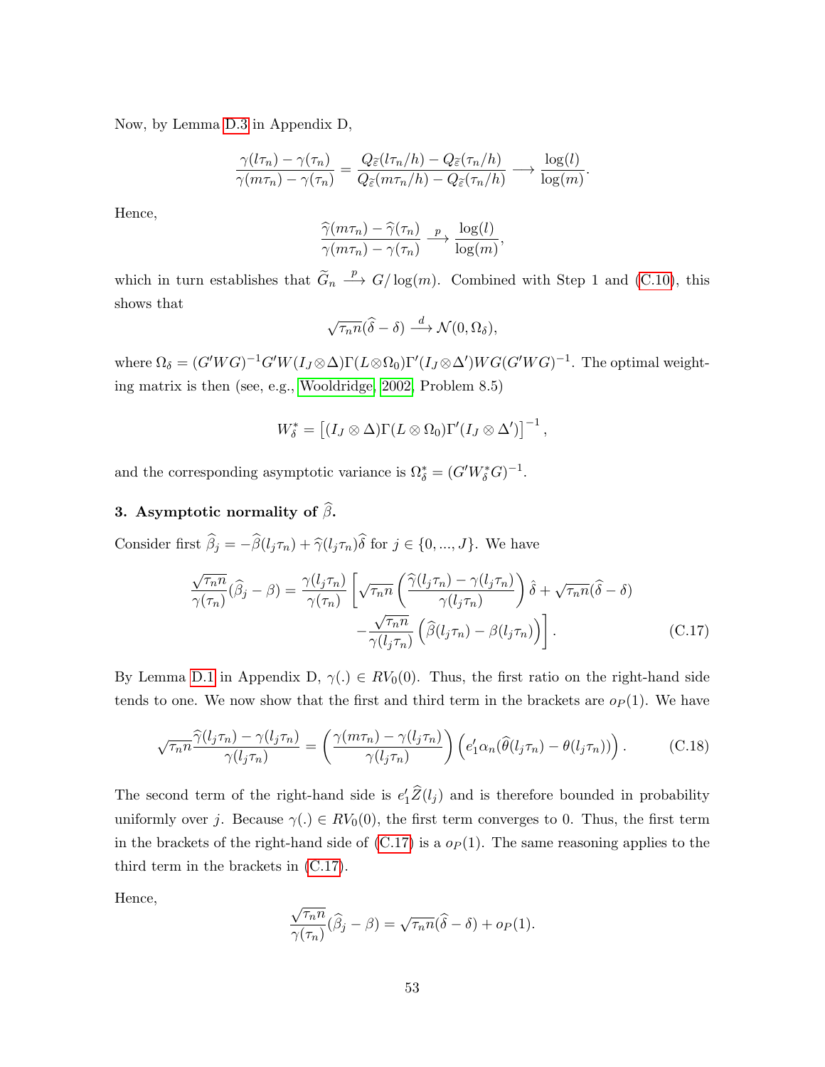Now, by Lemma D.3 in Appendix D,

$$\frac{\gamma(l\tau_n) - \gamma(\tau_n)}{\gamma(m\tau_n) - \gamma(\tau_n)} = \frac{Q_{\tilde{\varepsilon}}(l\tau_n/h) - Q_{\tilde{\varepsilon}}(\tau_n/h)}{Q_{\tilde{\varepsilon}}(m\tau_n/h) - Q_{\tilde{\varepsilon}}(\tau_n/h)} \longrightarrow \frac{\log(l)}{\log(m)}.$$

Hence,

$$\frac{\widehat{\gamma}(m\tau_n) - \widehat{\gamma}(\tau_n)}{\gamma(m\tau_n) - \gamma(\tau_n)} \xrightarrow{p} \frac{\log(l)}{\log(m)},$$

which in turn establishes that $\widetilde{G}_n \xrightarrow{p} G/\log(m)$. Combined with Step 1 and (C.10), this shows that

$$\sqrt{\tau_n n}(\widehat{\delta} - \delta) \xrightarrow{d} \mathcal{N}(0, \Omega_\delta),$$

where $\Omega_\delta = (G'WG)^{-1}G'W(I_J \otimes \Delta)\Gamma(L \otimes \Omega_0)\Gamma'(I_J \otimes \Delta')WG(G'WG)^{-1}$. The optimal weighting matrix is then (see, e.g., Wooldridge, 2002, Problem 8.5)

$$W^*_\delta = \left[(I_J \otimes \Delta)\Gamma(L \otimes \Omega_0)\Gamma'(I_J \otimes \Delta')\right]^{-1},$$

and the corresponding asymptotic variance is $\Omega^*_\delta = (G'W^*_\delta G)^{-1}$.

**3. Asymptotic normality of $\widehat{\beta}$.**

Consider first $\widehat{\beta}_j = -\widehat{\beta}(l_j\tau_n) + \widehat{\gamma}(l_j\tau_n)\widehat{\delta}$ for $j \in \{0, ..., J\}$. We have

$$\begin{aligned}\frac{\sqrt{\tau_n n}}{\gamma(\tau_n)}(\widehat{\beta}_j - \beta) = \frac{\gamma(l_j\tau_n)}{\gamma(\tau_n)} \Bigg[ &\sqrt{\tau_n n}\left(\frac{\widehat{\gamma}(l_j\tau_n) - \gamma(l_j\tau_n)}{\gamma(l_j\tau_n)}\right)\hat{\delta} + \sqrt{\tau_n n}(\widehat{\delta} - \delta) \\ &- \frac{\sqrt{\tau_n n}}{\gamma(l_j\tau_n)}\left(\widehat{\beta}(l_j\tau_n) - \beta(l_j\tau_n)\right)\Bigg]. \end{aligned} \tag{C.17}$$

By Lemma D.1 in Appendix D, $\gamma(.) \in RV_0(0)$. Thus, the first ratio on the right-hand side tends to one. We now show that the first and third term in the brackets are $o_P(1)$. We have

$$\sqrt{\tau_n n}\frac{\widehat{\gamma}(l_j\tau_n) - \gamma(l_j\tau_n)}{\gamma(l_j\tau_n)} = \left(\frac{\gamma(m\tau_n) - \gamma(l_j\tau_n)}{\gamma(l_j\tau_n)}\right)\left(e_1'\alpha_n(\widehat{\theta}(l_j\tau_n) - \theta(l_j\tau_n))\right). \tag{C.18}$$

The second term of the right-hand side is $e_1'\widehat{Z}(l_j)$ and is therefore bounded in probability uniformly over $j$. Because $\gamma(.) \in RV_0(0)$, the first term converges to 0. Thus, the first term in the brackets of the right-hand side of (C.17) is a $o_P(1)$. The same reasoning applies to the third term in the brackets in (C.17).

Hence,

$$\frac{\sqrt{\tau_n n}}{\gamma(\tau_n)}(\widehat{\beta}_j - \beta) = \sqrt{\tau_n n}(\widehat{\delta} - \delta) + o_P(1).$$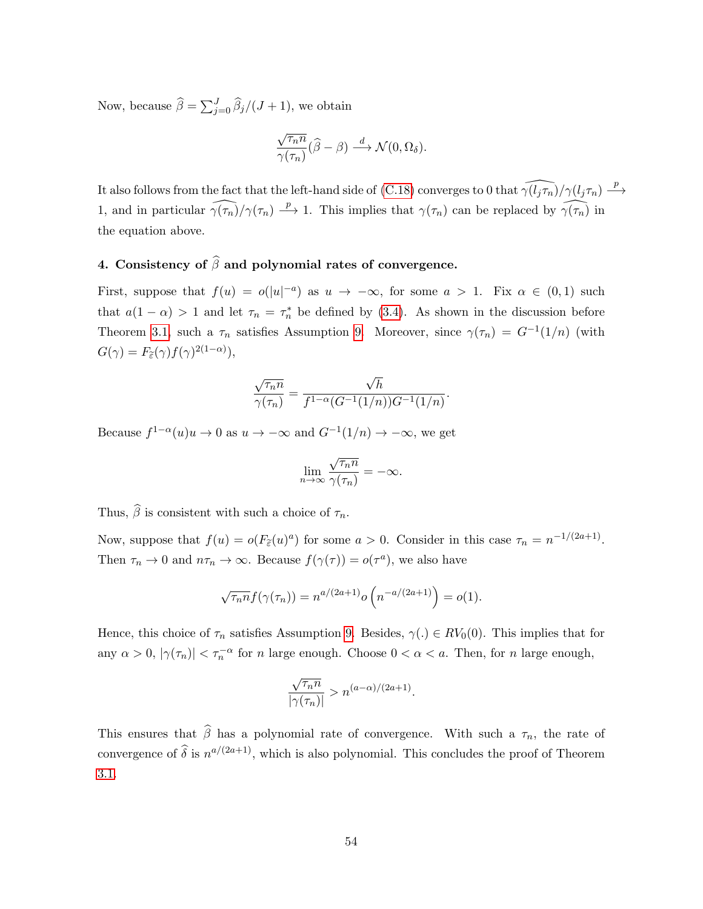Now, because $\widehat{\beta} = \sum_{j=0}^{J} \widehat{\beta}_j/(J+1)$, we obtain

$$\frac{\sqrt{\tau_n n}}{\gamma(\tau_n)}(\widehat{\beta} - \beta) \xrightarrow{d} \mathcal{N}(0, \Omega_\delta).$$

It also follows from the fact that the left-hand side of (C.18) converges to 0 that $\widehat{\gamma(l_j\tau_n)}/\gamma(l_j\tau_n) \xrightarrow{p} 1$, and in particular $\widehat{\gamma(\tau_n)}/\gamma(\tau_n) \xrightarrow{p} 1$. This implies that $\gamma(\tau_n)$ can be replaced by $\widehat{\gamma(\tau_n)}$ in the equation above.

**4. Consistency of $\widehat{\beta}$ and polynomial rates of convergence.**

First, suppose that $f(u) = o(|u|^{-a})$ as $u \to -\infty$, for some $a > 1$. Fix $\alpha \in (0,1)$ such that $a(1-\alpha) > 1$ and let $\tau_n = \tau_n^*$ be defined by (3.4). As shown in the discussion before Theorem 3.1, such a $\tau_n$ satisfies Assumption 9. Moreover, since $\gamma(\tau_n) = G^{-1}(1/n)$ (with $G(\gamma) = F_{\widetilde{\varepsilon}}(\gamma) f(\gamma)^{2(1-\alpha)}$),

$$\frac{\sqrt{\tau_n n}}{\gamma(\tau_n)} = \frac{\sqrt{h}}{f^{1-\alpha}(G^{-1}(1/n))G^{-1}(1/n)}.$$

Because $f^{1-\alpha}(u)u \to 0$ as $u \to -\infty$ and $G^{-1}(1/n) \to -\infty$, we get

$$\lim_{n\to\infty} \frac{\sqrt{\tau_n n}}{\gamma(\tau_n)} = -\infty.$$

Thus, $\widehat{\beta}$ is consistent with such a choice of $\tau_n$.

Now, suppose that $f(u) = o(F_{\widetilde{\varepsilon}}(u)^a)$ for some $a > 0$. Consider in this case $\tau_n = n^{-1/(2a+1)}$. Then $\tau_n \to 0$ and $n\tau_n \to \infty$. Because $f(\gamma(\tau)) = o(\tau^a)$, we also have

$$\sqrt{\tau_n n} f(\gamma(\tau_n)) = n^{a/(2a+1)} o\left(n^{-a/(2a+1)}\right) = o(1).$$

Hence, this choice of $\tau_n$ satisfies Assumption 9. Besides, $\gamma(.) \in RV_0(0)$. This implies that for any $\alpha > 0$, $|\gamma(\tau_n)| < \tau_n^{-\alpha}$ for $n$ large enough. Choose $0 < \alpha < a$. Then, for $n$ large enough,

$$\frac{\sqrt{\tau_n n}}{|\gamma(\tau_n)|} > n^{(a-\alpha)/(2a+1)}.$$

This ensures that $\widehat{\beta}$ has a polynomial rate of convergence. With such a $\tau_n$, the rate of convergence of $\widehat{\delta}$ is $n^{a/(2a+1)}$, which is also polynomial. This concludes the proof of Theorem 3.1.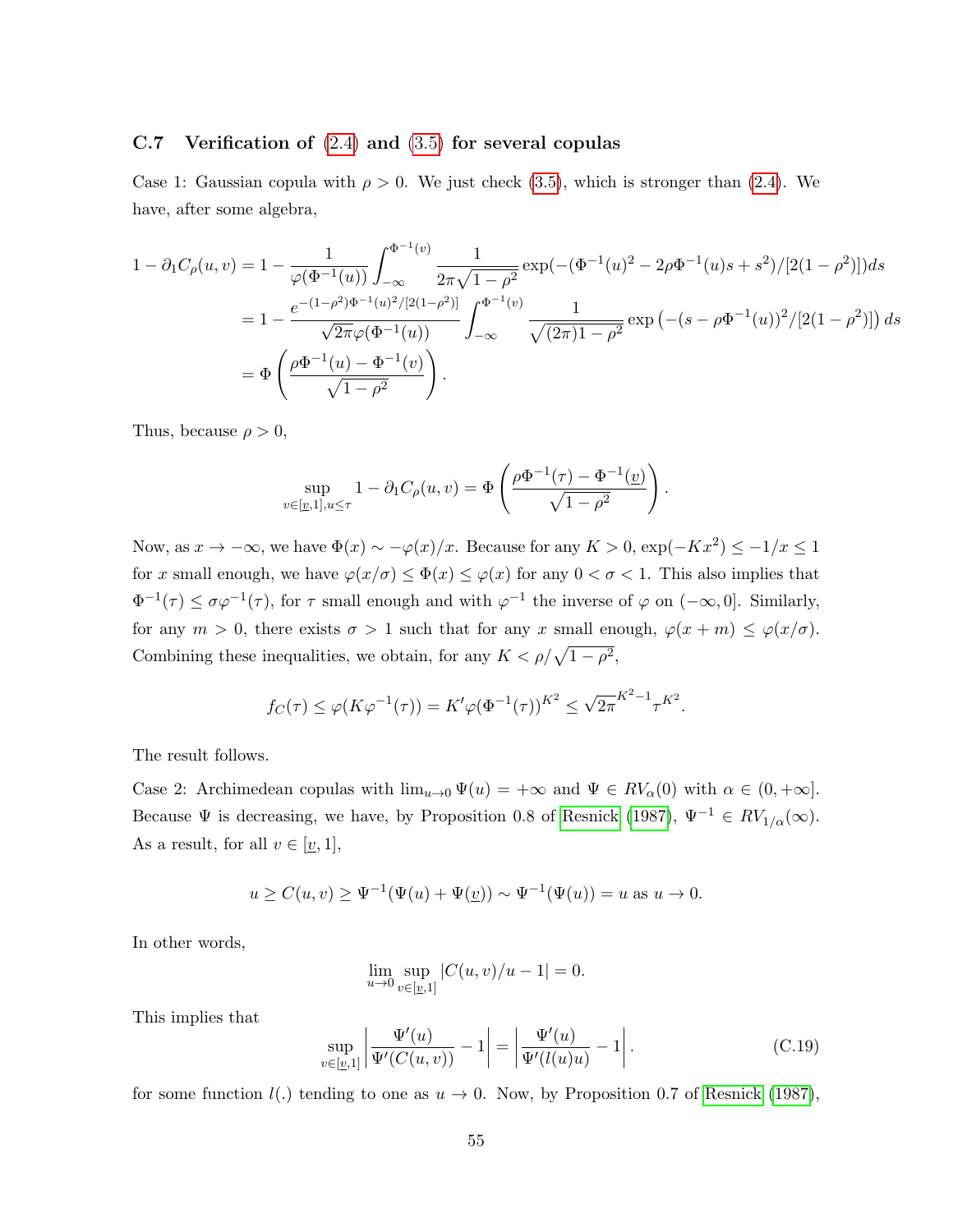### C.7 Verification of (2.4) and (3.5) for several copulas

Case 1: Gaussian copula with $\rho > 0$. We just check (3.5), which is stronger than (2.4). We have, after some algebra,

$$
\begin{aligned}
1 - \partial_1 C_\rho(u,v) &= 1 - \frac{1}{\varphi(\Phi^{-1}(u))} \int_{-\infty}^{\Phi^{-1}(v)} \frac{1}{2\pi\sqrt{1-\rho^2}} \exp(-(\Phi^{-1}(u)^2 - 2\rho\Phi^{-1}(u)s + s^2)/[2(1-\rho^2)])ds \\
&= 1 - \frac{e^{-(1-\rho^2)\Phi^{-1}(u)^2/[2(1-\rho^2)]}}{\sqrt{2\pi}\varphi(\Phi^{-1}(u))} \int_{-\infty}^{\Phi^{-1}(v)} \frac{1}{\sqrt{(2\pi)1-\rho^2}} \exp\left(-(s-\rho\Phi^{-1}(u))^2/[2(1-\rho^2)]\right) ds \\
&= \Phi\left(\frac{\rho\Phi^{-1}(u) - \Phi^{-1}(v)}{\sqrt{1-\rho^2}}\right).
\end{aligned}
$$

Thus, because $\rho > 0$,

$$
\sup_{v\in[\underline{v},1], u\le\tau} 1 - \partial_1 C_\rho(u,v) = \Phi\left(\frac{\rho\Phi^{-1}(\tau) - \Phi^{-1}(\underline{v})}{\sqrt{1-\rho^2}}\right).
$$

Now, as $x \to -\infty$, we have $\Phi(x) \sim -\varphi(x)/x$. Because for any $K > 0$, $\exp(-Kx^2) \le -1/x \le 1$ for $x$ small enough, we have $\varphi(x/\sigma) \le \Phi(x) \le \varphi(x)$ for any $0 < \sigma < 1$. This also implies that $\Phi^{-1}(\tau) \le \sigma\varphi^{-1}(\tau)$, for $\tau$ small enough and with $\varphi^{-1}$ the inverse of $\varphi$ on $(-\infty, 0]$. Similarly, for any $m > 0$, there exists $\sigma > 1$ such that for any $x$ small enough, $\varphi(x+m) \le \varphi(x/\sigma)$. Combining these inequalities, we obtain, for any $K < \rho/\sqrt{1-\rho^2}$,

$$
f_C(\tau) \le \varphi(K\varphi^{-1}(\tau)) = K'\varphi(\Phi^{-1}(\tau))^{K^2} \le \sqrt{2\pi}^{K^2-1}\tau^{K^2}.
$$

The result follows.

Case 2: Archimedean copulas with $\lim_{u\to 0}\Psi(u) = +\infty$ and $\Psi \in RV_\alpha(0)$ with $\alpha \in (0, +\infty]$. Because $\Psi$ is decreasing, we have, by Proposition 0.8 of Resnick (1987), $\Psi^{-1} \in RV_{1/\alpha}(\infty)$. As a result, for all $v \in [\underline{v}, 1]$,

$$
u \ge C(u,v) \ge \Psi^{-1}(\Psi(u) + \Psi(\underline{v})) \sim \Psi^{-1}(\Psi(u)) = u \text{ as } u \to 0.
$$

In other words,

$$
\lim_{u\to 0} \sup_{v\in[\underline{v},1]} |C(u,v)/u - 1| = 0.
$$

This implies that

$$
\sup_{v\in[\underline{v},1]} \left|\frac{\Psi'(u)}{\Psi'(C(u,v))} - 1\right| = \left|\frac{\Psi'(u)}{\Psi'(l(u)u)} - 1\right|. \tag{C.19}
$$

for some function $l(.)$ tending to one as $u \to 0$. Now, by Proposition 0.7 of Resnick (1987),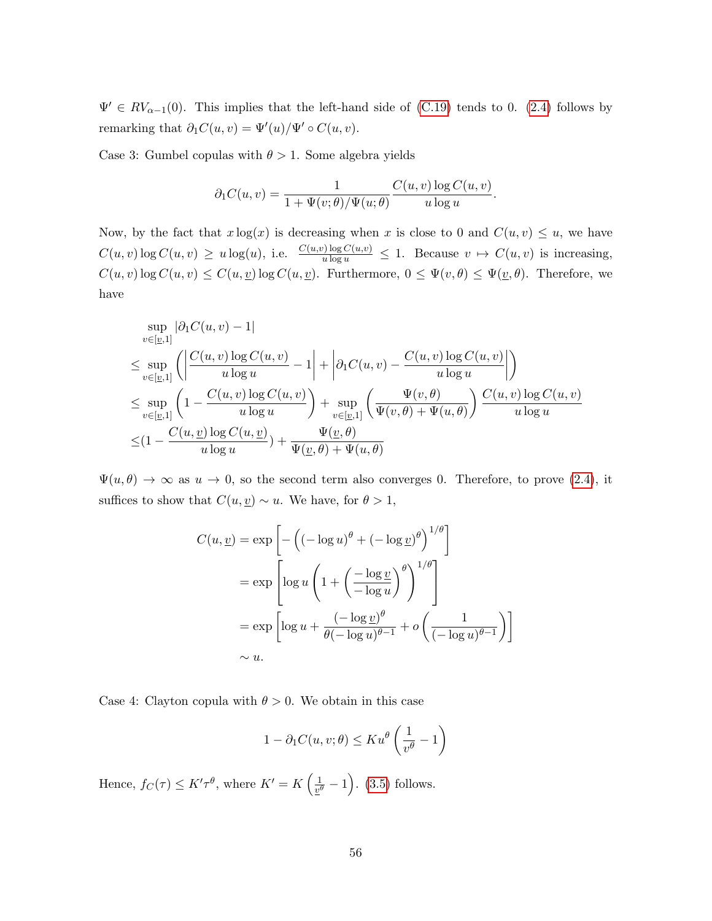$\Psi' \in RV_{\alpha-1}(0)$. This implies that the left-hand side of (C.19) tends to 0. (2.4) follows by remarking that $\partial_1 C(u,v) = \Psi'(u)/\Psi' \circ C(u,v)$.

Case 3: Gumbel copulas with $\theta > 1$. Some algebra yields

$$\partial_1 C(u,v) = \frac{1}{1 + \Psi(v;\theta)/\Psi(u;\theta)} \frac{C(u,v)\log C(u,v)}{u \log u}.$$

Now, by the fact that $x\log(x)$ is decreasing when $x$ is close to 0 and $C(u,v) \leq u$, we have $C(u,v)\log C(u,v) \geq u\log(u)$, i.e. $\frac{C(u,v)\log C(u,v)}{u \log u} \leq 1$. Because $v \mapsto C(u,v)$ is increasing, $C(u,v)\log C(u,v) \leq C(u,\underline{v})\log C(u,\underline{v})$. Furthermore, $0 \leq \Psi(v,\theta) \leq \Psi(\underline{v},\theta)$. Therefore, we have

$$\begin{aligned}
&\sup_{v\in[\underline{v},1]} |\partial_1 C(u,v) - 1| \\
&\leq \sup_{v\in[\underline{v},1]} \left( \left| \frac{C(u,v)\log C(u,v)}{u\log u} - 1 \right| + \left| \partial_1 C(u,v) - \frac{C(u,v)\log C(u,v)}{u \log u} \right| \right) \\
&\leq \sup_{v\in[\underline{v},1]} \left( 1 - \frac{C(u,v)\log C(u,v)}{u\log u} \right) + \sup_{v\in[\underline{v},1]} \left( \frac{\Psi(v,\theta)}{\Psi(v,\theta)+\Psi(u,\theta)} \right) \frac{C(u,v)\log C(u,v)}{u\log u} \\
&\leq (1 - \frac{C(u,\underline{v})\log C(u,\underline{v})}{u\log u}) + \frac{\Psi(\underline{v},\theta)}{\Psi(\underline{v},\theta)+\Psi(u,\theta)}
\end{aligned}$$

$\Psi(u,\theta) \to \infty$ as $u \to 0$, so the second term also converges 0. Therefore, to prove (2.4), it suffices to show that $C(u,\underline{v}) \sim u$. We have, for $\theta > 1$,

$$\begin{aligned}
C(u,\underline{v}) &= \exp\left[ -\left( (-\log u)^\theta + (-\log \underline{v})^\theta \right)^{1/\theta} \right] \\
&= \exp\left[ \log u \left( 1 + \left( \frac{-\log \underline{v}}{-\log u} \right)^\theta \right)^{1/\theta} \right] \\
&= \exp\left[ \log u + \frac{(-\log \underline{v})^\theta}{\theta(-\log u)^{\theta-1}} + o\left( \frac{1}{(-\log u)^{\theta-1}} \right) \right] \\
&\sim u.
\end{aligned}$$

Case 4: Clayton copula with $\theta > 0$. We obtain in this case

$$1 - \partial_1 C(u,v;\theta) \leq K u^\theta \left( \frac{1}{v^\theta} - 1 \right)$$

Hence, $f_C(\tau) \leq K'\tau^\theta$, where $K' = K\left(\frac{1}{\underline{v}^\theta} - 1\right)$. (3.5) follows.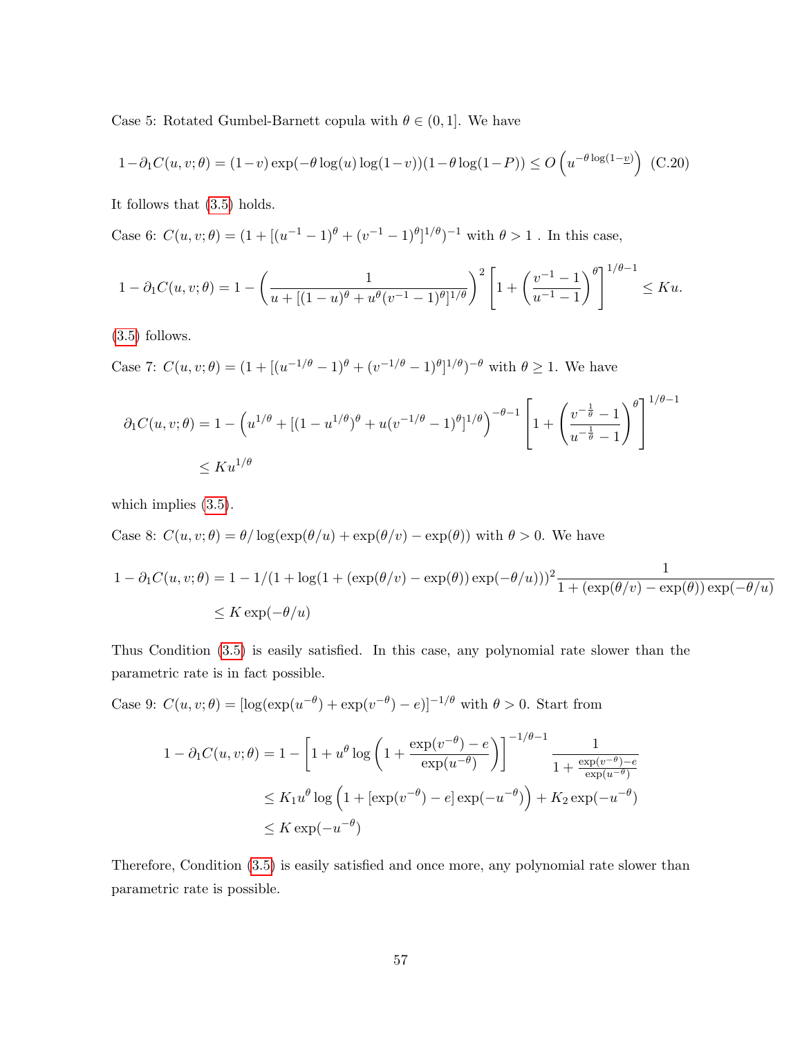Case 5: Rotated Gumbel-Barnett copula with $\theta \in (0, 1]$. We have

$$1-\partial_1 C(u,v;\theta) = (1-v)\exp(-\theta \log(u)\log(1-v))(1-\theta\log(1-P)) \leq O\left(u^{-\theta \log(1-\underline{v})}\right) \quad \text{(C.20)}$$

It follows that (3.5) holds.

Case 6: $C(u,v;\theta) = (1 + [(u^{-1}-1)^\theta + (v^{-1}-1)^\theta]^{1/\theta})^{-1}$ with $\theta > 1$ . In this case,

$$1-\partial_1 C(u,v;\theta) = 1 - \left(\frac{1}{u + [(1-u)^\theta + u^\theta (v^{-1}-1)^\theta]^{1/\theta}}\right)^2 \left[1 + \left(\frac{v^{-1}-1}{u^{-1}-1}\right)^\theta\right]^{1/\theta - 1} \leq Ku.$$

(3.5) follows.

Case 7: $C(u,v;\theta) = (1 + [(u^{-1/\theta}-1)^\theta + (v^{-1/\theta}-1)^\theta]^{1/\theta})^{-\theta}$ with $\theta \geq 1$. We have

$$\begin{aligned}
\partial_1 C(u,v;\theta) &= 1 - \left(u^{1/\theta} + [(1-u^{1/\theta})^\theta + u(v^{-1/\theta}-1)^\theta]^{1/\theta}\right)^{-\theta-1} \left[1 + \left(\frac{v^{-\frac{1}{\theta}}-1}{u^{-\frac{1}{\theta}}-1}\right)^\theta\right]^{1/\theta-1} \\
&\leq K u^{1/\theta}
\end{aligned}$$

which implies (3.5).

Case 8: $C(u,v;\theta) = \theta / \log(\exp(\theta/u) + \exp(\theta/v) - \exp(\theta))$ with $\theta > 0$. We have

$$\begin{aligned}
1-\partial_1 C(u,v;\theta) &= 1 - 1/(1 + \log(1 + (\exp(\theta/v) - \exp(\theta))\exp(-\theta/u)))^2 \frac{1}{1 + (\exp(\theta/v) - \exp(\theta))\exp(-\theta/u)} \\
&\leq K \exp(-\theta/u)
\end{aligned}$$

Thus Condition (3.5) is easily satisfied. In this case, any polynomial rate slower than the parametric rate is in fact possible.

Case 9: $C(u,v;\theta) = [\log(\exp(u^{-\theta}) + \exp(v^{-\theta}) - e)]^{-1/\theta}$ with $\theta > 0$. Start from

$$\begin{aligned}
1-\partial_1 C(u,v;\theta) &= 1 - \left[1 + u^\theta \log\left(1 + \frac{\exp(v^{-\theta}) - e}{\exp(u^{-\theta})}\right)\right]^{-1/\theta-1} \frac{1}{1 + \frac{\exp(v^{-\theta})-e}{\exp(u^{-\theta})}} \\
&\leq K_1 u^\theta \log\left(1 + [\exp(v^{-\theta}) - e]\exp(-u^{-\theta})\right) + K_2 \exp(-u^{-\theta}) \\
&\leq K \exp(-u^{-\theta})
\end{aligned}$$

Therefore, Condition (3.5) is easily satisfied and once more, any polynomial rate slower than parametric rate is possible.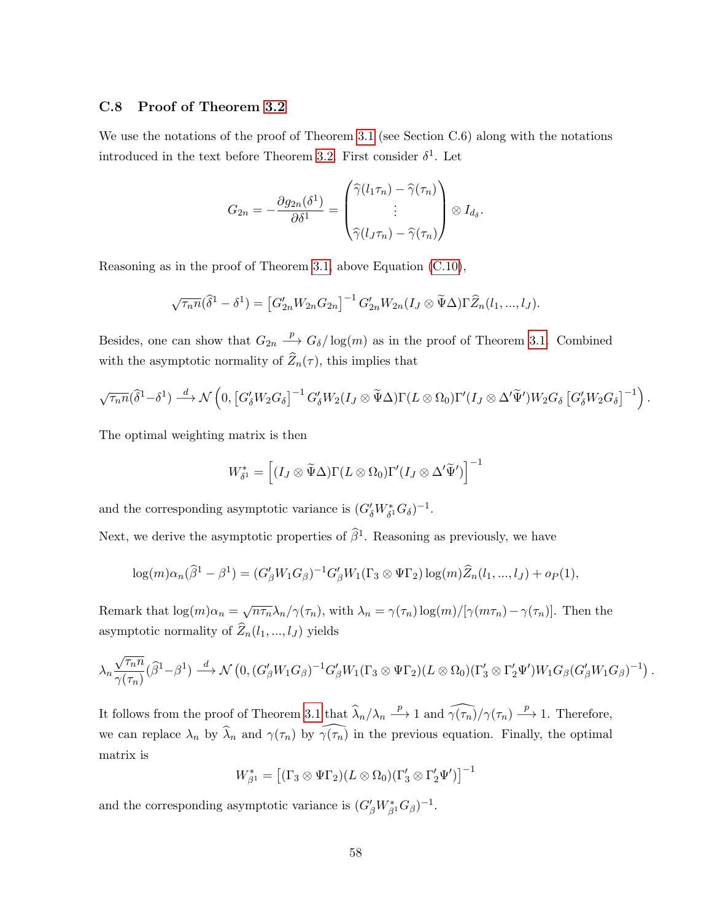### C.8 Proof of Theorem 3.2

We use the notations of the proof of Theorem 3.1 (see Section C.6) along with the notations introduced in the text before Theorem 3.2. First consider $\delta^1$. Let

$$G_{2n} = -\frac{\partial g_{2n}(\delta^1)}{\partial \delta^1} = \begin{pmatrix} \widehat{\gamma}(l_1\tau_n) - \widehat{\gamma}(\tau_n) \\ \vdots \\ \widehat{\gamma}(l_J\tau_n) - \widehat{\gamma}(\tau_n) \end{pmatrix} \otimes I_{d_\delta}.$$

Reasoning as in the proof of Theorem 3.1, above Equation (C.10),

$$\sqrt{\tau_n n}(\widehat{\delta}^1 - \delta^1) = \left[G'_{2n}W_{2n}G_{2n}\right]^{-1} G'_{2n}W_{2n}(I_J \otimes \widetilde{\Psi}\Delta)\Gamma\widehat{Z}_n(l_1, ..., l_J).$$

Besides, one can show that $G_{2n} \xrightarrow{p} G_\delta/\log(m)$ as in the proof of Theorem 3.1. Combined with the asymptotic normality of $\widehat{Z}_n(\tau)$, this implies that

$$\sqrt{\tau_n n}(\widehat{\delta}^1-\delta^1) \xrightarrow{d} \mathcal{N}\left(0, \left[G'_\delta W_2 G_\delta\right]^{-1} G'_\delta W_2 (I_J \otimes \widetilde{\Psi}\Delta)\Gamma(L \otimes \Omega_0)\Gamma'(I_J \otimes \Delta'\widetilde{\Psi}')W_2 G_\delta \left[G'_\delta W_2 G_\delta\right]^{-1}\right).$$

The optimal weighting matrix is then

$$W^*_{\delta^1} = \left[(I_J \otimes \widetilde{\Psi}\Delta)\Gamma(L \otimes \Omega_0)\Gamma'(I_J \otimes \Delta'\widetilde{\Psi}')\right]^{-1}$$

and the corresponding asymptotic variance is $(G'_\delta W^*_{\delta^1} G_\delta)^{-1}$.

Next, we derive the asymptotic properties of $\widehat{\beta}^1$. Reasoning as previously, we have

$$\log(m)\alpha_n(\widehat{\beta}^1 - \beta^1) = (G'_\beta W_1 G_\beta)^{-1} G'_\beta W_1 (\Gamma_3 \otimes \Psi\Gamma_2)\log(m)\widehat{Z}_n(l_1, ..., l_J) + o_P(1),$$

Remark that $\log(m)\alpha_n = \sqrt{n\tau_n}\lambda_n/\gamma(\tau_n)$, with $\lambda_n = \gamma(\tau_n)\log(m)/[\gamma(m\tau_n) - \gamma(\tau_n)]$. Then the asymptotic normality of $\widehat{Z}_n(l_1, ..., l_J)$ yields

$$\lambda_n \frac{\sqrt{\tau_n n}}{\gamma(\tau_n)}(\widehat{\beta}^1-\beta^1) \xrightarrow{d} \mathcal{N}\left(0, (G'_\beta W_1 G_\beta)^{-1} G'_\beta W_1 (\Gamma_3 \otimes \Psi\Gamma_2)(L \otimes \Omega_0)(\Gamma'_3 \otimes \Gamma'_2\Psi')W_1 G_\beta (G'_\beta W_1 G_\beta)^{-1}\right).$$

It follows from the proof of Theorem 3.1 that $\widehat{\lambda}_n/\lambda_n \xrightarrow{p} 1$ and $\widehat{\gamma(\tau_n)}/\gamma(\tau_n) \xrightarrow{p} 1$. Therefore, we can replace $\lambda_n$ by $\widehat{\lambda}_n$ and $\gamma(\tau_n)$ by $\widehat{\gamma(\tau_n)}$ in the previous equation. Finally, the optimal matrix is

$$W^*_{\beta^1} = \left[(\Gamma_3 \otimes \Psi\Gamma_2)(L \otimes \Omega_0)(\Gamma'_3 \otimes \Gamma'_2\Psi')\right]^{-1}$$

and the corresponding asymptotic variance is $(G'_\beta W^*_{\beta^1} G_\beta)^{-1}$.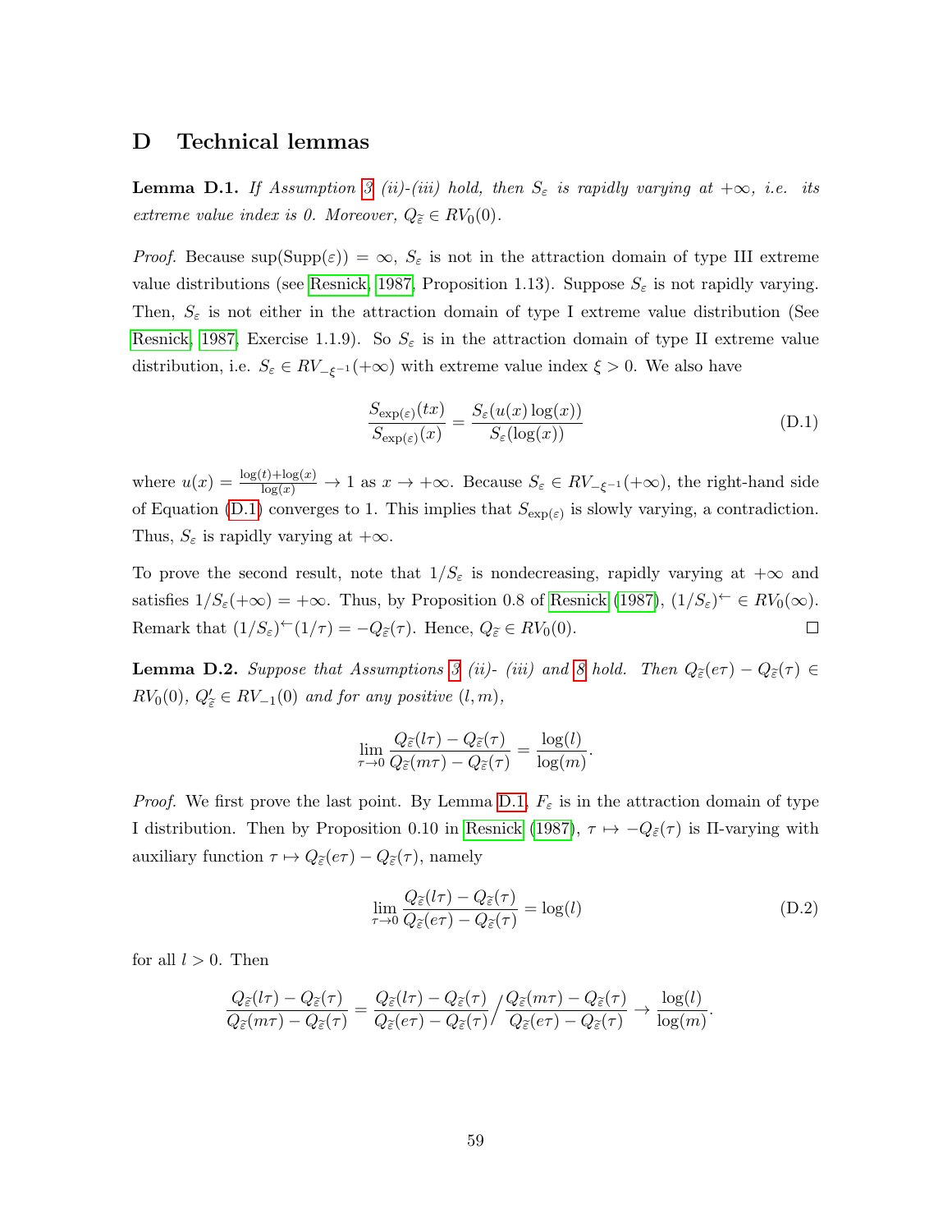# D Technical lemmas

**Lemma D.1.** *If Assumption 3 (ii)-(iii) hold, then $S_\varepsilon$ is rapidly varying at $+\infty$, i.e. its extreme value index is 0. Moreover, $Q_{\widetilde{\varepsilon}} \in RV_0(0)$.*

*Proof.* Because $\sup(\text{Supp}(\varepsilon)) = \infty$, $S_\varepsilon$ is not in the attraction domain of type III extreme value distributions (see Resnick, 1987, Proposition 1.13). Suppose $S_\varepsilon$ is not rapidly varying. Then, $S_\varepsilon$ is not either in the attraction domain of type I extreme value distribution (See Resnick, 1987, Exercise 1.1.9). So $S_\varepsilon$ is in the attraction domain of type II extreme value distribution, i.e. $S_\varepsilon \in RV_{-\xi^{-1}}(+\infty)$ with extreme value index $\xi > 0$. We also have

$$\frac{S_{\exp(\varepsilon)}(tx)}{S_{\exp(\varepsilon)}(x)} = \frac{S_\varepsilon(u(x)\log(x))}{S_\varepsilon(\log(x))} \tag{D.1}$$

where $u(x) = \frac{\log(t)+\log(x)}{\log(x)} \to 1$ as $x \to +\infty$. Because $S_\varepsilon \in RV_{-\xi^{-1}}(+\infty)$, the right-hand side of Equation (D.1) converges to 1. This implies that $S_{\exp(\varepsilon)}$ is slowly varying, a contradiction. Thus, $S_\varepsilon$ is rapidly varying at $+\infty$.

To prove the second result, note that $1/S_\varepsilon$ is nondecreasing, rapidly varying at $+\infty$ and satisfies $1/S_\varepsilon(+\infty) = +\infty$. Thus, by Proposition 0.8 of Resnick (1987), $(1/S_\varepsilon)^{\leftarrow} \in RV_0(\infty)$. Remark that $(1/S_\varepsilon)^{\leftarrow}(1/\tau) = -Q_{\widetilde{\varepsilon}}(\tau)$. Hence, $Q_{\widetilde{\varepsilon}} \in RV_0(0)$. ☐

**Lemma D.2.** *Suppose that Assumptions 3 (ii)- (iii) and 8 hold. Then $Q_{\widetilde{\varepsilon}}(e\tau) - Q_{\widetilde{\varepsilon}}(\tau) \in RV_0(0)$, $Q'_{\widetilde{\varepsilon}} \in RV_{-1}(0)$ and for any positive $(l, m)$,*

$$\lim_{\tau \to 0} \frac{Q_{\widetilde{\varepsilon}}(l\tau) - Q_{\widetilde{\varepsilon}}(\tau)}{Q_{\widetilde{\varepsilon}}(m\tau) - Q_{\widetilde{\varepsilon}}(\tau)} = \frac{\log(l)}{\log(m)}.$$

*Proof.* We first prove the last point. By Lemma D.1, $F_\varepsilon$ is in the attraction domain of type I distribution. Then by Proposition 0.10 in Resnick (1987), $\tau \mapsto -Q_{\tilde{\varepsilon}}(\tau)$ is Π-varying with auxiliary function $\tau \mapsto Q_{\widetilde{\varepsilon}}(e\tau) - Q_{\widetilde{\varepsilon}}(\tau)$, namely

$$\lim_{\tau \to 0} \frac{Q_{\widetilde{\varepsilon}}(l\tau) - Q_{\widetilde{\varepsilon}}(\tau)}{Q_{\widetilde{\varepsilon}}(e\tau) - Q_{\widetilde{\varepsilon}}(\tau)} = \log(l) \tag{D.2}$$

for all $l > 0$. Then

$$\frac{Q_{\widetilde{\varepsilon}}(l\tau) - Q_{\widetilde{\varepsilon}}(\tau)}{Q_{\widetilde{\varepsilon}}(m\tau) - Q_{\widetilde{\varepsilon}}(\tau)} = \frac{Q_{\widetilde{\varepsilon}}(l\tau) - Q_{\widetilde{\varepsilon}}(\tau)}{Q_{\widetilde{\varepsilon}}(e\tau) - Q_{\widetilde{\varepsilon}}(\tau)} \Big/ \frac{Q_{\widetilde{\varepsilon}}(m\tau) - Q_{\widetilde{\varepsilon}}(\tau)}{Q_{\widetilde{\varepsilon}}(e\tau) - Q_{\widetilde{\varepsilon}}(\tau)} \to \frac{\log(l)}{\log(m)}.$$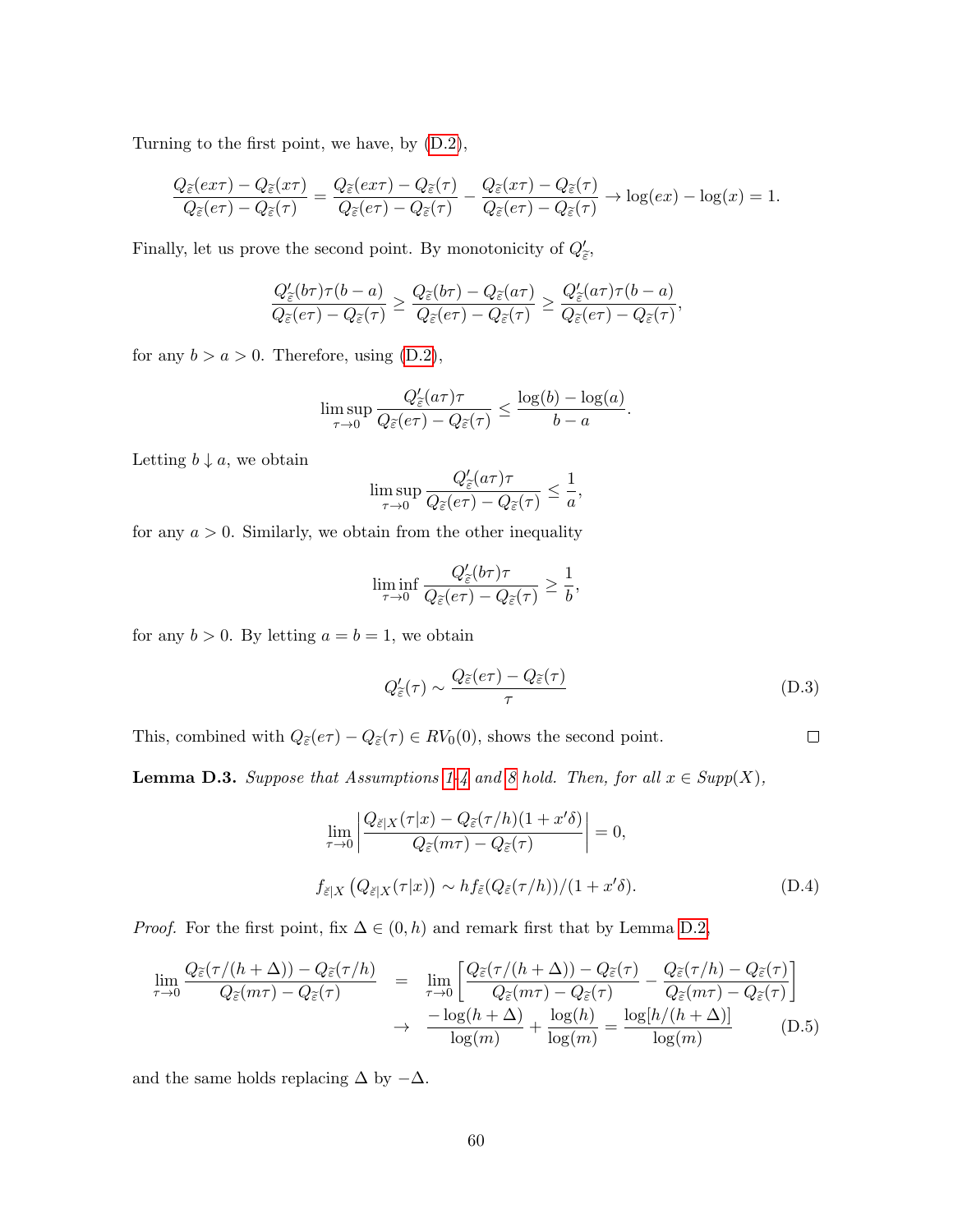Turning to the first point, we have, by (D.2),

$$\frac{Q_{\tilde{\varepsilon}}(ex\tau) - Q_{\tilde{\varepsilon}}(x\tau)}{Q_{\tilde{\varepsilon}}(e\tau) - Q_{\tilde{\varepsilon}}(\tau)} = \frac{Q_{\tilde{\varepsilon}}(ex\tau) - Q_{\tilde{\varepsilon}}(\tau)}{Q_{\tilde{\varepsilon}}(e\tau) - Q_{\tilde{\varepsilon}}(\tau)} - \frac{Q_{\tilde{\varepsilon}}(x\tau) - Q_{\tilde{\varepsilon}}(\tau)}{Q_{\tilde{\varepsilon}}(e\tau) - Q_{\tilde{\varepsilon}}(\tau)} \to \log(ex) - \log(x) = 1.$$

Finally, let us prove the second point. By monotonicity of $Q'_{\tilde{\varepsilon}}$,

$$\frac{Q'_{\tilde{\varepsilon}}(b\tau)\tau(b-a)}{Q_{\tilde{\varepsilon}}(e\tau) - Q_{\tilde{\varepsilon}}(\tau)} \geq \frac{Q_{\tilde{\varepsilon}}(b\tau) - Q_{\tilde{\varepsilon}}(a\tau)}{Q_{\tilde{\varepsilon}}(e\tau) - Q_{\tilde{\varepsilon}}(\tau)} \geq \frac{Q'_{\tilde{\varepsilon}}(a\tau)\tau(b-a)}{Q_{\tilde{\varepsilon}}(e\tau) - Q_{\tilde{\varepsilon}}(\tau)},$$

for any $b > a > 0$. Therefore, using (D.2),

$$\limsup_{\tau \to 0} \frac{Q'_{\tilde{\varepsilon}}(a\tau)\tau}{Q_{\tilde{\varepsilon}}(e\tau) - Q_{\tilde{\varepsilon}}(\tau)} \leq \frac{\log(b) - \log(a)}{b - a}.$$

Letting $b \downarrow a$, we obtain

$$\limsup_{\tau \to 0} \frac{Q'_{\tilde{\varepsilon}}(a\tau)\tau}{Q_{\tilde{\varepsilon}}(e\tau) - Q_{\tilde{\varepsilon}}(\tau)} \leq \frac{1}{a},$$

for any $a > 0$. Similarly, we obtain from the other inequality

$$\liminf_{\tau \to 0} \frac{Q'_{\tilde{\varepsilon}}(b\tau)\tau}{Q_{\tilde{\varepsilon}}(e\tau) - Q_{\tilde{\varepsilon}}(\tau)} \geq \frac{1}{b},$$

for any $b > 0$. By letting $a = b = 1$, we obtain

$$Q'_{\tilde{\varepsilon}}(\tau) \sim \frac{Q_{\tilde{\varepsilon}}(e\tau) - Q_{\tilde{\varepsilon}}(\tau)}{\tau} \tag{D.3}$$

This, combined with $Q_{\tilde{\varepsilon}}(e\tau) - Q_{\tilde{\varepsilon}}(\tau) \in RV_0(0)$, shows the second point. $\square$

**Lemma D.3.** *Suppose that Assumptions 1-4 and 8 hold. Then, for all $x \in Supp(X)$,*

$$\lim_{\tau \to 0} \left| \frac{Q_{\tilde{\varepsilon}|X}(\tau|x) - Q_{\tilde{\varepsilon}}(\tau/h)(1 + x'\delta)}{Q_{\tilde{\varepsilon}}(m\tau) - Q_{\tilde{\varepsilon}}(\tau)} \right| = 0,$$

$$f_{\tilde{\varepsilon}|X}\left(Q_{\tilde{\varepsilon}|X}(\tau|x)\right) \sim h f_{\tilde{\varepsilon}}(Q_{\tilde{\varepsilon}}(\tau/h))/(1 + x'\delta). \tag{D.4}$$

*Proof.* For the first point, fix $\Delta \in (0, h)$ and remark first that by Lemma D.2,

$$\begin{aligned} \lim_{\tau \to 0} \frac{Q_{\tilde{\varepsilon}}(\tau/(h+\Delta)) - Q_{\tilde{\varepsilon}}(\tau/h)}{Q_{\tilde{\varepsilon}}(m\tau) - Q_{\tilde{\varepsilon}}(\tau)} &= \lim_{\tau \to 0} \left[ \frac{Q_{\tilde{\varepsilon}}(\tau/(h+\Delta)) - Q_{\tilde{\varepsilon}}(\tau)}{Q_{\tilde{\varepsilon}}(m\tau) - Q_{\tilde{\varepsilon}}(\tau)} - \frac{Q_{\tilde{\varepsilon}}(\tau/h) - Q_{\tilde{\varepsilon}}(\tau)}{Q_{\tilde{\varepsilon}}(m\tau) - Q_{\tilde{\varepsilon}}(\tau)} \right] \\ &\to \frac{-\log(h+\Delta)}{\log(m)} + \frac{\log(h)}{\log(m)} = \frac{\log[h/(h+\Delta)]}{\log(m)} \end{aligned} \tag{D.5}$$

and the same holds replacing $\Delta$ by $-\Delta$.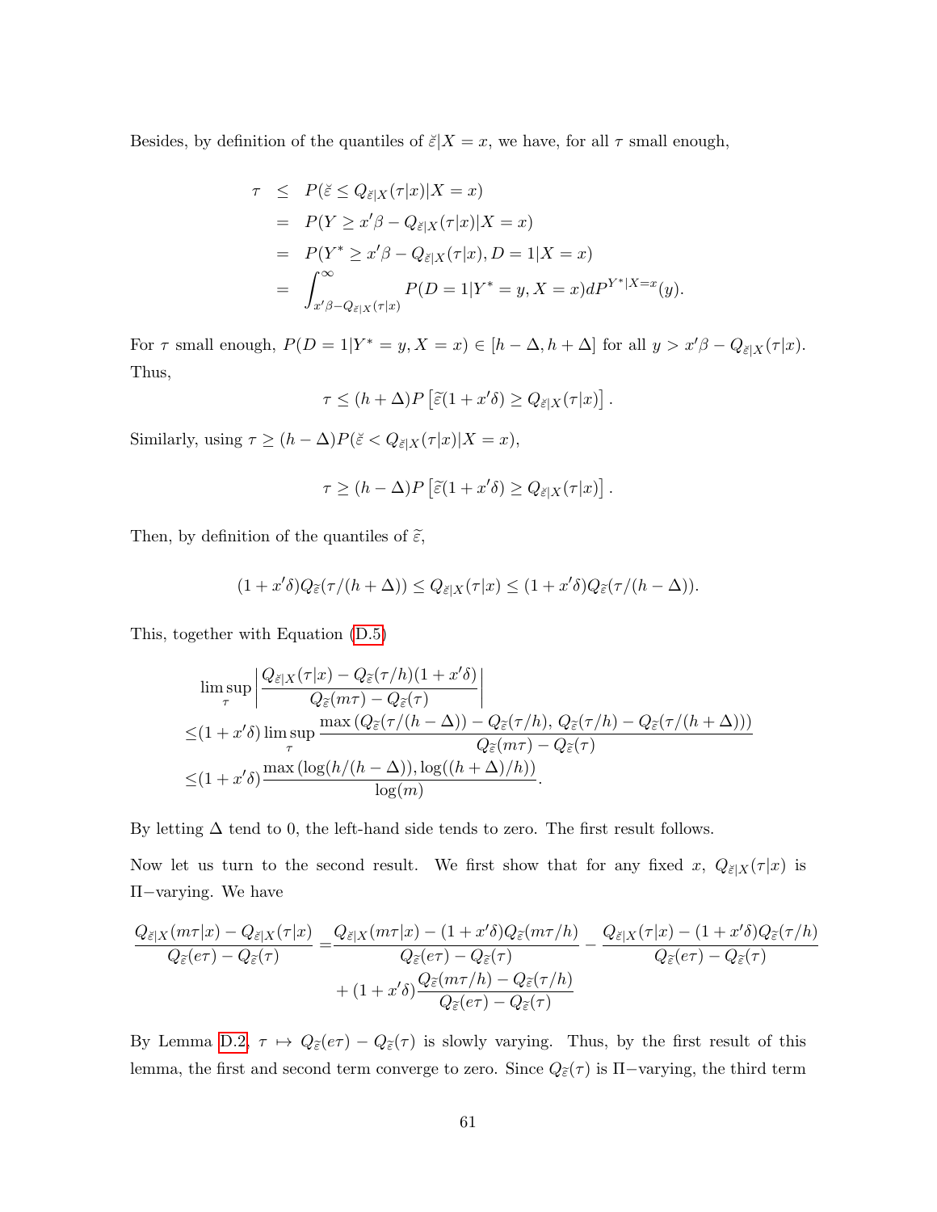Besides, by definition of the quantiles of $\breve{\varepsilon}|X = x$, we have, for all $\tau$ small enough,

$$
\begin{aligned}
\tau &\leq P(\breve{\varepsilon} \leq Q_{\breve{\varepsilon}|X}(\tau|x)|X = x) \\
&= P(Y \geq x'\beta - Q_{\breve{\varepsilon}|X}(\tau|x)|X = x) \\
&= P(Y^* \geq x'\beta - Q_{\breve{\varepsilon}|X}(\tau|x), D = 1|X = x) \\
&= \int_{x'\beta - Q_{\breve{\varepsilon}|X}(\tau|x)}^{\infty} P(D = 1|Y^* = y, X = x) dP^{Y^*|X=x}(y).
\end{aligned}
$$

For $\tau$ small enough, $P(D = 1|Y^* = y, X = x) \in [h - \Delta, h + \Delta]$ for all $y > x'\beta - Q_{\breve{\varepsilon}|X}(\tau|x)$. Thus,

$$
\tau \leq (h + \Delta) P\left[\widetilde{\varepsilon}(1 + x'\delta) \geq Q_{\breve{\varepsilon}|X}(\tau|x)\right].
$$

Similarly, using $\tau \geq (h - \Delta) P(\breve{\varepsilon} < Q_{\breve{\varepsilon}|X}(\tau|x)|X = x)$,

$$
\tau \geq (h - \Delta) P\left[\widetilde{\varepsilon}(1 + x'\delta) \geq Q_{\breve{\varepsilon}|X}(\tau|x)\right].
$$

Then, by definition of the quantiles of $\widetilde{\varepsilon}$,

$$
(1 + x'\delta) Q_{\widetilde{\varepsilon}}(\tau/(h + \Delta)) \leq Q_{\breve{\varepsilon}|X}(\tau|x) \leq (1 + x'\delta) Q_{\widetilde{\varepsilon}}(\tau/(h - \Delta)).
$$

This, together with Equation (D.5)

$$
\begin{aligned}
&\limsup_{\tau} \left| \frac{Q_{\breve{\varepsilon}|X}(\tau|x) - Q_{\widetilde{\varepsilon}}(\tau/h)(1 + x'\delta)}{Q_{\widetilde{\varepsilon}}(m\tau) - Q_{\widetilde{\varepsilon}}(\tau)} \right| \\
\leq& (1 + x'\delta) \limsup_{\tau} \frac{\max\left(Q_{\widetilde{\varepsilon}}(\tau/(h - \Delta)) - Q_{\widetilde{\varepsilon}}(\tau/h),\, Q_{\widetilde{\varepsilon}}(\tau/h) - Q_{\widetilde{\varepsilon}}(\tau/(h + \Delta))\right)}{Q_{\widetilde{\varepsilon}}(m\tau) - Q_{\widetilde{\varepsilon}}(\tau)} \\
\leq& (1 + x'\delta) \frac{\max\left(\log(h/(h - \Delta)), \log((h + \Delta)/h)\right)}{\log(m)}.
\end{aligned}
$$

By letting $\Delta$ tend to 0, the left-hand side tends to zero. The first result follows.

Now let us turn to the second result. We first show that for any fixed $x$, $Q_{\breve{\varepsilon}|X}(\tau|x)$ is $\Pi-$varying. We have

$$
\begin{aligned}
\frac{Q_{\breve{\varepsilon}|X}(m\tau|x) - Q_{\breve{\varepsilon}|X}(\tau|x)}{Q_{\widetilde{\varepsilon}}(e\tau) - Q_{\widetilde{\varepsilon}}(\tau)} =& \frac{Q_{\breve{\varepsilon}|X}(m\tau|x) - (1 + x'\delta) Q_{\widetilde{\varepsilon}}(m\tau/h)}{Q_{\widetilde{\varepsilon}}(e\tau) - Q_{\widetilde{\varepsilon}}(\tau)} - \frac{Q_{\breve{\varepsilon}|X}(\tau|x) - (1 + x'\delta) Q_{\widetilde{\varepsilon}}(\tau/h)}{Q_{\widetilde{\varepsilon}}(e\tau) - Q_{\widetilde{\varepsilon}}(\tau)} \\
&+ (1 + x'\delta) \frac{Q_{\widetilde{\varepsilon}}(m\tau/h) - Q_{\widetilde{\varepsilon}}(\tau/h)}{Q_{\widetilde{\varepsilon}}(e\tau) - Q_{\widetilde{\varepsilon}}(\tau)}
\end{aligned}
$$

By Lemma D.2, $\tau \mapsto Q_{\widetilde{\varepsilon}}(e\tau) - Q_{\widetilde{\varepsilon}}(\tau)$ is slowly varying. Thus, by the first result of this lemma, the first and second term converge to zero. Since $Q_{\widetilde{\varepsilon}}(\tau)$ is $\Pi-$varying, the third term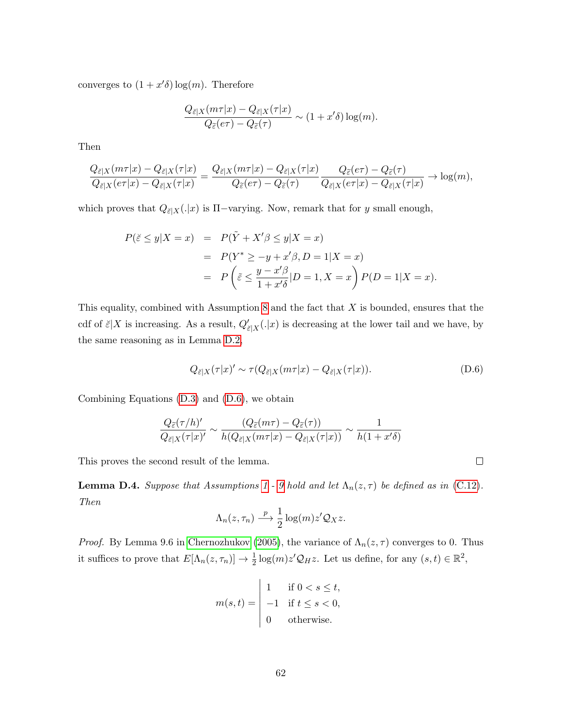converges to $(1 + x'\delta)\log(m)$. Therefore

$$\frac{Q_{\breve{\varepsilon}|X}(m\tau|x) - Q_{\breve{\varepsilon}|X}(\tau|x)}{Q_{\tilde{\varepsilon}}(e\tau) - Q_{\tilde{\varepsilon}}(\tau)} \sim (1 + x'\delta)\log(m).$$

Then

$$\frac{Q_{\breve{\varepsilon}|X}(m\tau|x) - Q_{\breve{\varepsilon}|X}(\tau|x)}{Q_{\breve{\varepsilon}|X}(e\tau|x) - Q_{\breve{\varepsilon}|X}(\tau|x)} = \frac{Q_{\breve{\varepsilon}|X}(m\tau|x) - Q_{\breve{\varepsilon}|X}(\tau|x)}{Q_{\tilde{\varepsilon}}(e\tau) - Q_{\tilde{\varepsilon}}(\tau)} \frac{Q_{\tilde{\varepsilon}}(e\tau) - Q_{\tilde{\varepsilon}}(\tau)}{Q_{\breve{\varepsilon}|X}(e\tau|x) - Q_{\breve{\varepsilon}|X}(\tau|x)} \to \log(m),$$

which proves that $Q_{\breve{\varepsilon}|X}(.|x)$ is $\Pi-$varying. Now, remark that for $y$ small enough,

$$\begin{aligned}
P(\breve{\varepsilon} \leq y|X = x) &= P(\tilde{Y} + X'\beta \leq y|X = x) \\
&= P(Y^* \geq -y + x'\beta, D = 1|X = x) \\
&= P\left(\tilde{\varepsilon} \leq \frac{y - x'\beta}{1 + x'\delta}|D = 1, X = x\right) P(D = 1|X = x).
\end{aligned}$$

This equality, combined with Assumption 8 and the fact that $X$ is bounded, ensures that the cdf of $\breve{\varepsilon}|X$ is increasing. As a result, $Q'_{\breve{\varepsilon}|X}(.|x)$ is decreasing at the lower tail and we have, by the same reasoning as in Lemma D.2,

$$Q_{\breve{\varepsilon}|X}(\tau|x)' \sim \tau(Q_{\breve{\varepsilon}|X}(m\tau|x) - Q_{\breve{\varepsilon}|X}(\tau|x)). \tag{D.6}$$

Combining Equations (D.3) and (D.6), we obtain

$$\frac{Q_{\tilde{\varepsilon}}(\tau/h)'}{Q_{\breve{\varepsilon}|X}(\tau|x)'} \sim \frac{(Q_{\tilde{\varepsilon}}(m\tau) - Q_{\tilde{\varepsilon}}(\tau))}{h(Q_{\breve{\varepsilon}|X}(m\tau|x) - Q_{\breve{\varepsilon}|X}(\tau|x))} \sim \frac{1}{h(1 + x'\delta)}$$

This proves the second result of the lemma. $\square$

**Lemma D.4.** *Suppose that Assumptions 1 - 9 hold and let $\Lambda_n(z, \tau)$ be defined as in (C.12). Then*

$$\Lambda_n(z, \tau_n) \xrightarrow{p} \frac{1}{2}\log(m)z'\mathcal{Q}_X z.$$

*Proof.* By Lemma 9.6 in Chernozhukov (2005), the variance of $\Lambda_n(z, \tau)$ converges to 0. Thus it suffices to prove that $E[\Lambda_n(z, \tau_n)] \to \frac{1}{2}\log(m)z'\mathcal{Q}_H z$. Let us define, for any $(s, t) \in \mathbb{R}^2$,

$$m(s, t) = \left| \begin{array}{ll} 1 & \text{if } 0 < s \leq t, \\ -1 & \text{if } t \leq s < 0, \\ 0 & \text{otherwise.} \end{array} \right.$$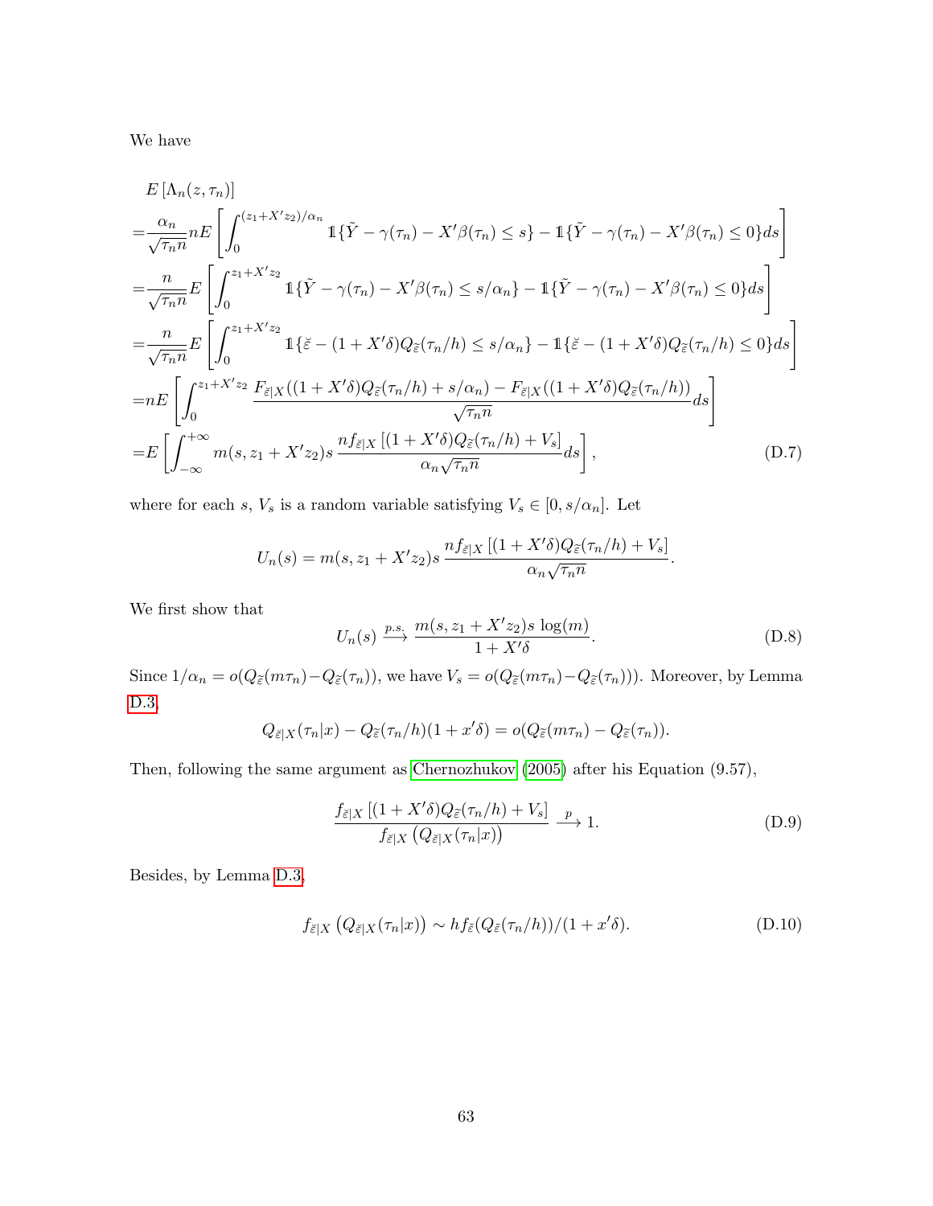We have

$$
\begin{aligned}
&E\left[\Lambda_n(z,\tau_n)\right] \\
=&\frac{\alpha_n}{\sqrt{\tau_n n}} n E\left[\int_0^{(z_1+X'z_2)/\alpha_n} \mathbb{1}\{\tilde{Y}-\gamma(\tau_n)-X'\beta(\tau_n)\le s\}-\mathbb{1}\{\tilde{Y}-\gamma(\tau_n)-X'\beta(\tau_n)\le 0\}ds\right] \\
=&\frac{n}{\sqrt{\tau_n n}} E\left[\int_0^{z_1+X'z_2} \mathbb{1}\{\tilde{Y}-\gamma(\tau_n)-X'\beta(\tau_n)\le s/\alpha_n\}-\mathbb{1}\{\tilde{Y}-\gamma(\tau_n)-X'\beta(\tau_n)\le 0\}ds\right] \\
=&\frac{n}{\sqrt{\tau_n n}} E\left[\int_0^{z_1+X'z_2} \mathbb{1}\{\breve{\varepsilon}-(1+X'\delta)Q_{\widetilde{\varepsilon}}(\tau_n/h)\le s/\alpha_n\}-\mathbb{1}\{\breve{\varepsilon}-(1+X'\delta)Q_{\widetilde{\varepsilon}}(\tau_n/h)\le 0\}ds\right] \\
=&nE\left[\int_0^{z_1+X'z_2} \frac{F_{\breve{\varepsilon}|X}((1+X'\delta)Q_{\widetilde{\varepsilon}}(\tau_n/h)+s/\alpha_n)-F_{\breve{\varepsilon}|X}((1+X'\delta)Q_{\widetilde{\varepsilon}}(\tau_n/h))}{\sqrt{\tau_n n}}ds\right] \\
=&E\left[\int_{-\infty}^{+\infty} m(s,z_1+X'z_2)s\,\frac{nf_{\breve{\varepsilon}|X}\left[(1+X'\delta)Q_{\widetilde{\varepsilon}}(\tau_n/h)+V_s\right]}{\alpha_n\sqrt{\tau_n n}}ds\right],
\end{aligned}
\tag{D.7}
$$

where for each $s$, $V_s$ is a random variable satisfying $V_s\in[0,s/\alpha_n]$. Let

$$
U_n(s)=m(s,z_1+X'z_2)s\,\frac{nf_{\breve{\varepsilon}|X}\left[(1+X'\delta)Q_{\widetilde{\varepsilon}}(\tau_n/h)+V_s\right]}{\alpha_n\sqrt{\tau_n n}}.
$$

We first show that

$$
U_n(s)\xrightarrow{p.s.}\frac{m(s,z_1+X'z_2)s\,\log(m)}{1+X'\delta}. \tag{D.8}
$$

Since $1/\alpha_n=o(Q_{\widetilde{\varepsilon}}(m\tau_n)-Q_{\widetilde{\varepsilon}}(\tau_n))$, we have $V_s=o(Q_{\widetilde{\varepsilon}}(m\tau_n)-Q_{\widetilde{\varepsilon}}(\tau_n)))$. Moreover, by Lemma D.3,

$$
Q_{\breve{\varepsilon}|X}(\tau_n|x)-Q_{\widetilde{\varepsilon}}(\tau_n/h)(1+x'\delta)=o(Q_{\widetilde{\varepsilon}}(m\tau_n)-Q_{\widetilde{\varepsilon}}(\tau_n)).
$$

Then, following the same argument as Chernozhukov (2005) after his Equation (9.57),

$$
\frac{f_{\breve{\varepsilon}|X}\left[(1+X'\delta)Q_{\widetilde{\varepsilon}}(\tau_n/h)+V_s\right]}{f_{\breve{\varepsilon}|X}\left(Q_{\breve{\varepsilon}|X}(\tau_n|x)\right)}\xrightarrow{p}1. \tag{D.9}
$$

Besides, by Lemma D.3,

$$
f_{\breve{\varepsilon}|X}\left(Q_{\breve{\varepsilon}|X}(\tau_n|x)\right)\sim hf_{\tilde{\varepsilon}}(Q_{\tilde{\varepsilon}}(\tau_n/h))/(1+x'\delta). \tag{D.10}
$$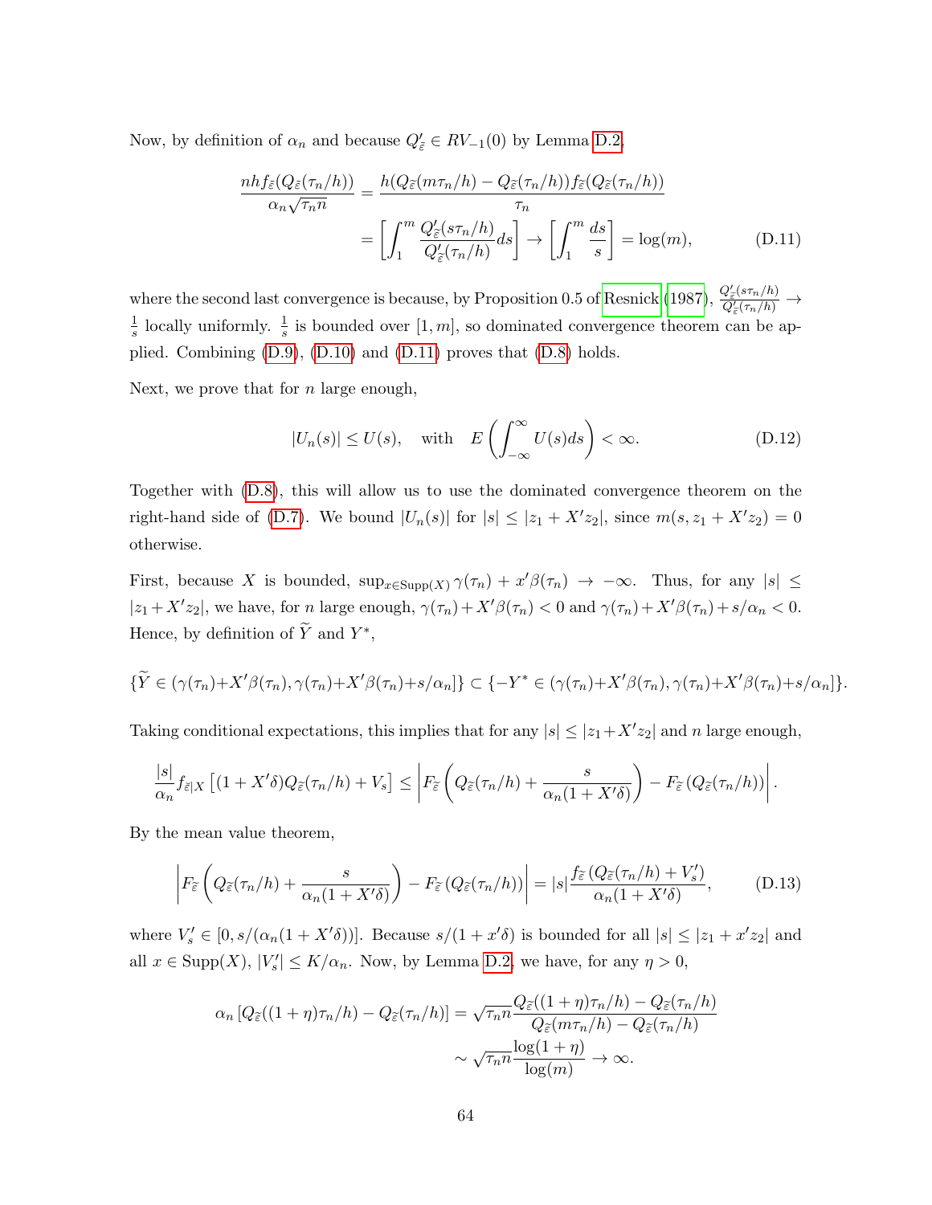Now, by definition of $\alpha_n$ and because $Q'_{\widetilde{\varepsilon}} \in RV_{-1}(0)$ by Lemma D.2,

$$\frac{nhf_{\widetilde{\varepsilon}}(Q_{\widetilde{\varepsilon}}(\tau_n/h))}{\alpha_n\sqrt{\tau_n n}} = \frac{h(Q_{\widetilde{\varepsilon}}(m\tau_n/h) - Q_{\widetilde{\varepsilon}}(\tau_n/h))f_{\widetilde{\varepsilon}}(Q_{\widetilde{\varepsilon}}(\tau_n/h))}{\tau_n}$$
$$= \left[\int_1^m \frac{Q'_{\widetilde{\varepsilon}}(s\tau_n/h)}{Q'_{\widetilde{\varepsilon}}(\tau_n/h)}ds\right] \to \left[\int_1^m \frac{ds}{s}\right] = \log(m), \tag{D.11}$$

where the second last convergence is because, by Proposition 0.5 of Resnick (1987), $\frac{Q'_{\widetilde{\varepsilon}}(s\tau_n/h)}{Q'_{\widetilde{\varepsilon}}(\tau_n/h)} \to \frac{1}{s}$ locally uniformly. $\frac{1}{s}$ is bounded over $[1, m]$, so dominated convergence theorem can be applied. Combining (D.9), (D.10) and (D.11) proves that (D.8) holds.

Next, we prove that for $n$ large enough,

$$|U_n(s)| \leq U(s), \quad \text{with} \quad E\left(\int_{-\infty}^{\infty} U(s)ds\right) < \infty. \tag{D.12}$$

Together with (D.8), this will allow us to use the dominated convergence theorem on the right-hand side of (D.7). We bound $|U_n(s)|$ for $|s| \leq |z_1 + X'z_2|$, since $m(s, z_1 + X'z_2) = 0$ otherwise.

First, because $X$ is bounded, $\sup_{x\in \text{Supp}(X)} \gamma(\tau_n) + x'\beta(\tau_n) \to -\infty$. Thus, for any $|s| \leq |z_1 + X'z_2|$, we have, for $n$ large enough, $\gamma(\tau_n) + X'\beta(\tau_n) < 0$ and $\gamma(\tau_n) + X'\beta(\tau_n) + s/\alpha_n < 0$. Hence, by definition of $\widetilde{Y}$ and $Y^*$,

$$\{\widetilde{Y} \in (\gamma(\tau_n)+X'\beta(\tau_n), \gamma(\tau_n)+X'\beta(\tau_n)+s/\alpha_n]\} \subset \{-Y^* \in (\gamma(\tau_n)+X'\beta(\tau_n), \gamma(\tau_n)+X'\beta(\tau_n)+s/\alpha_n]\}.$$

Taking conditional expectations, this implies that for any $|s| \leq |z_1+X'z_2|$ and $n$ large enough,

$$\frac{|s|}{\alpha_n} f_{\check{\varepsilon}|X}\left[(1 + X'\delta)Q_{\widetilde{\varepsilon}}(\tau_n/h) + V_s\right] \leq \left|F_{\widetilde{\varepsilon}}\left(Q_{\widetilde{\varepsilon}}(\tau_n/h) + \frac{s}{\alpha_n(1 + X'\delta)}\right) - F_{\widetilde{\varepsilon}}\left(Q_{\widetilde{\varepsilon}}(\tau_n/h)\right)\right|.$$

By the mean value theorem,

$$\left|F_{\widetilde{\varepsilon}}\left(Q_{\widetilde{\varepsilon}}(\tau_n/h) + \frac{s}{\alpha_n(1 + X'\delta)}\right) - F_{\widetilde{\varepsilon}}\left(Q_{\widetilde{\varepsilon}}(\tau_n/h)\right)\right| = |s|\frac{f_{\widetilde{\varepsilon}}\left(Q_{\widetilde{\varepsilon}}(\tau_n/h) + V'_s\right)}{\alpha_n(1 + X'\delta)}, \tag{D.13}$$

where $V'_s \in [0, s/(\alpha_n(1 + X'\delta))]$. Because $s/(1 + x'\delta)$ is bounded for all $|s| \leq |z_1 + x'z_2|$ and all $x \in \text{Supp}(X)$, $|V'_s| \leq K/\alpha_n$. Now, by Lemma D.2, we have, for any $\eta > 0$,

$$\alpha_n\left[Q_{\widetilde{\varepsilon}}((1 + \eta)\tau_n/h) - Q_{\widetilde{\varepsilon}}(\tau_n/h)\right] = \sqrt{\tau_n n}\frac{Q_{\widetilde{\varepsilon}}((1 + \eta)\tau_n/h) - Q_{\widetilde{\varepsilon}}(\tau_n/h)}{Q_{\widetilde{\varepsilon}}(m\tau_n/h) - Q_{\widetilde{\varepsilon}}(\tau_n/h)}$$
$$\sim \sqrt{\tau_n n}\frac{\log(1 + \eta)}{\log(m)} \to \infty.$$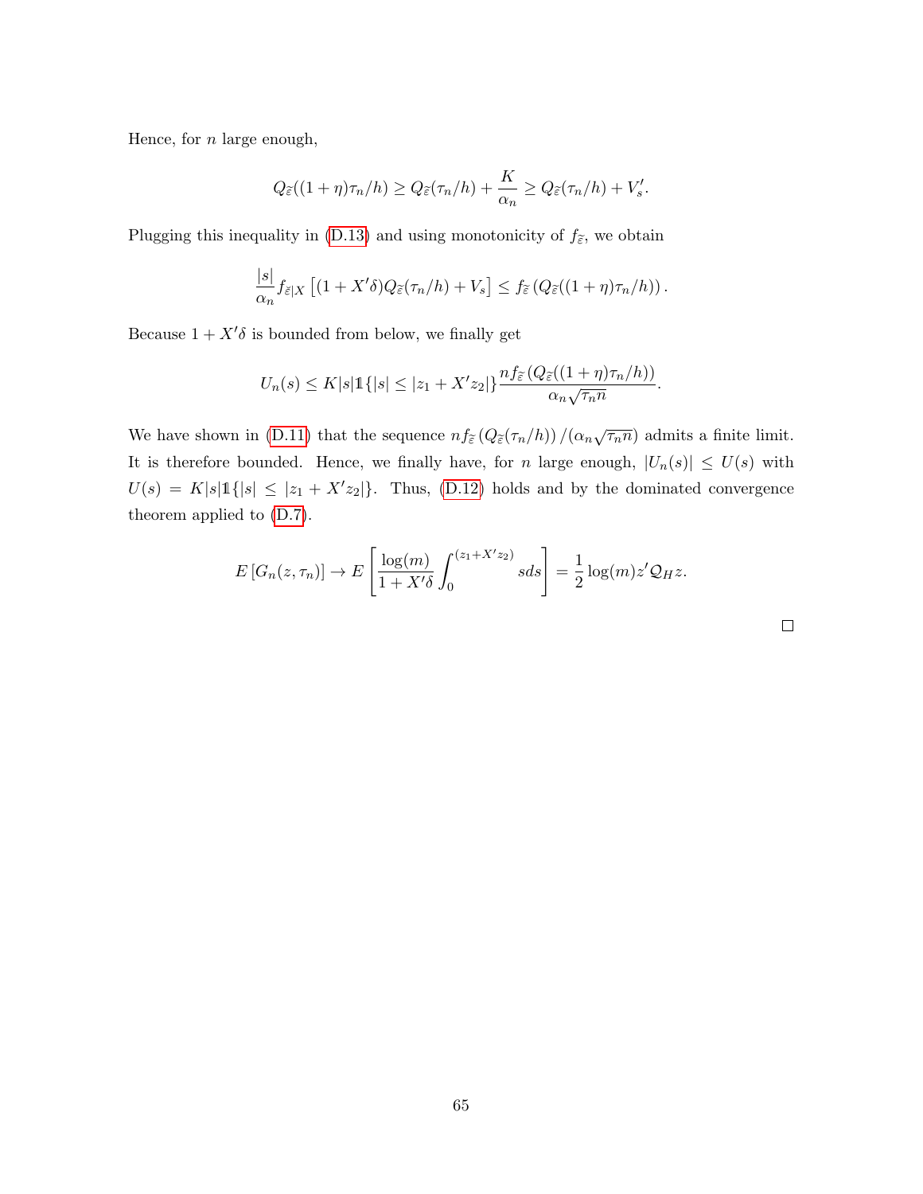Hence, for $n$ large enough,

$$Q_{\widetilde{\varepsilon}}((1+\eta)\tau_n/h) \geq Q_{\widetilde{\varepsilon}}(\tau_n/h) + \frac{K}{\alpha_n} \geq Q_{\widetilde{\varepsilon}}(\tau_n/h) + V_s'.$$

Plugging this inequality in (D.13) and using monotonicity of $f_{\widetilde{\varepsilon}}$, we obtain

$$\frac{|s|}{\alpha_n} f_{\widetilde{\varepsilon}|X}\left[(1+X'\delta)Q_{\widetilde{\varepsilon}}(\tau_n/h) + V_s\right] \leq f_{\widetilde{\varepsilon}}\left(Q_{\widetilde{\varepsilon}}((1+\eta)\tau_n/h)\right).$$

Because $1 + X'\delta$ is bounded from below, we finally get

$$U_n(s) \leq K|s|\mathbb{1}\{|s| \leq |z_1 + X'z_2|\}\frac{nf_{\widetilde{\varepsilon}}\left(Q_{\widetilde{\varepsilon}}((1+\eta)\tau_n/h)\right)}{\alpha_n\sqrt{\tau_n n}}.$$

We have shown in (D.11) that the sequence $nf_{\widetilde{\varepsilon}}\left(Q_{\widetilde{\varepsilon}}(\tau_n/h)\right)/(\alpha_n\sqrt{\tau_n n})$ admits a finite limit. It is therefore bounded. Hence, we finally have, for $n$ large enough, $|U_n(s)| \leq U(s)$ with $U(s) = K|s|\mathbb{1}\{|s| \leq |z_1 + X'z_2|\}$. Thus, (D.12) holds and by the dominated convergence theorem applied to (D.7).

$$E\left[G_n(z,\tau_n)\right] \to E\left[\frac{\log(m)}{1+X'\delta}\int_0^{(z_1+X'z_2)} sds\right] = \frac{1}{2}\log(m)z'\mathcal{Q}_H z.$$

□